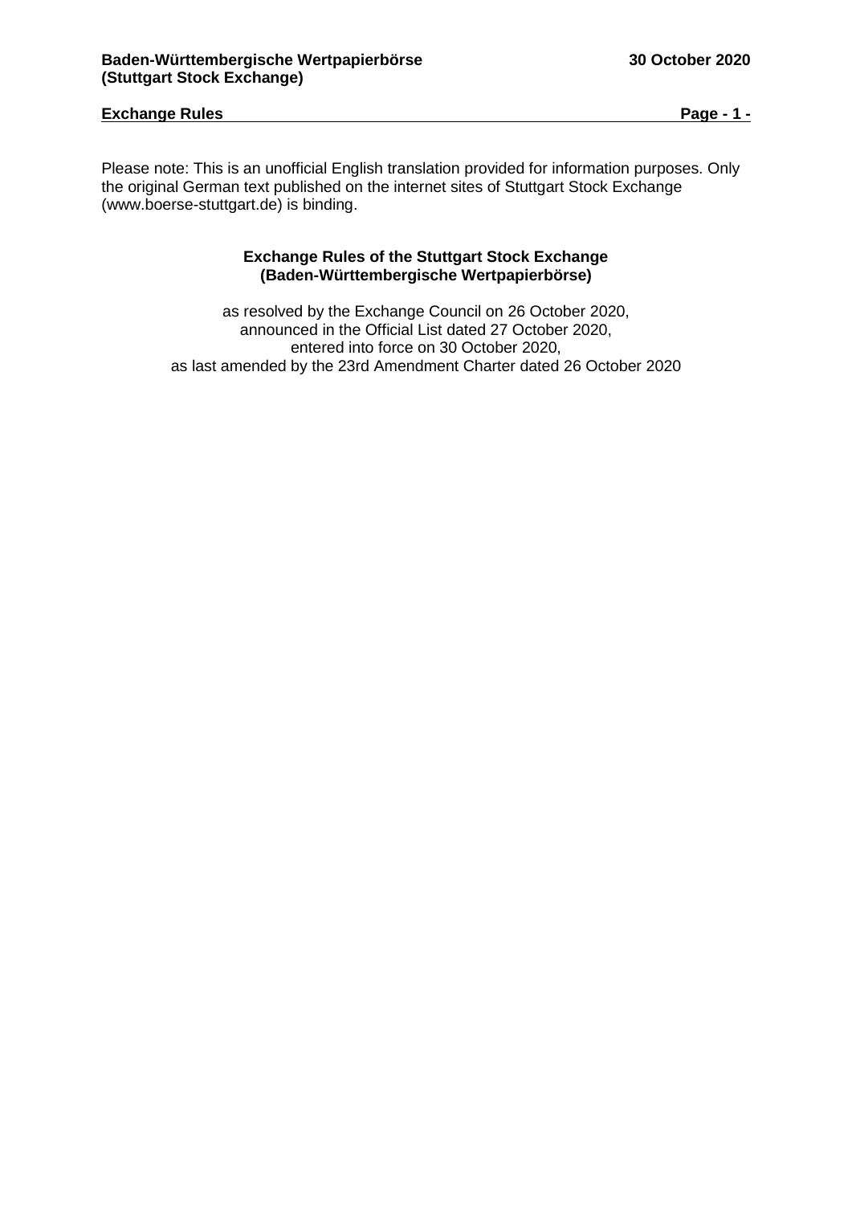Please note: This is an unofficial English translation provided for information purposes. Only the original German text published on the internet sites of Stuttgart Stock Exchange (www.boerse-stuttgart.de) is binding.

# Exchange Rules of the Stuttgart Stock Exchange (Baden-Württembergische Wertpapierbörse)

as resolved by the Exchange Council on 26 October 2020,
announced in the Official List dated 27 October 2020,
entered into force on 30 October 2020,
as last amended by the 23rd Amendment Charter dated 26 October 2020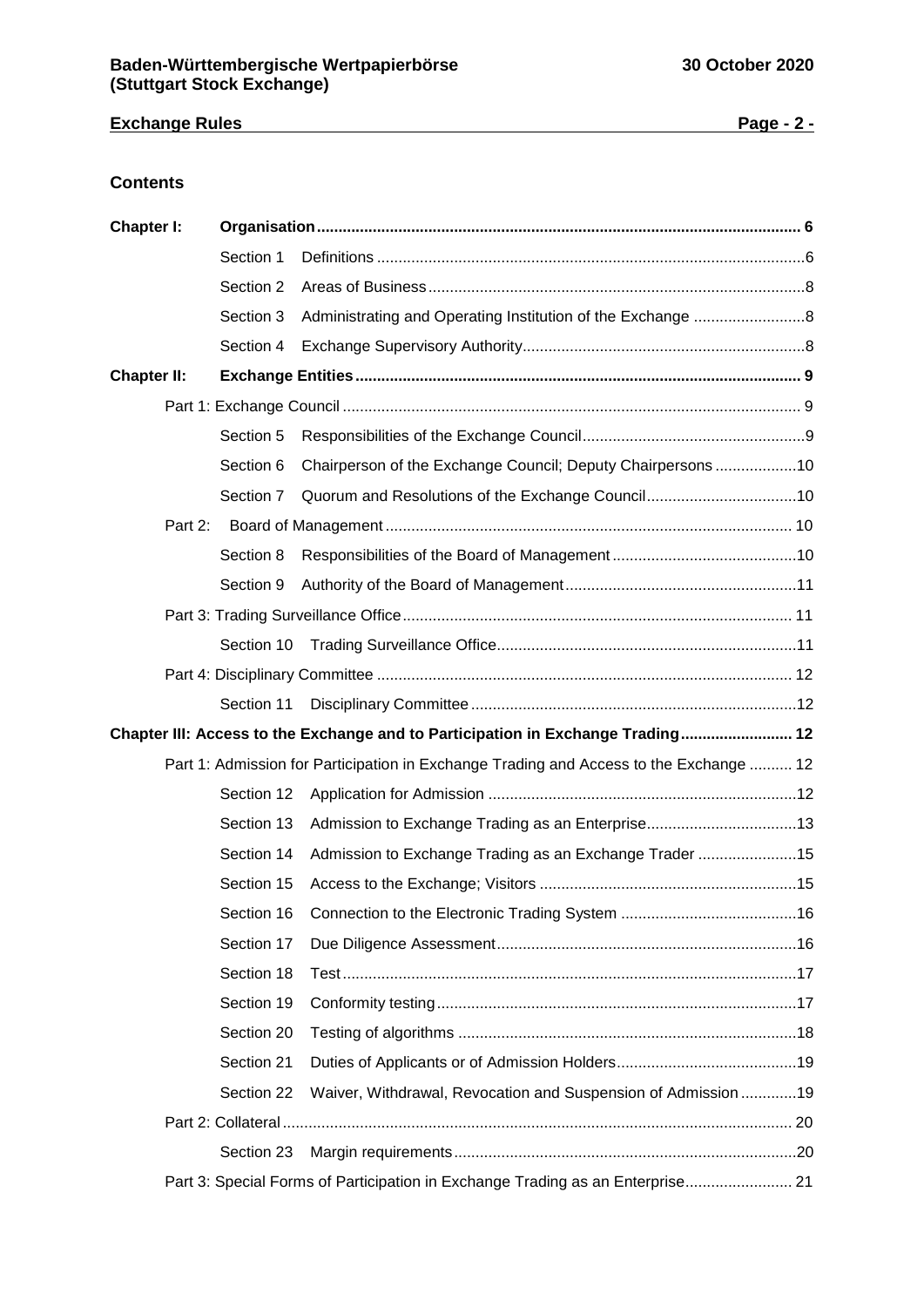## Contents

| | | | |
|---|---|---|---|
| **Chapter I:** | **Organisation** | | **6** |
| | Section 1 | Definitions | 6 |
| | Section 2 | Areas of Business | 8 |
| | Section 3 | Administrating and Operating Institution of the Exchange | 8 |
| | Section 4 | Exchange Supervisory Authority | 8 |
| **Chapter II:** | **Exchange Entities** | | **9** |
| Part 1: Exchange Council | | | 9 |
| | Section 5 | Responsibilities of the Exchange Council | 9 |
| | Section 6 | Chairperson of the Exchange Council; Deputy Chairpersons | 10 |
| | Section 7 | Quorum and Resolutions of the Exchange Council | 10 |
| Part 2: | Board of Management | | 10 |
| | Section 8 | Responsibilities of the Board of Management | 10 |
| | Section 9 | Authority of the Board of Management | 11 |
| Part 3: Trading Surveillance Office | | | 11 |
| | Section 10 | Trading Surveillance Office | 11 |
| Part 4: Disciplinary Committee | | | 12 |
| | Section 11 | Disciplinary Committee | 12 |
| **Chapter III: Access to the Exchange and to Participation in Exchange Trading** | | | **12** |
| Part 1: Admission for Participation in Exchange Trading and Access to the Exchange | | | 12 |
| | Section 12 | Application for Admission | 12 |
| | Section 13 | Admission to Exchange Trading as an Enterprise | 13 |
| | Section 14 | Admission to Exchange Trading as an Exchange Trader | 15 |
| | Section 15 | Access to the Exchange; Visitors | 15 |
| | Section 16 | Connection to the Electronic Trading System | 16 |
| | Section 17 | Due Diligence Assessment | 16 |
| | Section 18 | Test | 17 |
| | Section 19 | Conformity testing | 17 |
| | Section 20 | Testing of algorithms | 18 |
| | Section 21 | Duties of Applicants or of Admission Holders | 19 |
| | Section 22 | Waiver, Withdrawal, Revocation and Suspension of Admission | 19 |
| Part 2: Collateral | | | 20 |
| | Section 23 | Margin requirements | 20 |
| Part 3: Special Forms of Participation in Exchange Trading as an Enterprise | | | 21 |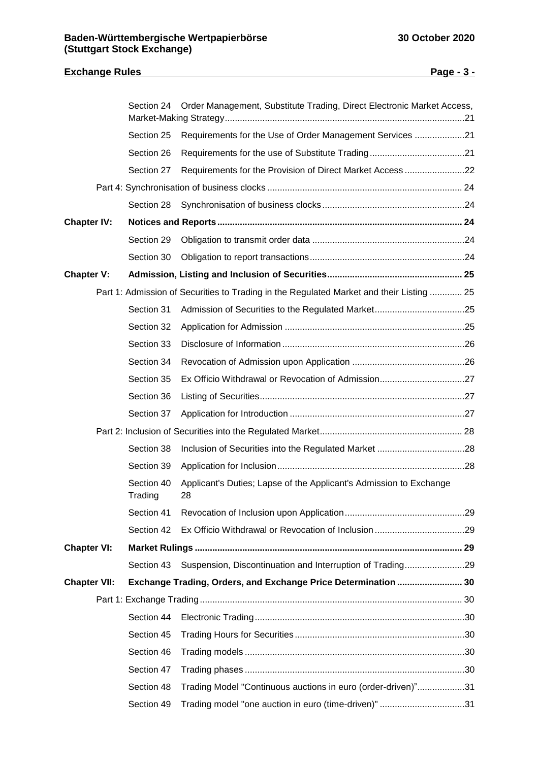| | | |
|---|---|---|
| | Section 24 Order Management, Substitute Trading, Direct Electronic Market Access, Market-Making Strategy | 21 |
| | Section 25 Requirements for the Use of Order Management Services | 21 |
| | Section 26 Requirements for the use of Substitute Trading | 21 |
| | Section 27 Requirements for the Provision of Direct Market Access | 22 |
| | Part 4: Synchronisation of business clocks | 24 |
| | Section 28 Synchronisation of business clocks | 24 |
| **Chapter IV:** | **Notices and Reports** | **24** |
| | Section 29 Obligation to transmit order data | 24 |
| | Section 30 Obligation to report transactions | 24 |
| **Chapter V:** | **Admission, Listing and Inclusion of Securities** | **25** |
| | Part 1: Admission of Securities to Trading in the Regulated Market and their Listing | 25 |
| | Section 31 Admission of Securities to the Regulated Market | 25 |
| | Section 32 Application for Admission | 25 |
| | Section 33 Disclosure of Information | 26 |
| | Section 34 Revocation of Admission upon Application | 26 |
| | Section 35 Ex Officio Withdrawal or Revocation of Admission | 27 |
| | Section 36 Listing of Securities | 27 |
| | Section 37 Application for Introduction | 27 |
| | Part 2: Inclusion of Securities into the Regulated Market | 28 |
| | Section 38 Inclusion of Securities into the Regulated Market | 28 |
| | Section 39 Application for Inclusion | 28 |
| | Section 40 Applicant's Duties; Lapse of the Applicant's Admission to Exchange Trading | 28 |
| | Section 41 Revocation of Inclusion upon Application | 29 |
| | Section 42 Ex Officio Withdrawal or Revocation of Inclusion | 29 |
| **Chapter VI:** | **Market Rulings** | **29** |
| | Section 43 Suspension, Discontinuation and Interruption of Trading | 29 |
| **Chapter VII:** | **Exchange Trading, Orders, and Exchange Price Determination** | **30** |
| | Part 1: Exchange Trading | 30 |
| | Section 44 Electronic Trading | 30 |
| | Section 45 Trading Hours for Securities | 30 |
| | Section 46 Trading models | 30 |
| | Section 47 Trading phases | 30 |
| | Section 48 Trading Model "Continuous auctions in euro (order-driven)" | 31 |
| | Section 49 Trading model "one auction in euro (time-driven)" | 31 |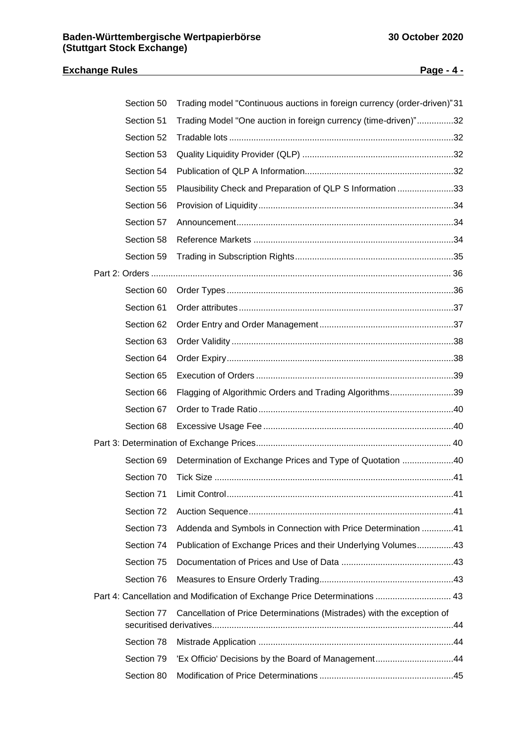| | |
|---|---|
| Section 50 | Trading model "Continuous auctions in foreign currency (order-driven)" 31 |
| Section 51 | Trading Model "One auction in foreign currency (time-driven)" 32 |
| Section 52 | Tradable lots 32 |
| Section 53 | Quality Liquidity Provider (QLP) 32 |
| Section 54 | Publication of QLP A Information 32 |
| Section 55 | Plausibility Check and Preparation of QLP S Information 33 |
| Section 56 | Provision of Liquidity 34 |
| Section 57 | Announcement 34 |
| Section 58 | Reference Markets 34 |
| Section 59 | Trading in Subscription Rights 35 |

Part 2: Orders 36

| | |
|---|---|
| Section 60 | Order Types 36 |
| Section 61 | Order attributes 37 |
| Section 62 | Order Entry and Order Management 37 |
| Section 63 | Order Validity 38 |
| Section 64 | Order Expiry 38 |
| Section 65 | Execution of Orders 39 |
| Section 66 | Flagging of Algorithmic Orders and Trading Algorithms 39 |
| Section 67 | Order to Trade Ratio 40 |
| Section 68 | Excessive Usage Fee 40 |

Part 3: Determination of Exchange Prices 40

| | |
|---|---|
| Section 69 | Determination of Exchange Prices and Type of Quotation 40 |
| Section 70 | Tick Size 41 |
| Section 71 | Limit Control 41 |
| Section 72 | Auction Sequence 41 |
| Section 73 | Addenda and Symbols in Connection with Price Determination 41 |
| Section 74 | Publication of Exchange Prices and their Underlying Volumes 43 |
| Section 75 | Documentation of Prices and Use of Data 43 |
| Section 76 | Measures to Ensure Orderly Trading 43 |

Part 4: Cancellation and Modification of Exchange Price Determinations 43

| | |
|---|---|
| Section 77 | Cancellation of Price Determinations (Mistrades) with the exception of securitised derivatives 44 |
| Section 78 | Mistrade Application 44 |
| Section 79 | 'Ex Officio' Decisions by the Board of Management 44 |
| Section 80 | Modification of Price Determinations 45 |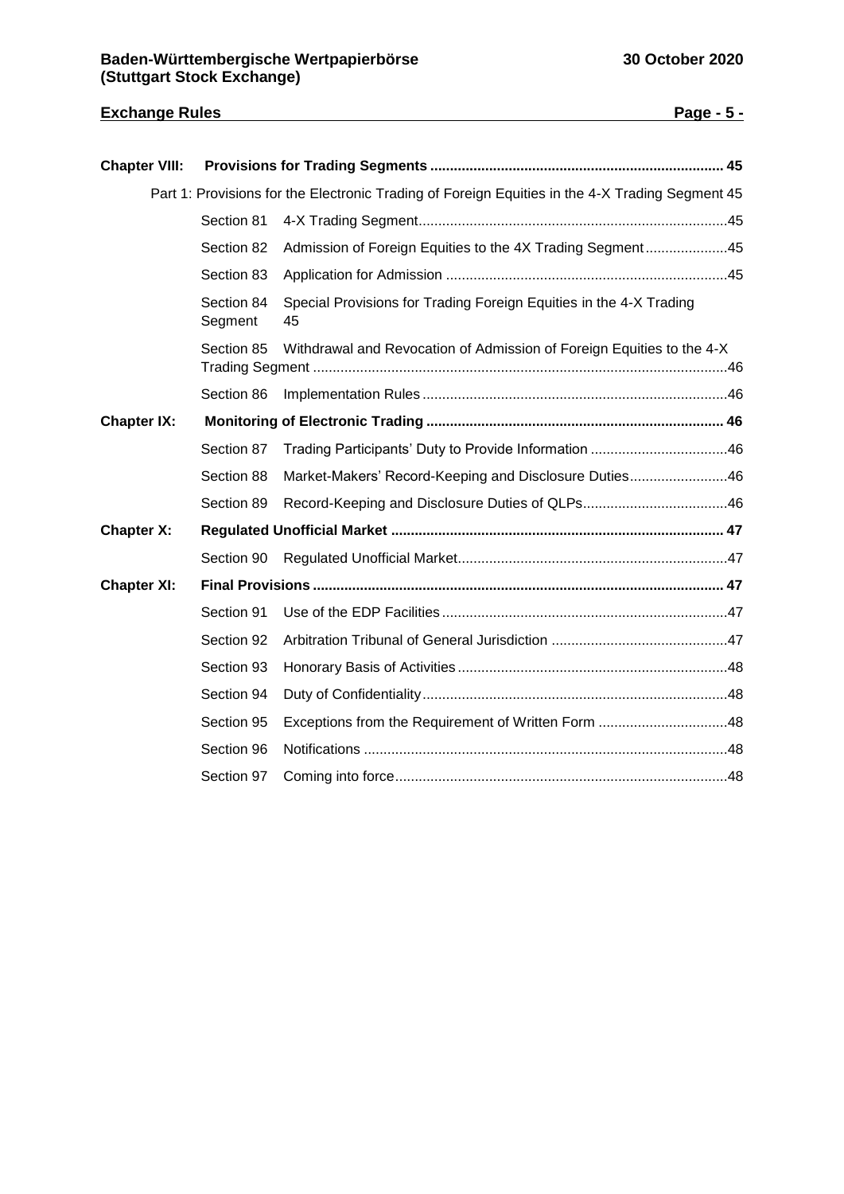| | | |
|---|---|---|
| **Chapter VIII:** | **Provisions for Trading Segments** | **45** |
| | Part 1: Provisions for the Electronic Trading of Foreign Equities in the 4-X Trading Segment | 45 |
| | Section 81 4-X Trading Segment | 45 |
| | Section 82 Admission of Foreign Equities to the 4X Trading Segment | 45 |
| | Section 83 Application for Admission | 45 |
| | Section 84 Special Provisions for Trading Foreign Equities in the 4-X Trading Segment | 45 |
| | Section 85 Withdrawal and Revocation of Admission of Foreign Equities to the 4-X Trading Segment | 46 |
| | Section 86 Implementation Rules | 46 |
| **Chapter IX:** | **Monitoring of Electronic Trading** | **46** |
| | Section 87 Trading Participants' Duty to Provide Information | 46 |
| | Section 88 Market-Makers' Record-Keeping and Disclosure Duties | 46 |
| | Section 89 Record-Keeping and Disclosure Duties of QLPs | 46 |
| **Chapter X:** | **Regulated Unofficial Market** | **47** |
| | Section 90 Regulated Unofficial Market | 47 |
| **Chapter XI:** | **Final Provisions** | **47** |
| | Section 91 Use of the EDP Facilities | 47 |
| | Section 92 Arbitration Tribunal of General Jurisdiction | 47 |
| | Section 93 Honorary Basis of Activities | 48 |
| | Section 94 Duty of Confidentiality | 48 |
| | Section 95 Exceptions from the Requirement of Written Form | 48 |
| | Section 96 Notifications | 48 |
| | Section 97 Coming into force | 48 |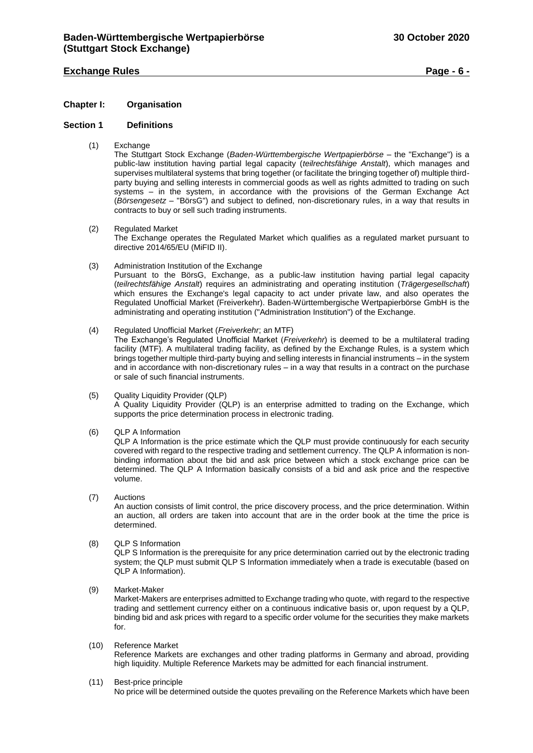## Chapter I: Organisation

### Section 1 Definitions

(1) Exchange
The Stuttgart Stock Exchange (*Baden-Württembergische Wertpapierbörse* – the "Exchange") is a public-law institution having partial legal capacity (*teilrechtsfähige Anstalt*), which manages and supervises multilateral systems that bring together (or facilitate the bringing together of) multiple third-party buying and selling interests in commercial goods as well as rights admitted to trading on such systems – in the system, in accordance with the provisions of the German Exchange Act (*Börsengesetz* – "BörsG") and subject to defined, non-discretionary rules, in a way that results in contracts to buy or sell such trading instruments.

(2) Regulated Market
The Exchange operates the Regulated Market which qualifies as a regulated market pursuant to directive 2014/65/EU (MiFID II).

(3) Administration Institution of the Exchange
Pursuant to the BörsG, Exchange, as a public-law institution having partial legal capacity (*teilrechtsfähige Anstalt*) requires an administrating and operating institution (*Trägergesellschaft*) which ensures the Exchange's legal capacity to act under private law, and also operates the Regulated Unofficial Market (Freiverkehr). Baden-Württembergische Wertpapierbörse GmbH is the administrating and operating institution ("Administration Institution") of the Exchange.

(4) Regulated Unofficial Market (*Freiverkehr*; an MTF)
The Exchange's Regulated Unofficial Market (*Freiverkehr*) is deemed to be a multilateral trading facility (MTF). A multilateral trading facility, as defined by the Exchange Rules, is a system which brings together multiple third-party buying and selling interests in financial instruments – in the system and in accordance with non-discretionary rules – in a way that results in a contract on the purchase or sale of such financial instruments.

(5) Quality Liquidity Provider (QLP)
A Quality Liquidity Provider (QLP) is an enterprise admitted to trading on the Exchange, which supports the price determination process in electronic trading.

(6) QLP A Information
QLP A Information is the price estimate which the QLP must provide continuously for each security covered with regard to the respective trading and settlement currency. The QLP A information is non-binding information about the bid and ask price between which a stock exchange price can be determined. The QLP A Information basically consists of a bid and ask price and the respective volume.

(7) Auctions
An auction consists of limit control, the price discovery process, and the price determination. Within an auction, all orders are taken into account that are in the order book at the time the price is determined.

(8) QLP S Information
QLP S Information is the prerequisite for any price determination carried out by the electronic trading system; the QLP must submit QLP S Information immediately when a trade is executable (based on QLP A Information).

(9) Market-Maker
Market-Makers are enterprises admitted to Exchange trading who quote, with regard to the respective trading and settlement currency either on a continuous indicative basis or, upon request by a QLP, binding bid and ask prices with regard to a specific order volume for the securities they make markets for.

(10) Reference Market
Reference Markets are exchanges and other trading platforms in Germany and abroad, providing high liquidity. Multiple Reference Markets may be admitted for each financial instrument.

(11) Best-price principle
No price will be determined outside the quotes prevailing on the Reference Markets which have been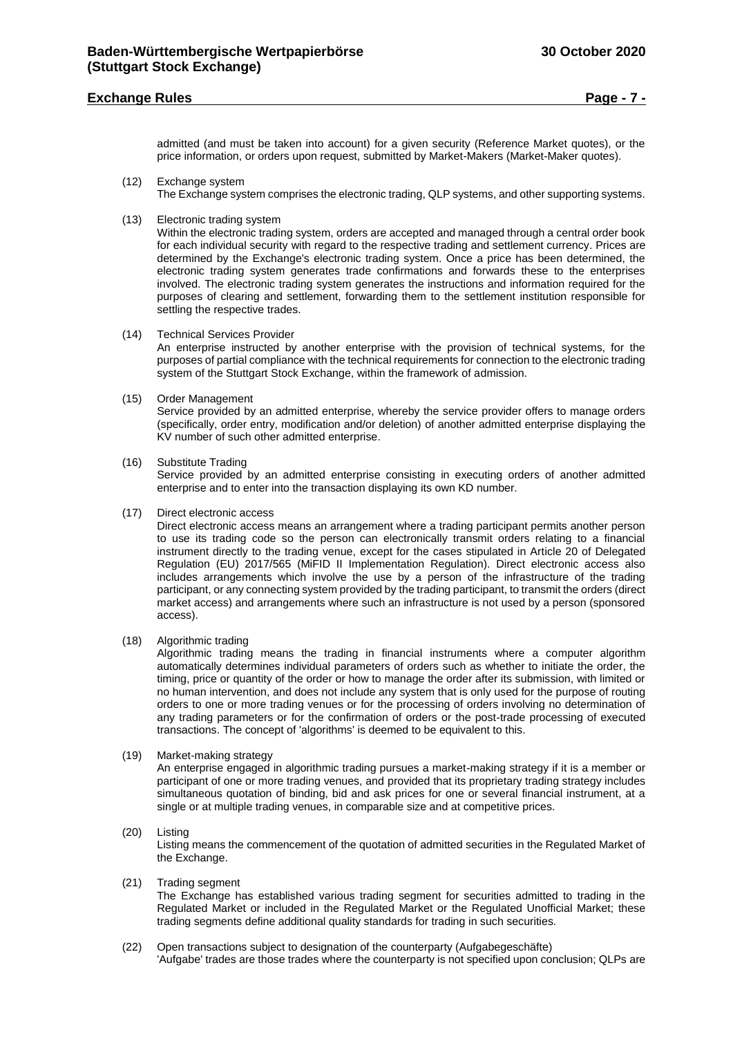admitted (and must be taken into account) for a given security (Reference Market quotes), or the price information, or orders upon request, submitted by Market-Makers (Market-Maker quotes).

(12) Exchange system

The Exchange system comprises the electronic trading, QLP systems, and other supporting systems.

(13) Electronic trading system

Within the electronic trading system, orders are accepted and managed through a central order book for each individual security with regard to the respective trading and settlement currency. Prices are determined by the Exchange's electronic trading system. Once a price has been determined, the electronic trading system generates trade confirmations and forwards these to the enterprises involved. The electronic trading system generates the instructions and information required for the purposes of clearing and settlement, forwarding them to the settlement institution responsible for settling the respective trades.

(14) Technical Services Provider

An enterprise instructed by another enterprise with the provision of technical systems, for the purposes of partial compliance with the technical requirements for connection to the electronic trading system of the Stuttgart Stock Exchange, within the framework of admission.

(15) Order Management

Service provided by an admitted enterprise, whereby the service provider offers to manage orders (specifically, order entry, modification and/or deletion) of another admitted enterprise displaying the KV number of such other admitted enterprise.

(16) Substitute Trading

Service provided by an admitted enterprise consisting in executing orders of another admitted enterprise and to enter into the transaction displaying its own KD number.

(17) Direct electronic access

Direct electronic access means an arrangement where a trading participant permits another person to use its trading code so the person can electronically transmit orders relating to a financial instrument directly to the trading venue, except for the cases stipulated in Article 20 of Delegated Regulation (EU) 2017/565 (MiFID II Implementation Regulation). Direct electronic access also includes arrangements which involve the use by a person of the infrastructure of the trading participant, or any connecting system provided by the trading participant, to transmit the orders (direct market access) and arrangements where such an infrastructure is not used by a person (sponsored access).

(18) Algorithmic trading

Algorithmic trading means the trading in financial instruments where a computer algorithm automatically determines individual parameters of orders such as whether to initiate the order, the timing, price or quantity of the order or how to manage the order after its submission, with limited or no human intervention, and does not include any system that is only used for the purpose of routing orders to one or more trading venues or for the processing of orders involving no determination of any trading parameters or for the confirmation of orders or the post-trade processing of executed transactions. The concept of 'algorithms' is deemed to be equivalent to this.

(19) Market-making strategy

An enterprise engaged in algorithmic trading pursues a market-making strategy if it is a member or participant of one or more trading venues, and provided that its proprietary trading strategy includes simultaneous quotation of binding, bid and ask prices for one or several financial instrument, at a single or at multiple trading venues, in comparable size and at competitive prices.

(20) Listing

Listing means the commencement of the quotation of admitted securities in the Regulated Market of the Exchange.

(21) Trading segment

The Exchange has established various trading segment for securities admitted to trading in the Regulated Market or included in the Regulated Market or the Regulated Unofficial Market; these trading segments define additional quality standards for trading in such securities.

(22) Open transactions subject to designation of the counterparty (Aufgabegeschäfte)

'Aufgabe' trades are those trades where the counterparty is not specified upon conclusion; QLPs are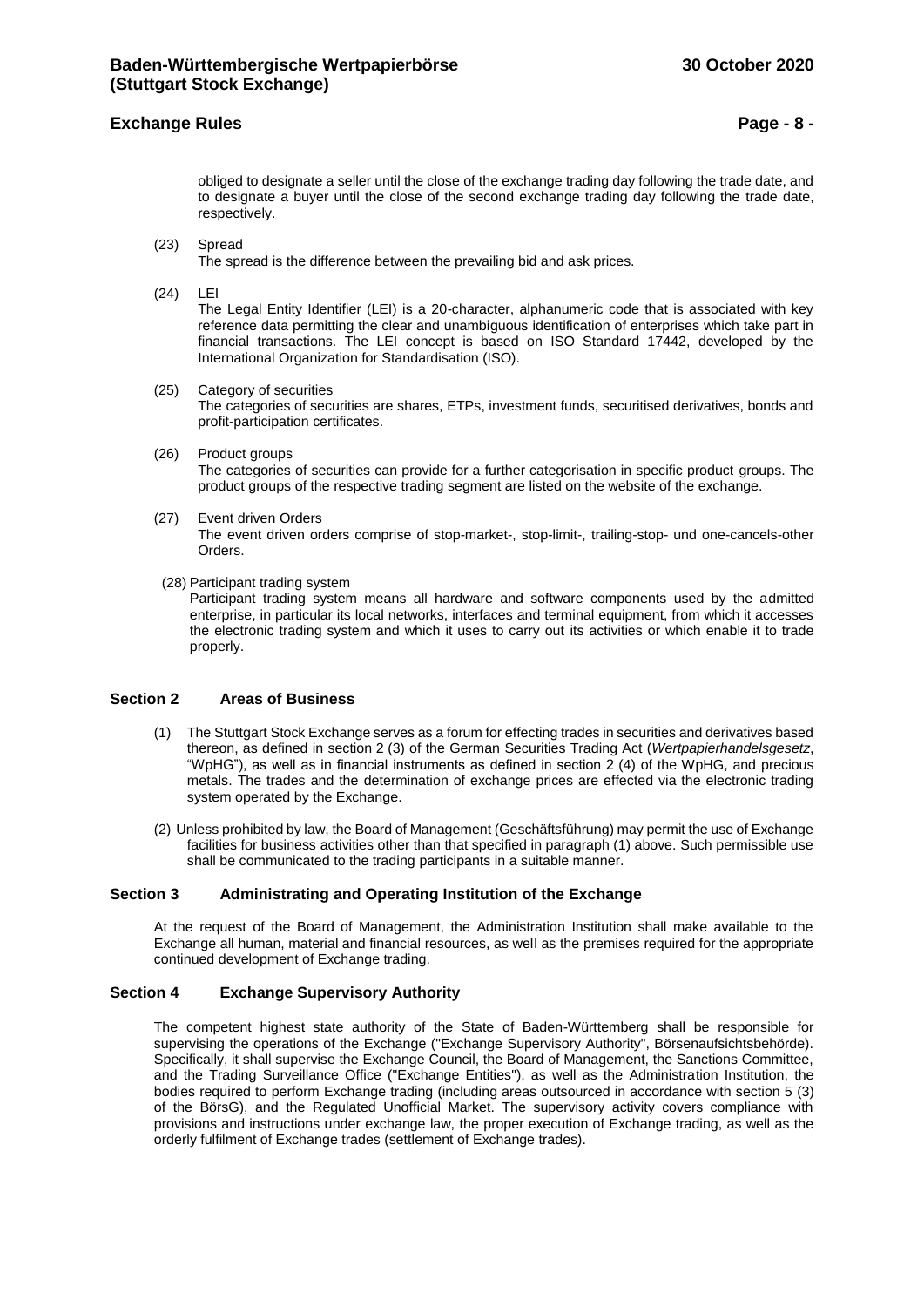obliged to designate a seller until the close of the exchange trading day following the trade date, and to designate a buyer until the close of the second exchange trading day following the trade date, respectively.

(23) Spread
The spread is the difference between the prevailing bid and ask prices.

(24) LEI
The Legal Entity Identifier (LEI) is a 20-character, alphanumeric code that is associated with key reference data permitting the clear and unambiguous identification of enterprises which take part in financial transactions. The LEI concept is based on ISO Standard 17442, developed by the International Organization for Standardisation (ISO).

(25) Category of securities
The categories of securities are shares, ETPs, investment funds, securitised derivatives, bonds and profit-participation certificates.

(26) Product groups
The categories of securities can provide for a further categorisation in specific product groups. The product groups of the respective trading segment are listed on the website of the exchange.

(27) Event driven Orders
The event driven orders comprise of stop-market-, stop-limit-, trailing-stop- und one-cancels-other Orders.

(28) Participant trading system
Participant trading system means all hardware and software components used by the admitted enterprise, in particular its local networks, interfaces and terminal equipment, from which it accesses the electronic trading system and which it uses to carry out its activities or which enable it to trade properly.

## Section 2 Areas of Business

(1) The Stuttgart Stock Exchange serves as a forum for effecting trades in securities and derivatives based thereon, as defined in section 2 (3) of the German Securities Trading Act (*Wertpapierhandelsgesetz*, "WpHG"), as well as in financial instruments as defined in section 2 (4) of the WpHG, and precious metals. The trades and the determination of exchange prices are effected via the electronic trading system operated by the Exchange.

(2) Unless prohibited by law, the Board of Management (Geschäftsführung) may permit the use of Exchange facilities for business activities other than that specified in paragraph (1) above. Such permissible use shall be communicated to the trading participants in a suitable manner.

## Section 3 Administrating and Operating Institution of the Exchange

At the request of the Board of Management, the Administration Institution shall make available to the Exchange all human, material and financial resources, as well as the premises required for the appropriate continued development of Exchange trading.

## Section 4 Exchange Supervisory Authority

The competent highest state authority of the State of Baden-Württemberg shall be responsible for supervising the operations of the Exchange ("Exchange Supervisory Authority", Börsenaufsichtsbehörde). Specifically, it shall supervise the Exchange Council, the Board of Management, the Sanctions Committee, and the Trading Surveillance Office ("Exchange Entities"), as well as the Administration Institution, the bodies required to perform Exchange trading (including areas outsourced in accordance with section 5 (3) of the BörsG), and the Regulated Unofficial Market. The supervisory activity covers compliance with provisions and instructions under exchange law, the proper execution of Exchange trading, as well as the orderly fulfilment of Exchange trades (settlement of Exchange trades).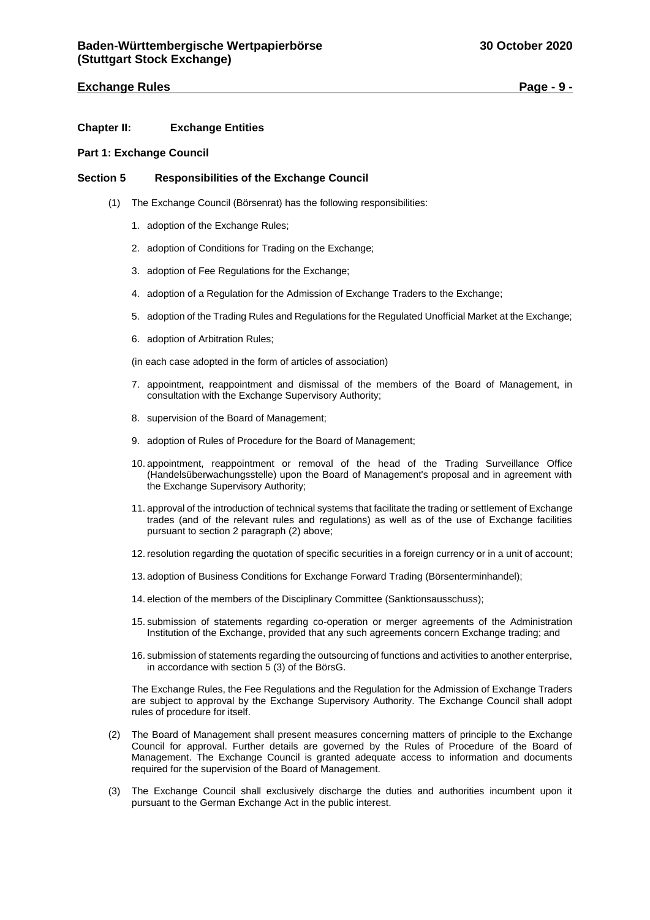## Chapter II: Exchange Entities

### Part 1: Exchange Council

#### Section 5 Responsibilities of the Exchange Council

(1) The Exchange Council (Börsenrat) has the following responsibilities:

1. adoption of the Exchange Rules;
2. adoption of Conditions for Trading on the Exchange;
3. adoption of Fee Regulations for the Exchange;
4. adoption of a Regulation for the Admission of Exchange Traders to the Exchange;
5. adoption of the Trading Rules and Regulations for the Regulated Unofficial Market at the Exchange;
6. adoption of Arbitration Rules;

(in each case adopted in the form of articles of association)

7. appointment, reappointment and dismissal of the members of the Board of Management, in consultation with the Exchange Supervisory Authority;
8. supervision of the Board of Management;
9. adoption of Rules of Procedure for the Board of Management;
10. appointment, reappointment or removal of the head of the Trading Surveillance Office (Handelsüberwachungsstelle) upon the Board of Management's proposal and in agreement with the Exchange Supervisory Authority;
11. approval of the introduction of technical systems that facilitate the trading or settlement of Exchange trades (and of the relevant rules and regulations) as well as of the use of Exchange facilities pursuant to section 2 paragraph (2) above;
12. resolution regarding the quotation of specific securities in a foreign currency or in a unit of account;
13. adoption of Business Conditions for Exchange Forward Trading (Börsenterminhandel);
14. election of the members of the Disciplinary Committee (Sanktionsausschuss);
15. submission of statements regarding co-operation or merger agreements of the Administration Institution of the Exchange, provided that any such agreements concern Exchange trading; and
16. submission of statements regarding the outsourcing of functions and activities to another enterprise, in accordance with section 5 (3) of the BörsG.

The Exchange Rules, the Fee Regulations and the Regulation for the Admission of Exchange Traders are subject to approval by the Exchange Supervisory Authority. The Exchange Council shall adopt rules of procedure for itself.

(2) The Board of Management shall present measures concerning matters of principle to the Exchange Council for approval. Further details are governed by the Rules of Procedure of the Board of Management. The Exchange Council is granted adequate access to information and documents required for the supervision of the Board of Management.

(3) The Exchange Council shall exclusively discharge the duties and authorities incumbent upon it pursuant to the German Exchange Act in the public interest.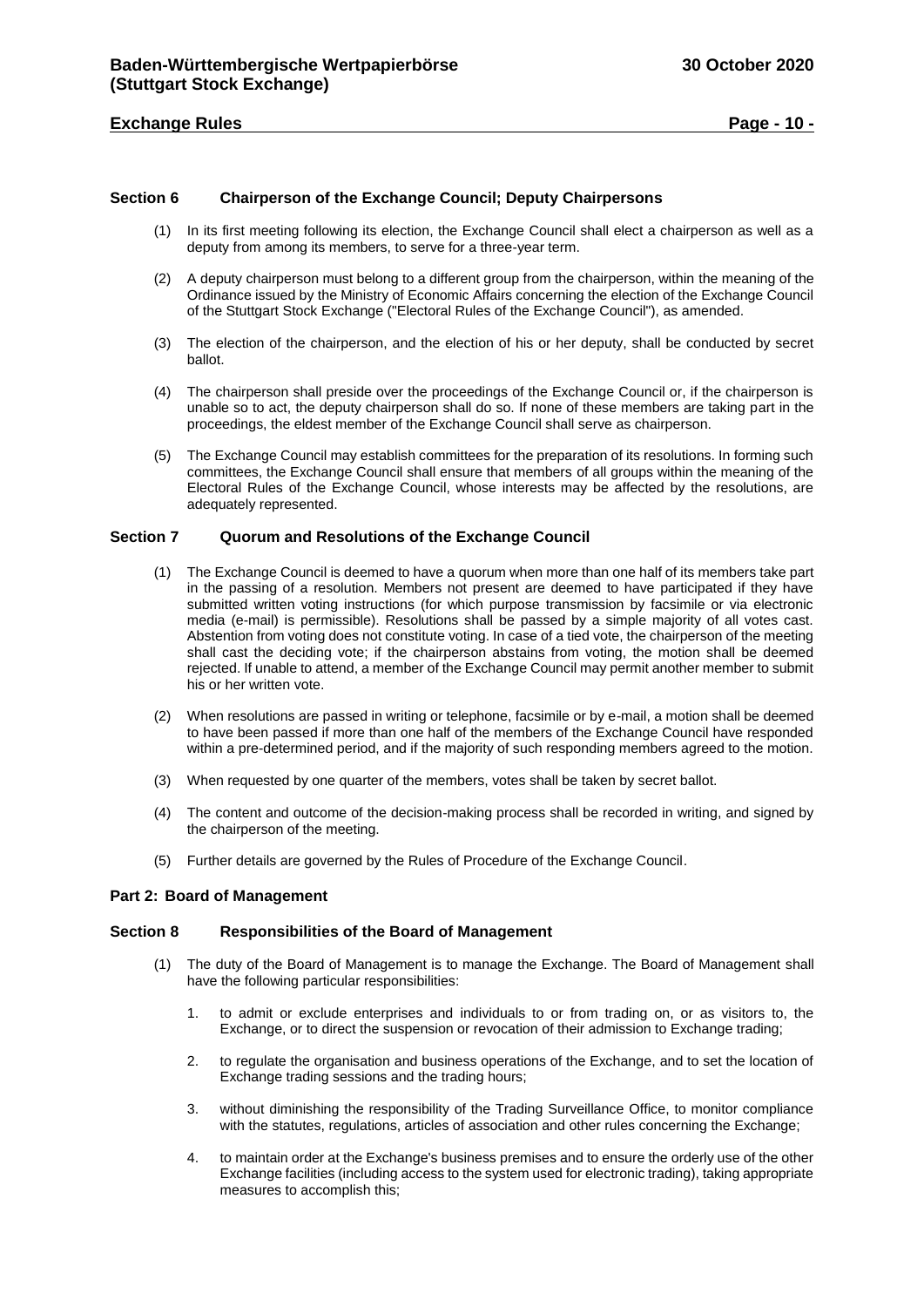### Section 6 Chairperson of the Exchange Council; Deputy Chairpersons

(1) In its first meeting following its election, the Exchange Council shall elect a chairperson as well as a deputy from among its members, to serve for a three-year term.

(2) A deputy chairperson must belong to a different group from the chairperson, within the meaning of the Ordinance issued by the Ministry of Economic Affairs concerning the election of the Exchange Council of the Stuttgart Stock Exchange ("Electoral Rules of the Exchange Council"), as amended.

(3) The election of the chairperson, and the election of his or her deputy, shall be conducted by secret ballot.

(4) The chairperson shall preside over the proceedings of the Exchange Council or, if the chairperson is unable so to act, the deputy chairperson shall do so. If none of these members are taking part in the proceedings, the eldest member of the Exchange Council shall serve as chairperson.

(5) The Exchange Council may establish committees for the preparation of its resolutions. In forming such committees, the Exchange Council shall ensure that members of all groups within the meaning of the Electoral Rules of the Exchange Council, whose interests may be affected by the resolutions, are adequately represented.

### Section 7 Quorum and Resolutions of the Exchange Council

(1) The Exchange Council is deemed to have a quorum when more than one half of its members take part in the passing of a resolution. Members not present are deemed to have participated if they have submitted written voting instructions (for which purpose transmission by facsimile or via electronic media (e-mail) is permissible). Resolutions shall be passed by a simple majority of all votes cast. Abstention from voting does not constitute voting. In case of a tied vote, the chairperson of the meeting shall cast the deciding vote; if the chairperson abstains from voting, the motion shall be deemed rejected. If unable to attend, a member of the Exchange Council may permit another member to submit his or her written vote.

(2) When resolutions are passed in writing or telephone, facsimile or by e-mail, a motion shall be deemed to have been passed if more than one half of the members of the Exchange Council have responded within a pre-determined period, and if the majority of such responding members agreed to the motion.

(3) When requested by one quarter of the members, votes shall be taken by secret ballot.

(4) The content and outcome of the decision-making process shall be recorded in writing, and signed by the chairperson of the meeting.

(5) Further details are governed by the Rules of Procedure of the Exchange Council.

## Part 2: Board of Management

### Section 8 Responsibilities of the Board of Management

(1) The duty of the Board of Management is to manage the Exchange. The Board of Management shall have the following particular responsibilities:

1. to admit or exclude enterprises and individuals to or from trading on, or as visitors to, the Exchange, or to direct the suspension or revocation of their admission to Exchange trading;

2. to regulate the organisation and business operations of the Exchange, and to set the location of Exchange trading sessions and the trading hours;

3. without diminishing the responsibility of the Trading Surveillance Office, to monitor compliance with the statutes, regulations, articles of association and other rules concerning the Exchange;

4. to maintain order at the Exchange's business premises and to ensure the orderly use of the other Exchange facilities (including access to the system used for electronic trading), taking appropriate measures to accomplish this;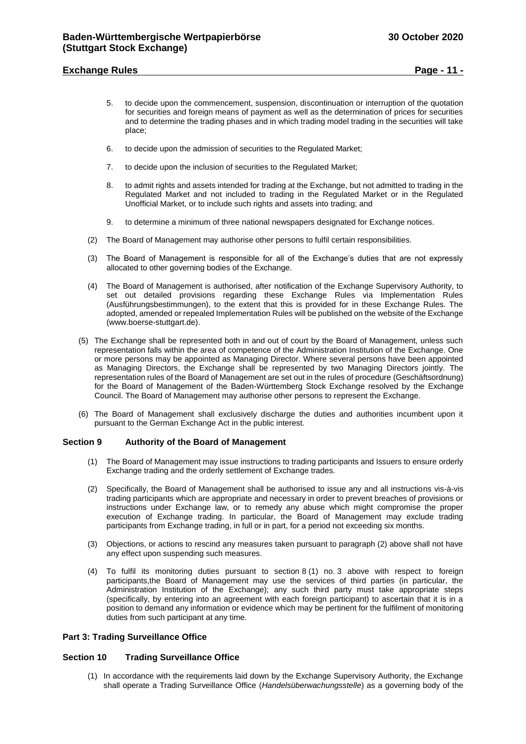5. to decide upon the commencement, suspension, discontinuation or interruption of the quotation for securities and foreign means of payment as well as the determination of prices for securities and to determine the trading phases and in which trading model trading in the securities will take place;

6. to decide upon the admission of securities to the Regulated Market;

7. to decide upon the inclusion of securities to the Regulated Market;

8. to admit rights and assets intended for trading at the Exchange, but not admitted to trading in the Regulated Market and not included to trading in the Regulated Market or in the Regulated Unofficial Market, or to include such rights and assets into trading; and

9. to determine a minimum of three national newspapers designated for Exchange notices.

(2) The Board of Management may authorise other persons to fulfil certain responsibilities.

(3) The Board of Management is responsible for all of the Exchange's duties that are not expressly allocated to other governing bodies of the Exchange.

(4) The Board of Management is authorised, after notification of the Exchange Supervisory Authority, to set out detailed provisions regarding these Exchange Rules via Implementation Rules (Ausführungsbestimmungen), to the extent that this is provided for in these Exchange Rules. The adopted, amended or repealed Implementation Rules will be published on the website of the Exchange (www.boerse-stuttgart.de).

(5) The Exchange shall be represented both in and out of court by the Board of Management, unless such representation falls within the area of competence of the Administration Institution of the Exchange. One or more persons may be appointed as Managing Director. Where several persons have been appointed as Managing Directors, the Exchange shall be represented by two Managing Directors jointly. The representation rules of the Board of Management are set out in the rules of procedure (Geschäftsordnung) for the Board of Management of the Baden-Württemberg Stock Exchange resolved by the Exchange Council. The Board of Management may authorise other persons to represent the Exchange.

(6) The Board of Management shall exclusively discharge the duties and authorities incumbent upon it pursuant to the German Exchange Act in the public interest.

## Section 9 Authority of the Board of Management

(1) The Board of Management may issue instructions to trading participants and Issuers to ensure orderly Exchange trading and the orderly settlement of Exchange trades.

(2) Specifically, the Board of Management shall be authorised to issue any and all instructions vis-à-vis trading participants which are appropriate and necessary in order to prevent breaches of provisions or instructions under Exchange law, or to remedy any abuse which might compromise the proper execution of Exchange trading. In particular, the Board of Management may exclude trading participants from Exchange trading, in full or in part, for a period not exceeding six months.

(3) Objections, or actions to rescind any measures taken pursuant to paragraph (2) above shall not have any effect upon suspending such measures.

(4) To fulfil its monitoring duties pursuant to section 8 (1) no. 3 above with respect to foreign participants,the Board of Management may use the services of third parties (in particular, the Administration Institution of the Exchange); any such third party must take appropriate steps (specifically, by entering into an agreement with each foreign participant) to ascertain that it is in a position to demand any information or evidence which may be pertinent for the fulfilment of monitoring duties from such participant at any time.

# Part 3: Trading Surveillance Office

## Section 10 Trading Surveillance Office

(1) In accordance with the requirements laid down by the Exchange Supervisory Authority, the Exchange shall operate a Trading Surveillance Office (*Handelsüberwachungsstelle*) as a governing body of the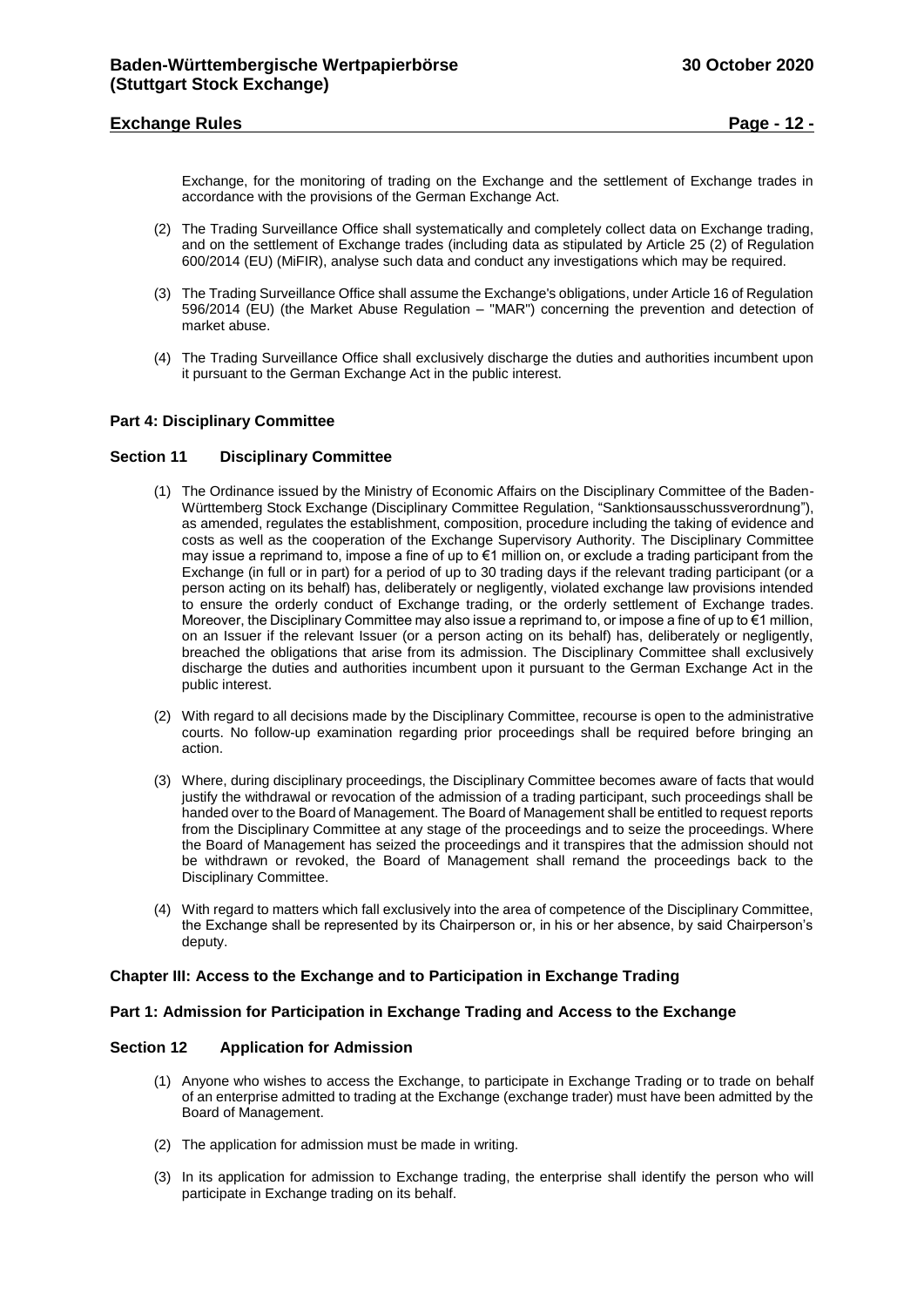Exchange, for the monitoring of trading on the Exchange and the settlement of Exchange trades in accordance with the provisions of the German Exchange Act.

(2) The Trading Surveillance Office shall systematically and completely collect data on Exchange trading, and on the settlement of Exchange trades (including data as stipulated by Article 25 (2) of Regulation 600/2014 (EU) (MiFIR), analyse such data and conduct any investigations which may be required.

(3) The Trading Surveillance Office shall assume the Exchange's obligations, under Article 16 of Regulation 596/2014 (EU) (the Market Abuse Regulation – "MAR") concerning the prevention and detection of market abuse.

(4) The Trading Surveillance Office shall exclusively discharge the duties and authorities incumbent upon it pursuant to the German Exchange Act in the public interest.

### Part 4: Disciplinary Committee

### Section 11 Disciplinary Committee

(1) The Ordinance issued by the Ministry of Economic Affairs on the Disciplinary Committee of the Baden-Württemberg Stock Exchange (Disciplinary Committee Regulation, "Sanktionsausschussverordnung"), as amended, regulates the establishment, composition, procedure including the taking of evidence and costs as well as the cooperation of the Exchange Supervisory Authority. The Disciplinary Committee may issue a reprimand to, impose a fine of up to €1 million on, or exclude a trading participant from the Exchange (in full or in part) for a period of up to 30 trading days if the relevant trading participant (or a person acting on its behalf) has, deliberately or negligently, violated exchange law provisions intended to ensure the orderly conduct of Exchange trading, or the orderly settlement of Exchange trades. Moreover, the Disciplinary Committee may also issue a reprimand to, or impose a fine of up to €1 million, on an Issuer if the relevant Issuer (or a person acting on its behalf) has, deliberately or negligently, breached the obligations that arise from its admission. The Disciplinary Committee shall exclusively discharge the duties and authorities incumbent upon it pursuant to the German Exchange Act in the public interest.

(2) With regard to all decisions made by the Disciplinary Committee, recourse is open to the administrative courts. No follow-up examination regarding prior proceedings shall be required before bringing an action.

(3) Where, during disciplinary proceedings, the Disciplinary Committee becomes aware of facts that would justify the withdrawal or revocation of the admission of a trading participant, such proceedings shall be handed over to the Board of Management. The Board of Management shall be entitled to request reports from the Disciplinary Committee at any stage of the proceedings and to seize the proceedings. Where the Board of Management has seized the proceedings and it transpires that the admission should not be withdrawn or revoked, the Board of Management shall remand the proceedings back to the Disciplinary Committee.

(4) With regard to matters which fall exclusively into the area of competence of the Disciplinary Committee, the Exchange shall be represented by its Chairperson or, in his or her absence, by said Chairperson's deputy.

## Chapter III: Access to the Exchange and to Participation in Exchange Trading

### Part 1: Admission for Participation in Exchange Trading and Access to the Exchange

### Section 12 Application for Admission

(1) Anyone who wishes to access the Exchange, to participate in Exchange Trading or to trade on behalf of an enterprise admitted to trading at the Exchange (exchange trader) must have been admitted by the Board of Management.

(2) The application for admission must be made in writing.

(3) In its application for admission to Exchange trading, the enterprise shall identify the person who will participate in Exchange trading on its behalf.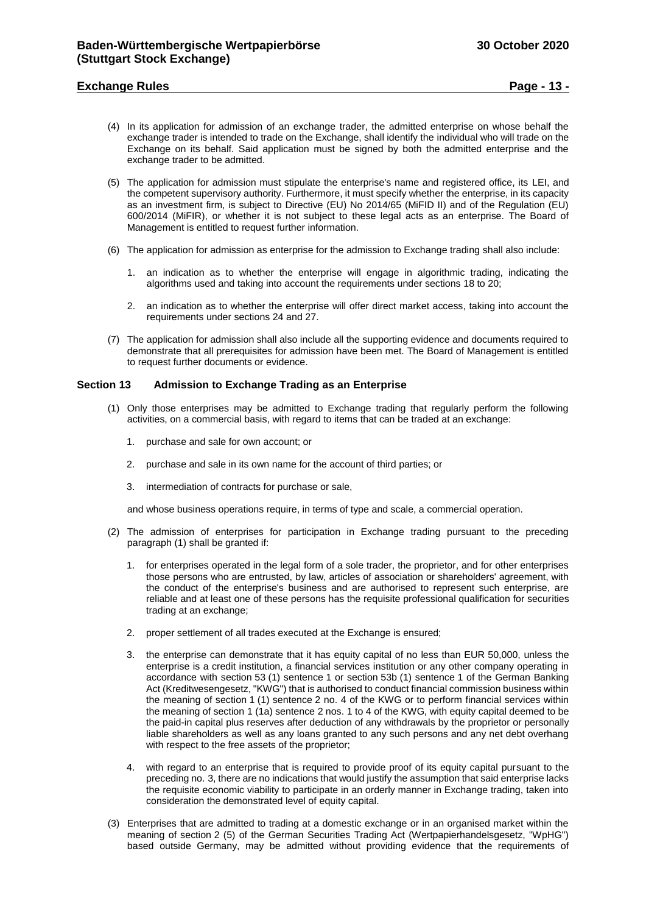(4) In its application for admission of an exchange trader, the admitted enterprise on whose behalf the exchange trader is intended to trade on the Exchange, shall identify the individual who will trade on the Exchange on its behalf. Said application must be signed by both the admitted enterprise and the exchange trader to be admitted.

(5) The application for admission must stipulate the enterprise's name and registered office, its LEI, and the competent supervisory authority. Furthermore, it must specify whether the enterprise, in its capacity as an investment firm, is subject to Directive (EU) No 2014/65 (MiFID II) and of the Regulation (EU) 600/2014 (MiFIR), or whether it is not subject to these legal acts as an enterprise. The Board of Management is entitled to request further information.

(6) The application for admission as enterprise for the admission to Exchange trading shall also include:

1. an indication as to whether the enterprise will engage in algorithmic trading, indicating the algorithms used and taking into account the requirements under sections 18 to 20;

2. an indication as to whether the enterprise will offer direct market access, taking into account the requirements under sections 24 and 27.

(7) The application for admission shall also include all the supporting evidence and documents required to demonstrate that all prerequisites for admission have been met. The Board of Management is entitled to request further documents or evidence.

## Section 13 Admission to Exchange Trading as an Enterprise

(1) Only those enterprises may be admitted to Exchange trading that regularly perform the following activities, on a commercial basis, with regard to items that can be traded at an exchange:

1. purchase and sale for own account; or

2. purchase and sale in its own name for the account of third parties; or

3. intermediation of contracts for purchase or sale,

and whose business operations require, in terms of type and scale, a commercial operation.

(2) The admission of enterprises for participation in Exchange trading pursuant to the preceding paragraph (1) shall be granted if:

1. for enterprises operated in the legal form of a sole trader, the proprietor, and for other enterprises those persons who are entrusted, by law, articles of association or shareholders' agreement, with the conduct of the enterprise's business and are authorised to represent such enterprise, are reliable and at least one of these persons has the requisite professional qualification for securities trading at an exchange;

2. proper settlement of all trades executed at the Exchange is ensured;

3. the enterprise can demonstrate that it has equity capital of no less than EUR 50,000, unless the enterprise is a credit institution, a financial services institution or any other company operating in accordance with section 53 (1) sentence 1 or section 53b (1) sentence 1 of the German Banking Act (Kreditwesengesetz, "KWG") that is authorised to conduct financial commission business within the meaning of section 1 (1) sentence 2 no. 4 of the KWG or to perform financial services within the meaning of section 1 (1a) sentence 2 nos. 1 to 4 of the KWG, with equity capital deemed to be the paid-in capital plus reserves after deduction of any withdrawals by the proprietor or personally liable shareholders as well as any loans granted to any such persons and any net debt overhang with respect to the free assets of the proprietor;

4. with regard to an enterprise that is required to provide proof of its equity capital pursuant to the preceding no. 3, there are no indications that would justify the assumption that said enterprise lacks the requisite economic viability to participate in an orderly manner in Exchange trading, taken into consideration the demonstrated level of equity capital.

(3) Enterprises that are admitted to trading at a domestic exchange or in an organised market within the meaning of section 2 (5) of the German Securities Trading Act (Wertpapierhandelsgesetz, "WpHG") based outside Germany, may be admitted without providing evidence that the requirements of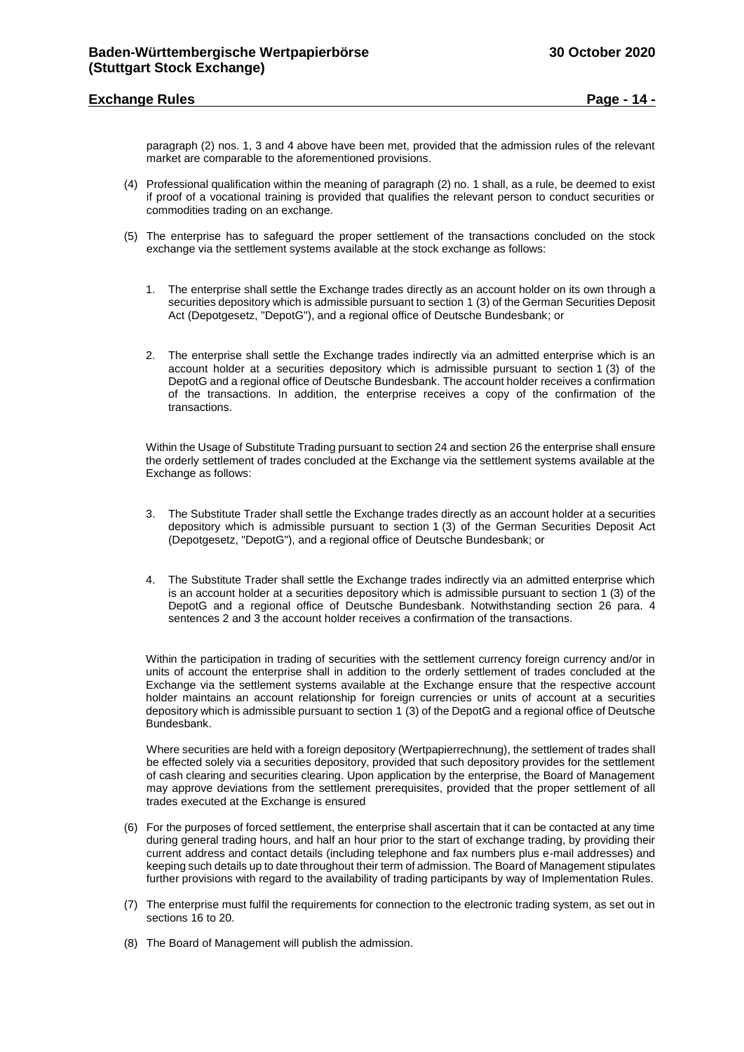paragraph (2) nos. 1, 3 and 4 above have been met, provided that the admission rules of the relevant market are comparable to the aforementioned provisions.

(4) Professional qualification within the meaning of paragraph (2) no. 1 shall, as a rule, be deemed to exist if proof of a vocational training is provided that qualifies the relevant person to conduct securities or commodities trading on an exchange.

(5) The enterprise has to safeguard the proper settlement of the transactions concluded on the stock exchange via the settlement systems available at the stock exchange as follows:

1. The enterprise shall settle the Exchange trades directly as an account holder on its own through a securities depository which is admissible pursuant to section 1 (3) of the German Securities Deposit Act (Depotgesetz, "DepotG"), and a regional office of Deutsche Bundesbank; or

2. The enterprise shall settle the Exchange trades indirectly via an admitted enterprise which is an account holder at a securities depository which is admissible pursuant to section 1 (3) of the DepotG and a regional office of Deutsche Bundesbank. The account holder receives a confirmation of the transactions. In addition, the enterprise receives a copy of the confirmation of the transactions.

Within the Usage of Substitute Trading pursuant to section 24 and section 26 the enterprise shall ensure the orderly settlement of trades concluded at the Exchange via the settlement systems available at the Exchange as follows:

3. The Substitute Trader shall settle the Exchange trades directly as an account holder at a securities depository which is admissible pursuant to section 1 (3) of the German Securities Deposit Act (Depotgesetz, "DepotG"), and a regional office of Deutsche Bundesbank; or

4. The Substitute Trader shall settle the Exchange trades indirectly via an admitted enterprise which is an account holder at a securities depository which is admissible pursuant to section 1 (3) of the DepotG and a regional office of Deutsche Bundesbank. Notwithstanding section 26 para. 4 sentences 2 and 3 the account holder receives a confirmation of the transactions.

Within the participation in trading of securities with the settlement currency foreign currency and/or in units of account the enterprise shall in addition to the orderly settlement of trades concluded at the Exchange via the settlement systems available at the Exchange ensure that the respective account holder maintains an account relationship for foreign currencies or units of account at a securities depository which is admissible pursuant to section 1 (3) of the DepotG and a regional office of Deutsche Bundesbank.

Where securities are held with a foreign depository (Wertpapierrechnung), the settlement of trades shall be effected solely via a securities depository, provided that such depository provides for the settlement of cash clearing and securities clearing. Upon application by the enterprise, the Board of Management may approve deviations from the settlement prerequisites, provided that the proper settlement of all trades executed at the Exchange is ensured

(6) For the purposes of forced settlement, the enterprise shall ascertain that it can be contacted at any time during general trading hours, and half an hour prior to the start of exchange trading, by providing their current address and contact details (including telephone and fax numbers plus e-mail addresses) and keeping such details up to date throughout their term of admission. The Board of Management stipulates further provisions with regard to the availability of trading participants by way of Implementation Rules.

(7) The enterprise must fulfil the requirements for connection to the electronic trading system, as set out in sections 16 to 20.

(8) The Board of Management will publish the admission.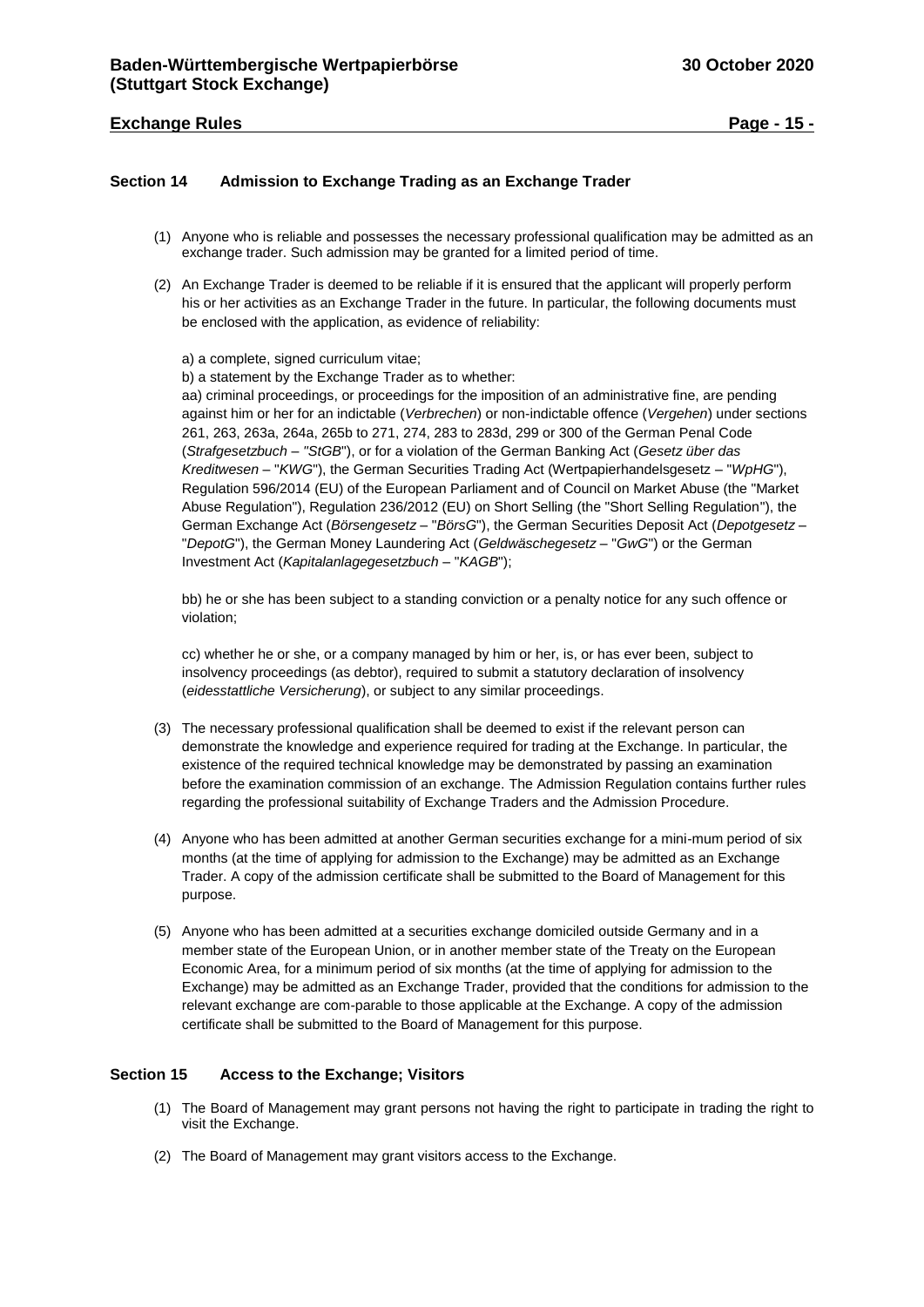## Section 14 Admission to Exchange Trading as an Exchange Trader

(1) Anyone who is reliable and possesses the necessary professional qualification may be admitted as an exchange trader. Such admission may be granted for a limited period of time.

(2) An Exchange Trader is deemed to be reliable if it is ensured that the applicant will properly perform his or her activities as an Exchange Trader in the future. In particular, the following documents must be enclosed with the application, as evidence of reliability:

a) a complete, signed curriculum vitae;

b) a statement by the Exchange Trader as to whether:

aa) criminal proceedings, or proceedings for the imposition of an administrative fine, are pending against him or her for an indictable (*Verbrechen*) or non-indictable offence (*Vergehen*) under sections 261, 263, 263a, 264a, 265b to 271, 274, 283 to 283d, 299 or 300 of the German Penal Code (*Strafgesetzbuch* – "*StGB*"), or for a violation of the German Banking Act (*Gesetz über das Kreditwesen* – "*KWG*"), the German Securities Trading Act (Wertpapierhandelsgesetz – "*WpHG*"), Regulation 596/2014 (EU) of the European Parliament and of Council on Market Abuse (the "Market Abuse Regulation"), Regulation 236/2012 (EU) on Short Selling (the "Short Selling Regulation"), the German Exchange Act (*Börsengesetz* – "*BörsG*"), the German Securities Deposit Act (*Depotgesetz* – "*DepotG*"), the German Money Laundering Act (*Geldwäschegesetz* – "*GwG*") or the German Investment Act (*Kapitalanlagegesetzbuch* – "*KAGB*");

bb) he or she has been subject to a standing conviction or a penalty notice for any such offence or violation;

cc) whether he or she, or a company managed by him or her, is, or has ever been, subject to insolvency proceedings (as debtor), required to submit a statutory declaration of insolvency (*eidesstattliche Versicherung*), or subject to any similar proceedings.

(3) The necessary professional qualification shall be deemed to exist if the relevant person can demonstrate the knowledge and experience required for trading at the Exchange. In particular, the existence of the required technical knowledge may be demonstrated by passing an examination before the examination commission of an exchange. The Admission Regulation contains further rules regarding the professional suitability of Exchange Traders and the Admission Procedure.

(4) Anyone who has been admitted at another German securities exchange for a mini-mum period of six months (at the time of applying for admission to the Exchange) may be admitted as an Exchange Trader. A copy of the admission certificate shall be submitted to the Board of Management for this purpose.

(5) Anyone who has been admitted at a securities exchange domiciled outside Germany and in a member state of the European Union, or in another member state of the Treaty on the European Economic Area, for a minimum period of six months (at the time of applying for admission to the Exchange) may be admitted as an Exchange Trader, provided that the conditions for admission to the relevant exchange are com-parable to those applicable at the Exchange. A copy of the admission certificate shall be submitted to the Board of Management for this purpose.

## Section 15 Access to the Exchange; Visitors

(1) The Board of Management may grant persons not having the right to participate in trading the right to visit the Exchange.

(2) The Board of Management may grant visitors access to the Exchange.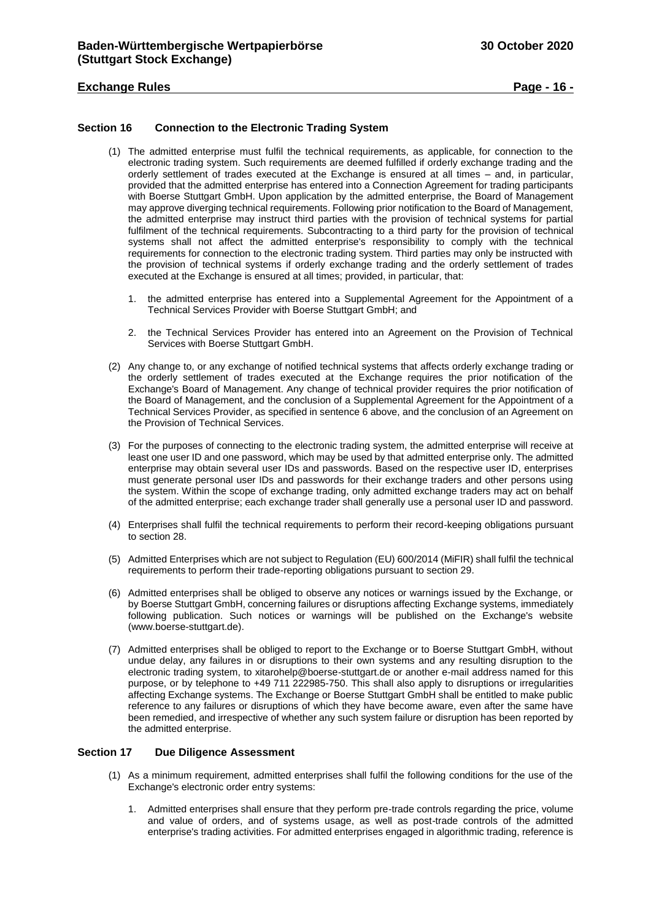## Section 16 Connection to the Electronic Trading System

(1) The admitted enterprise must fulfil the technical requirements, as applicable, for connection to the electronic trading system. Such requirements are deemed fulfilled if orderly exchange trading and the orderly settlement of trades executed at the Exchange is ensured at all times – and, in particular, provided that the admitted enterprise has entered into a Connection Agreement for trading participants with Boerse Stuttgart GmbH. Upon application by the admitted enterprise, the Board of Management may approve diverging technical requirements. Following prior notification to the Board of Management, the admitted enterprise may instruct third parties with the provision of technical systems for partial fulfilment of the technical requirements. Subcontracting to a third party for the provision of technical systems shall not affect the admitted enterprise's responsibility to comply with the technical requirements for connection to the electronic trading system. Third parties may only be instructed with the provision of technical systems if orderly exchange trading and the orderly settlement of trades executed at the Exchange is ensured at all times; provided, in particular, that:

1. the admitted enterprise has entered into a Supplemental Agreement for the Appointment of a Technical Services Provider with Boerse Stuttgart GmbH; and

2. the Technical Services Provider has entered into an Agreement on the Provision of Technical Services with Boerse Stuttgart GmbH.

(2) Any change to, or any exchange of notified technical systems that affects orderly exchange trading or the orderly settlement of trades executed at the Exchange requires the prior notification of the Exchange's Board of Management. Any change of technical provider requires the prior notification of the Board of Management, and the conclusion of a Supplemental Agreement for the Appointment of a Technical Services Provider, as specified in sentence 6 above, and the conclusion of an Agreement on the Provision of Technical Services.

(3) For the purposes of connecting to the electronic trading system, the admitted enterprise will receive at least one user ID and one password, which may be used by that admitted enterprise only. The admitted enterprise may obtain several user IDs and passwords. Based on the respective user ID, enterprises must generate personal user IDs and passwords for their exchange traders and other persons using the system. Within the scope of exchange trading, only admitted exchange traders may act on behalf of the admitted enterprise; each exchange trader shall generally use a personal user ID and password.

(4) Enterprises shall fulfil the technical requirements to perform their record-keeping obligations pursuant to section 28.

(5) Admitted Enterprises which are not subject to Regulation (EU) 600/2014 (MiFIR) shall fulfil the technical requirements to perform their trade-reporting obligations pursuant to section 29.

(6) Admitted enterprises shall be obliged to observe any notices or warnings issued by the Exchange, or by Boerse Stuttgart GmbH, concerning failures or disruptions affecting Exchange systems, immediately following publication. Such notices or warnings will be published on the Exchange's website (www.boerse-stuttgart.de).

(7) Admitted enterprises shall be obliged to report to the Exchange or to Boerse Stuttgart GmbH, without undue delay, any failures in or disruptions to their own systems and any resulting disruption to the electronic trading system, to xitarohelp@boerse-stuttgart.de or another e-mail address named for this purpose, or by telephone to +49 711 222985-750. This shall also apply to disruptions or irregularities affecting Exchange systems. The Exchange or Boerse Stuttgart GmbH shall be entitled to make public reference to any failures or disruptions of which they have become aware, even after the same have been remedied, and irrespective of whether any such system failure or disruption has been reported by the admitted enterprise.

## Section 17 Due Diligence Assessment

(1) As a minimum requirement, admitted enterprises shall fulfil the following conditions for the use of the Exchange's electronic order entry systems:

1. Admitted enterprises shall ensure that they perform pre-trade controls regarding the price, volume and value of orders, and of systems usage, as well as post-trade controls of the admitted enterprise's trading activities. For admitted enterprises engaged in algorithmic trading, reference is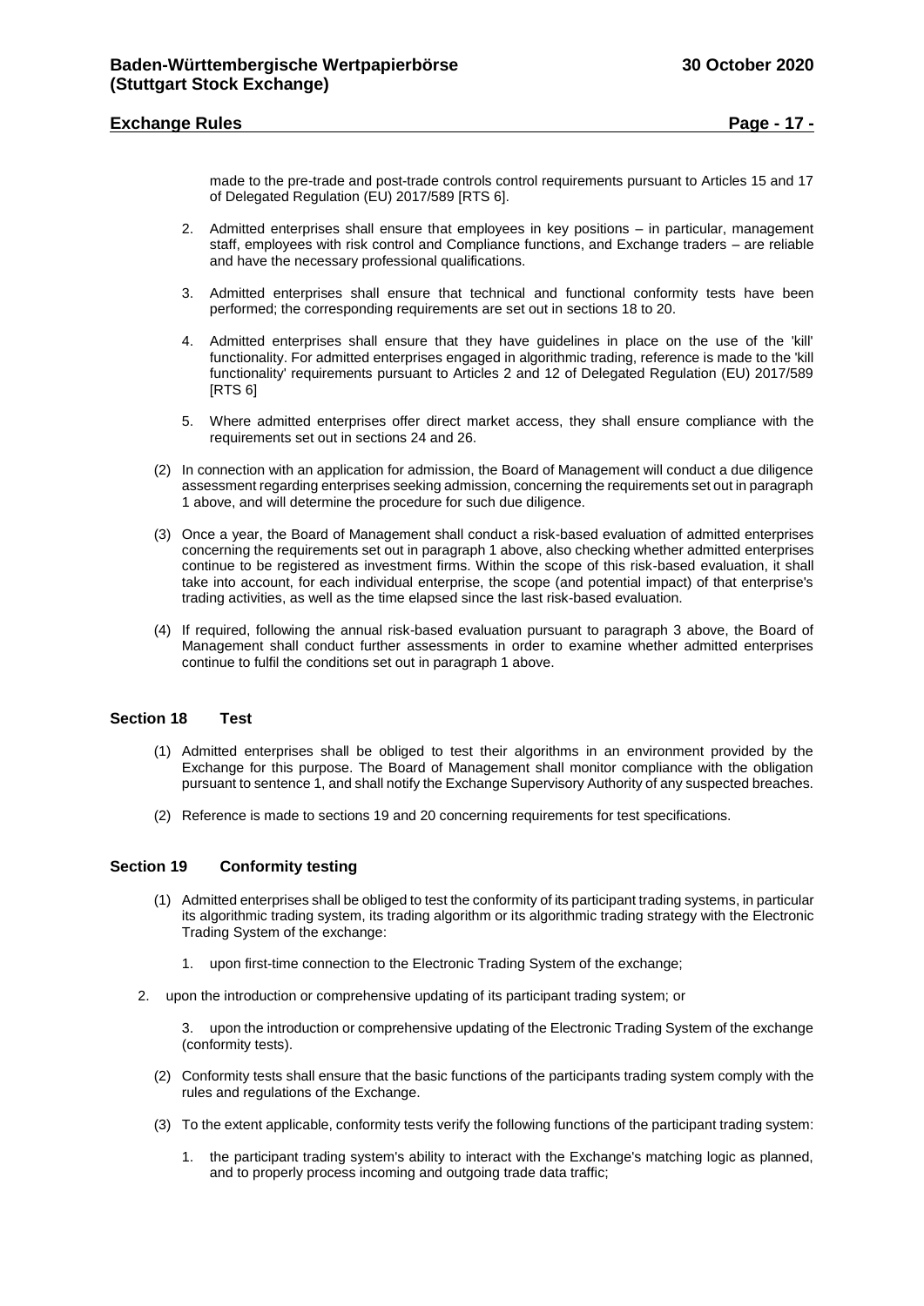made to the pre-trade and post-trade controls control requirements pursuant to Articles 15 and 17 of Delegated Regulation (EU) 2017/589 [RTS 6].

2. Admitted enterprises shall ensure that employees in key positions – in particular, management staff, employees with risk control and Compliance functions, and Exchange traders – are reliable and have the necessary professional qualifications.

3. Admitted enterprises shall ensure that technical and functional conformity tests have been performed; the corresponding requirements are set out in sections 18 to 20.

4. Admitted enterprises shall ensure that they have guidelines in place on the use of the 'kill' functionality. For admitted enterprises engaged in algorithmic trading, reference is made to the 'kill functionality' requirements pursuant to Articles 2 and 12 of Delegated Regulation (EU) 2017/589 [RTS 6]

5. Where admitted enterprises offer direct market access, they shall ensure compliance with the requirements set out in sections 24 and 26.

(2) In connection with an application for admission, the Board of Management will conduct a due diligence assessment regarding enterprises seeking admission, concerning the requirements set out in paragraph 1 above, and will determine the procedure for such due diligence.

(3) Once a year, the Board of Management shall conduct a risk-based evaluation of admitted enterprises concerning the requirements set out in paragraph 1 above, also checking whether admitted enterprises continue to be registered as investment firms. Within the scope of this risk-based evaluation, it shall take into account, for each individual enterprise, the scope (and potential impact) of that enterprise's trading activities, as well as the time elapsed since the last risk-based evaluation.

(4) If required, following the annual risk-based evaluation pursuant to paragraph 3 above, the Board of Management shall conduct further assessments in order to examine whether admitted enterprises continue to fulfil the conditions set out in paragraph 1 above.

## Section 18 Test

(1) Admitted enterprises shall be obliged to test their algorithms in an environment provided by the Exchange for this purpose. The Board of Management shall monitor compliance with the obligation pursuant to sentence 1, and shall notify the Exchange Supervisory Authority of any suspected breaches.

(2) Reference is made to sections 19 and 20 concerning requirements for test specifications.

## Section 19 Conformity testing

(1) Admitted enterprises shall be obliged to test the conformity of its participant trading systems, in particular its algorithmic trading system, its trading algorithm or its algorithmic trading strategy with the Electronic Trading System of the exchange:

1. upon first-time connection to the Electronic Trading System of the exchange;

2. upon the introduction or comprehensive updating of its participant trading system; or

3. upon the introduction or comprehensive updating of the Electronic Trading System of the exchange (conformity tests).

(2) Conformity tests shall ensure that the basic functions of the participants trading system comply with the rules and regulations of the Exchange.

(3) To the extent applicable, conformity tests verify the following functions of the participant trading system:

1. the participant trading system's ability to interact with the Exchange's matching logic as planned, and to properly process incoming and outgoing trade data traffic;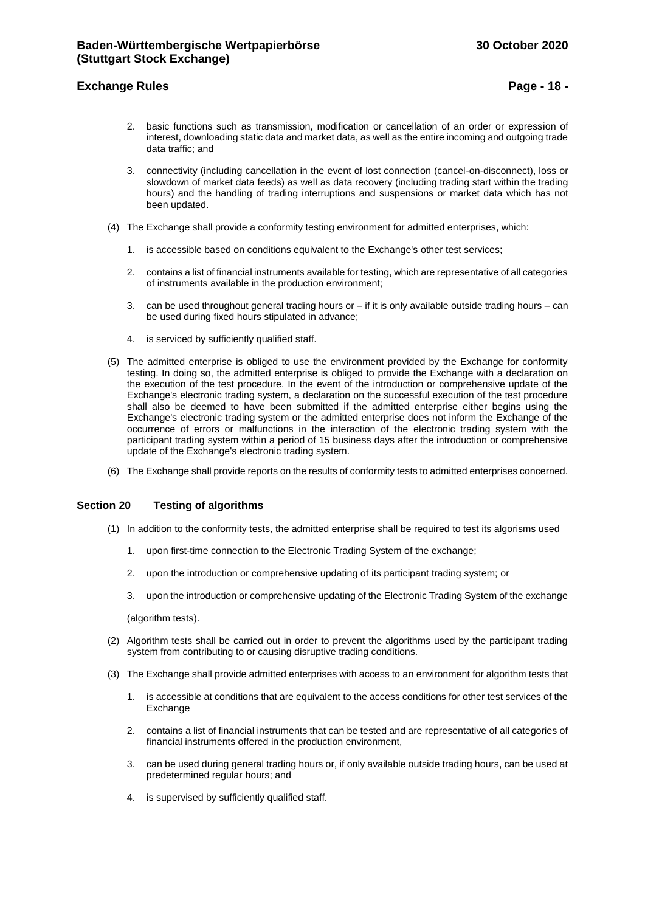2. basic functions such as transmission, modification or cancellation of an order or expression of interest, downloading static data and market data, as well as the entire incoming and outgoing trade data traffic; and

3. connectivity (including cancellation in the event of lost connection (cancel-on-disconnect), loss or slowdown of market data feeds) as well as data recovery (including trading start within the trading hours) and the handling of trading interruptions and suspensions or market data which has not been updated.

(4) The Exchange shall provide a conformity testing environment for admitted enterprises, which:

1. is accessible based on conditions equivalent to the Exchange's other test services;

2. contains a list of financial instruments available for testing, which are representative of all categories of instruments available in the production environment;

3. can be used throughout general trading hours or – if it is only available outside trading hours – can be used during fixed hours stipulated in advance;

4. is serviced by sufficiently qualified staff.

(5) The admitted enterprise is obliged to use the environment provided by the Exchange for conformity testing. In doing so, the admitted enterprise is obliged to provide the Exchange with a declaration on the execution of the test procedure. In the event of the introduction or comprehensive update of the Exchange's electronic trading system, a declaration on the successful execution of the test procedure shall also be deemed to have been submitted if the admitted enterprise either begins using the Exchange's electronic trading system or the admitted enterprise does not inform the Exchange of the occurrence of errors or malfunctions in the interaction of the electronic trading system with the participant trading system within a period of 15 business days after the introduction or comprehensive update of the Exchange's electronic trading system.

(6) The Exchange shall provide reports on the results of conformity tests to admitted enterprises concerned.

## Section 20 Testing of algorithms

(1) In addition to the conformity tests, the admitted enterprise shall be required to test its algorisms used

1. upon first-time connection to the Electronic Trading System of the exchange;

2. upon the introduction or comprehensive updating of its participant trading system; or

3. upon the introduction or comprehensive updating of the Electronic Trading System of the exchange

(algorithm tests).

(2) Algorithm tests shall be carried out in order to prevent the algorithms used by the participant trading system from contributing to or causing disruptive trading conditions.

(3) The Exchange shall provide admitted enterprises with access to an environment for algorithm tests that

1. is accessible at conditions that are equivalent to the access conditions for other test services of the Exchange

2. contains a list of financial instruments that can be tested and are representative of all categories of financial instruments offered in the production environment,

3. can be used during general trading hours or, if only available outside trading hours, can be used at predetermined regular hours; and

4. is supervised by sufficiently qualified staff.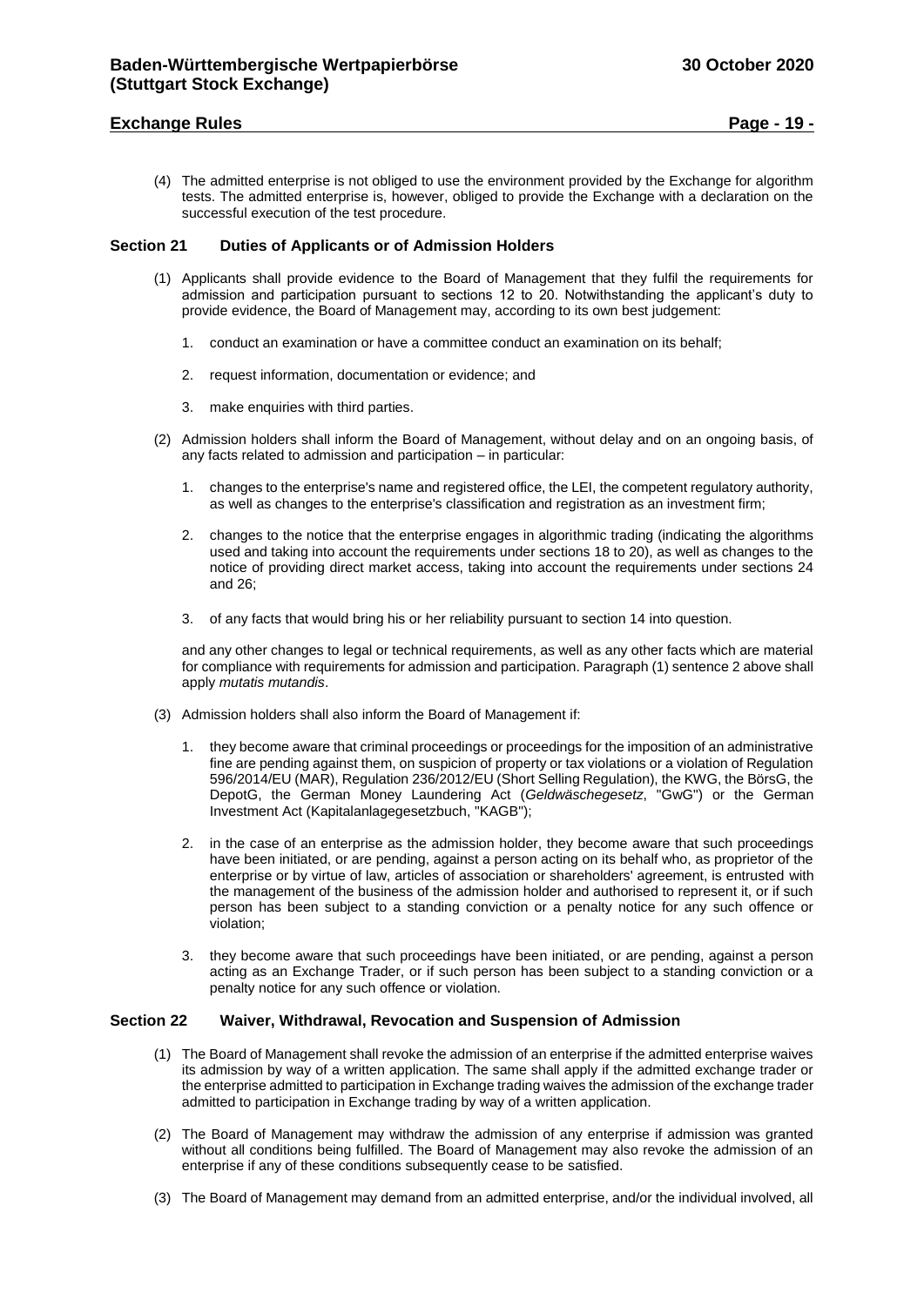(4) The admitted enterprise is not obliged to use the environment provided by the Exchange for algorithm tests. The admitted enterprise is, however, obliged to provide the Exchange with a declaration on the successful execution of the test procedure.

### Section 21 Duties of Applicants or of Admission Holders

(1) Applicants shall provide evidence to the Board of Management that they fulfil the requirements for admission and participation pursuant to sections 12 to 20. Notwithstanding the applicant's duty to provide evidence, the Board of Management may, according to its own best judgement:

1. conduct an examination or have a committee conduct an examination on its behalf;
2. request information, documentation or evidence; and
3. make enquiries with third parties.

(2) Admission holders shall inform the Board of Management, without delay and on an ongoing basis, of any facts related to admission and participation – in particular:

1. changes to the enterprise's name and registered office, the LEI, the competent regulatory authority, as well as changes to the enterprise's classification and registration as an investment firm;
2. changes to the notice that the enterprise engages in algorithmic trading (indicating the algorithms used and taking into account the requirements under sections 18 to 20), as well as changes to the notice of providing direct market access, taking into account the requirements under sections 24 and 26;
3. of any facts that would bring his or her reliability pursuant to section 14 into question.

and any other changes to legal or technical requirements, as well as any other facts which are material for compliance with requirements for admission and participation. Paragraph (1) sentence 2 above shall apply *mutatis mutandis*.

(3) Admission holders shall also inform the Board of Management if:

1. they become aware that criminal proceedings or proceedings for the imposition of an administrative fine are pending against them, on suspicion of property or tax violations or a violation of Regulation 596/2014/EU (MAR), Regulation 236/2012/EU (Short Selling Regulation), the KWG, the BörsG, the DepotG, the German Money Laundering Act (*Geldwäschegesetz*, "GwG") or the German Investment Act (Kapitalanlagegesetzbuch, "KAGB");
2. in the case of an enterprise as the admission holder, they become aware that such proceedings have been initiated, or are pending, against a person acting on its behalf who, as proprietor of the enterprise or by virtue of law, articles of association or shareholders' agreement, is entrusted with the management of the business of the admission holder and authorised to represent it, or if such person has been subject to a standing conviction or a penalty notice for any such offence or violation;
3. they become aware that such proceedings have been initiated, or are pending, against a person acting as an Exchange Trader, or if such person has been subject to a standing conviction or a penalty notice for any such offence or violation.

### Section 22 Waiver, Withdrawal, Revocation and Suspension of Admission

(1) The Board of Management shall revoke the admission of an enterprise if the admitted enterprise waives its admission by way of a written application. The same shall apply if the admitted exchange trader or the enterprise admitted to participation in Exchange trading waives the admission of the exchange trader admitted to participation in Exchange trading by way of a written application.

(2) The Board of Management may withdraw the admission of any enterprise if admission was granted without all conditions being fulfilled. The Board of Management may also revoke the admission of an enterprise if any of these conditions subsequently cease to be satisfied.

(3) The Board of Management may demand from an admitted enterprise, and/or the individual involved, all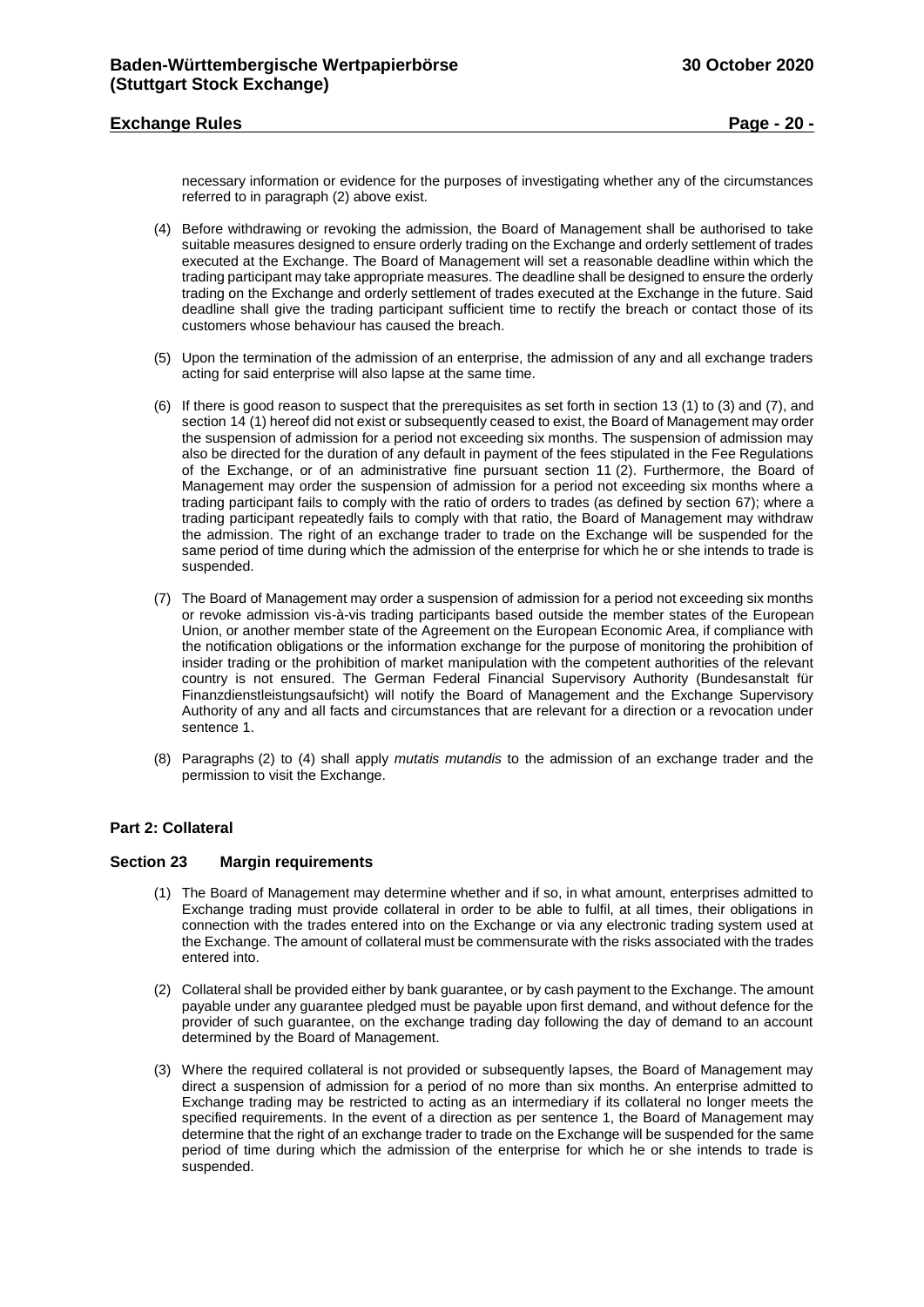necessary information or evidence for the purposes of investigating whether any of the circumstances referred to in paragraph (2) above exist.

(4) Before withdrawing or revoking the admission, the Board of Management shall be authorised to take suitable measures designed to ensure orderly trading on the Exchange and orderly settlement of trades executed at the Exchange. The Board of Management will set a reasonable deadline within which the trading participant may take appropriate measures. The deadline shall be designed to ensure the orderly trading on the Exchange and orderly settlement of trades executed at the Exchange in the future. Said deadline shall give the trading participant sufficient time to rectify the breach or contact those of its customers whose behaviour has caused the breach.

(5) Upon the termination of the admission of an enterprise, the admission of any and all exchange traders acting for said enterprise will also lapse at the same time.

(6) If there is good reason to suspect that the prerequisites as set forth in section 13 (1) to (3) and (7), and section 14 (1) hereof did not exist or subsequently ceased to exist, the Board of Management may order the suspension of admission for a period not exceeding six months. The suspension of admission may also be directed for the duration of any default in payment of the fees stipulated in the Fee Regulations of the Exchange, or of an administrative fine pursuant section 11 (2). Furthermore, the Board of Management may order the suspension of admission for a period not exceeding six months where a trading participant fails to comply with the ratio of orders to trades (as defined by section 67); where a trading participant repeatedly fails to comply with that ratio, the Board of Management may withdraw the admission. The right of an exchange trader to trade on the Exchange will be suspended for the same period of time during which the admission of the enterprise for which he or she intends to trade is suspended.

(7) The Board of Management may order a suspension of admission for a period not exceeding six months or revoke admission vis-à-vis trading participants based outside the member states of the European Union, or another member state of the Agreement on the European Economic Area, if compliance with the notification obligations or the information exchange for the purpose of monitoring the prohibition of insider trading or the prohibition of market manipulation with the competent authorities of the relevant country is not ensured. The German Federal Financial Supervisory Authority (Bundesanstalt für Finanzdienstleistungsaufsicht) will notify the Board of Management and the Exchange Supervisory Authority of any and all facts and circumstances that are relevant for a direction or a revocation under sentence 1.

(8) Paragraphs (2) to (4) shall apply *mutatis mutandis* to the admission of an exchange trader and the permission to visit the Exchange.

## Part 2: Collateral

### Section 23 Margin requirements

(1) The Board of Management may determine whether and if so, in what amount, enterprises admitted to Exchange trading must provide collateral in order to be able to fulfil, at all times, their obligations in connection with the trades entered into on the Exchange or via any electronic trading system used at the Exchange. The amount of collateral must be commensurate with the risks associated with the trades entered into.

(2) Collateral shall be provided either by bank guarantee, or by cash payment to the Exchange. The amount payable under any guarantee pledged must be payable upon first demand, and without defence for the provider of such guarantee, on the exchange trading day following the day of demand to an account determined by the Board of Management.

(3) Where the required collateral is not provided or subsequently lapses, the Board of Management may direct a suspension of admission for a period of no more than six months. An enterprise admitted to Exchange trading may be restricted to acting as an intermediary if its collateral no longer meets the specified requirements. In the event of a direction as per sentence 1, the Board of Management may determine that the right of an exchange trader to trade on the Exchange will be suspended for the same period of time during which the admission of the enterprise for which he or she intends to trade is suspended.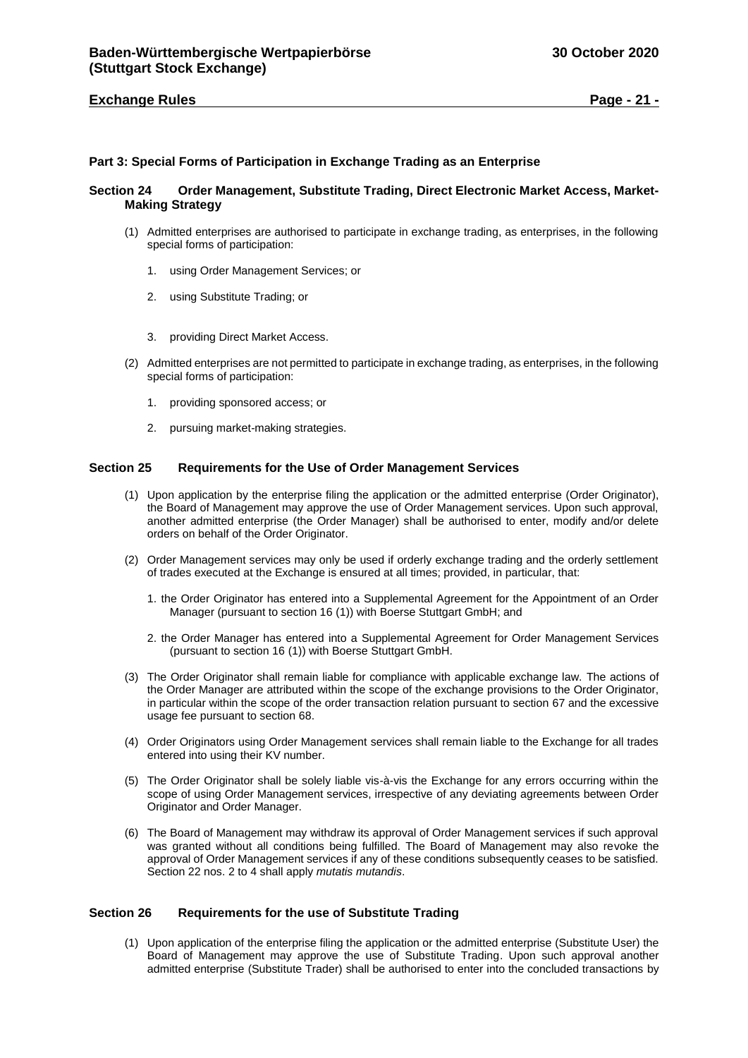## Part 3: Special Forms of Participation in Exchange Trading as an Enterprise

### Section 24 Order Management, Substitute Trading, Direct Electronic Market Access, Market-Making Strategy

(1) Admitted enterprises are authorised to participate in exchange trading, as enterprises, in the following special forms of participation:

1. using Order Management Services; or

2. using Substitute Trading; or

3. providing Direct Market Access.

(2) Admitted enterprises are not permitted to participate in exchange trading, as enterprises, in the following special forms of participation:

1. providing sponsored access; or

2. pursuing market-making strategies.

### Section 25 Requirements for the Use of Order Management Services

(1) Upon application by the enterprise filing the application or the admitted enterprise (Order Originator), the Board of Management may approve the use of Order Management services. Upon such approval, another admitted enterprise (the Order Manager) shall be authorised to enter, modify and/or delete orders on behalf of the Order Originator.

(2) Order Management services may only be used if orderly exchange trading and the orderly settlement of trades executed at the Exchange is ensured at all times; provided, in particular, that:

1. the Order Originator has entered into a Supplemental Agreement for the Appointment of an Order Manager (pursuant to section 16 (1)) with Boerse Stuttgart GmbH; and

2. the Order Manager has entered into a Supplemental Agreement for Order Management Services (pursuant to section 16 (1)) with Boerse Stuttgart GmbH.

(3) The Order Originator shall remain liable for compliance with applicable exchange law. The actions of the Order Manager are attributed within the scope of the exchange provisions to the Order Originator, in particular within the scope of the order transaction relation pursuant to section 67 and the excessive usage fee pursuant to section 68.

(4) Order Originators using Order Management services shall remain liable to the Exchange for all trades entered into using their KV number.

(5) The Order Originator shall be solely liable vis-à-vis the Exchange for any errors occurring within the scope of using Order Management services, irrespective of any deviating agreements between Order Originator and Order Manager.

(6) The Board of Management may withdraw its approval of Order Management services if such approval was granted without all conditions being fulfilled. The Board of Management may also revoke the approval of Order Management services if any of these conditions subsequently ceases to be satisfied. Section 22 nos. 2 to 4 shall apply *mutatis mutandis*.

### Section 26 Requirements for the use of Substitute Trading

(1) Upon application of the enterprise filing the application or the admitted enterprise (Substitute User) the Board of Management may approve the use of Substitute Trading. Upon such approval another admitted enterprise (Substitute Trader) shall be authorised to enter into the concluded transactions by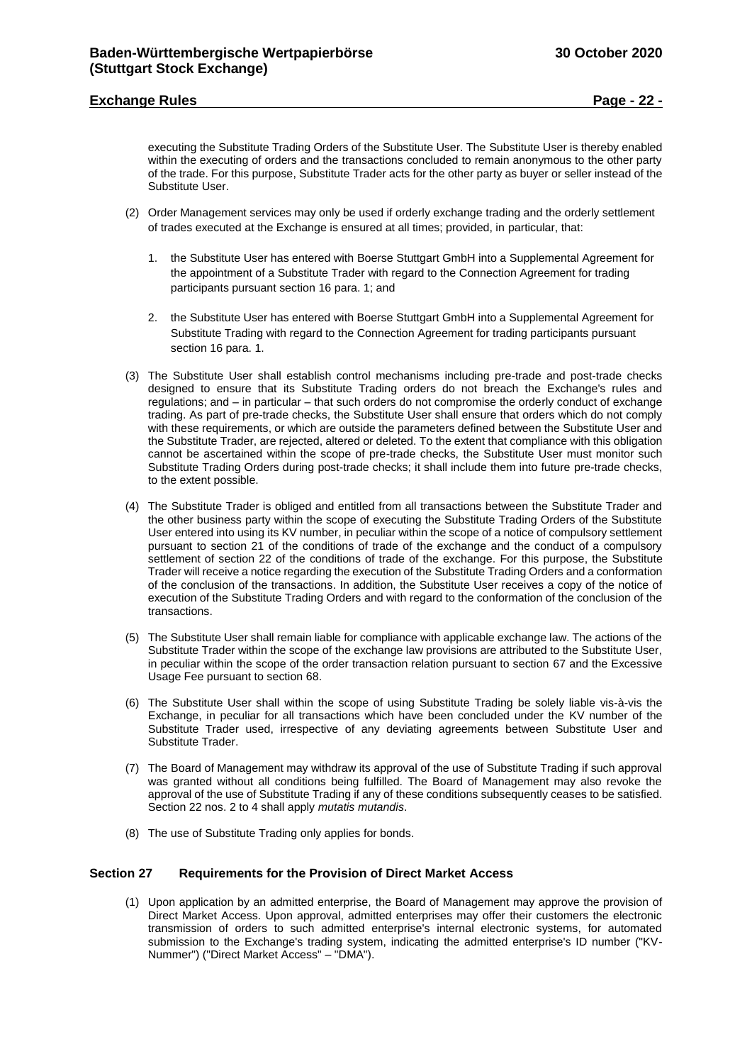executing the Substitute Trading Orders of the Substitute User. The Substitute User is thereby enabled within the executing of orders and the transactions concluded to remain anonymous to the other party of the trade. For this purpose, Substitute Trader acts for the other party as buyer or seller instead of the Substitute User.

(2) Order Management services may only be used if orderly exchange trading and the orderly settlement of trades executed at the Exchange is ensured at all times; provided, in particular, that:

1. the Substitute User has entered with Boerse Stuttgart GmbH into a Supplemental Agreement for the appointment of a Substitute Trader with regard to the Connection Agreement for trading participants pursuant section 16 para. 1; and

2. the Substitute User has entered with Boerse Stuttgart GmbH into a Supplemental Agreement for Substitute Trading with regard to the Connection Agreement for trading participants pursuant section 16 para. 1.

(3) The Substitute User shall establish control mechanisms including pre-trade and post-trade checks designed to ensure that its Substitute Trading orders do not breach the Exchange's rules and regulations; and – in particular – that such orders do not compromise the orderly conduct of exchange trading. As part of pre-trade checks, the Substitute User shall ensure that orders which do not comply with these requirements, or which are outside the parameters defined between the Substitute User and the Substitute Trader, are rejected, altered or deleted. To the extent that compliance with this obligation cannot be ascertained within the scope of pre-trade checks, the Substitute User must monitor such Substitute Trading Orders during post-trade checks; it shall include them into future pre-trade checks, to the extent possible.

(4) The Substitute Trader is obliged and entitled from all transactions between the Substitute Trader and the other business party within the scope of executing the Substitute Trading Orders of the Substitute User entered into using its KV number, in peculiar within the scope of a notice of compulsory settlement pursuant to section 21 of the conditions of trade of the exchange and the conduct of a compulsory settlement of section 22 of the conditions of trade of the exchange. For this purpose, the Substitute Trader will receive a notice regarding the execution of the Substitute Trading Orders and a conformation of the conclusion of the transactions. In addition, the Substitute User receives a copy of the notice of execution of the Substitute Trading Orders and with regard to the conformation of the conclusion of the transactions.

(5) The Substitute User shall remain liable for compliance with applicable exchange law. The actions of the Substitute Trader within the scope of the exchange law provisions are attributed to the Substitute User, in peculiar within the scope of the order transaction relation pursuant to section 67 and the Excessive Usage Fee pursuant to section 68.

(6) The Substitute User shall within the scope of using Substitute Trading be solely liable vis-à-vis the Exchange, in peculiar for all transactions which have been concluded under the KV number of the Substitute Trader used, irrespective of any deviating agreements between Substitute User and Substitute Trader.

(7) The Board of Management may withdraw its approval of the use of Substitute Trading if such approval was granted without all conditions being fulfilled. The Board of Management may also revoke the approval of the use of Substitute Trading if any of these conditions subsequently ceases to be satisfied. Section 22 nos. 2 to 4 shall apply *mutatis mutandis*.

(8) The use of Substitute Trading only applies for bonds.

## Section 27 Requirements for the Provision of Direct Market Access

(1) Upon application by an admitted enterprise, the Board of Management may approve the provision of Direct Market Access. Upon approval, admitted enterprises may offer their customers the electronic transmission of orders to such admitted enterprise's internal electronic systems, for automated submission to the Exchange's trading system, indicating the admitted enterprise's ID number ("KV-Nummer") ("Direct Market Access" – "DMA").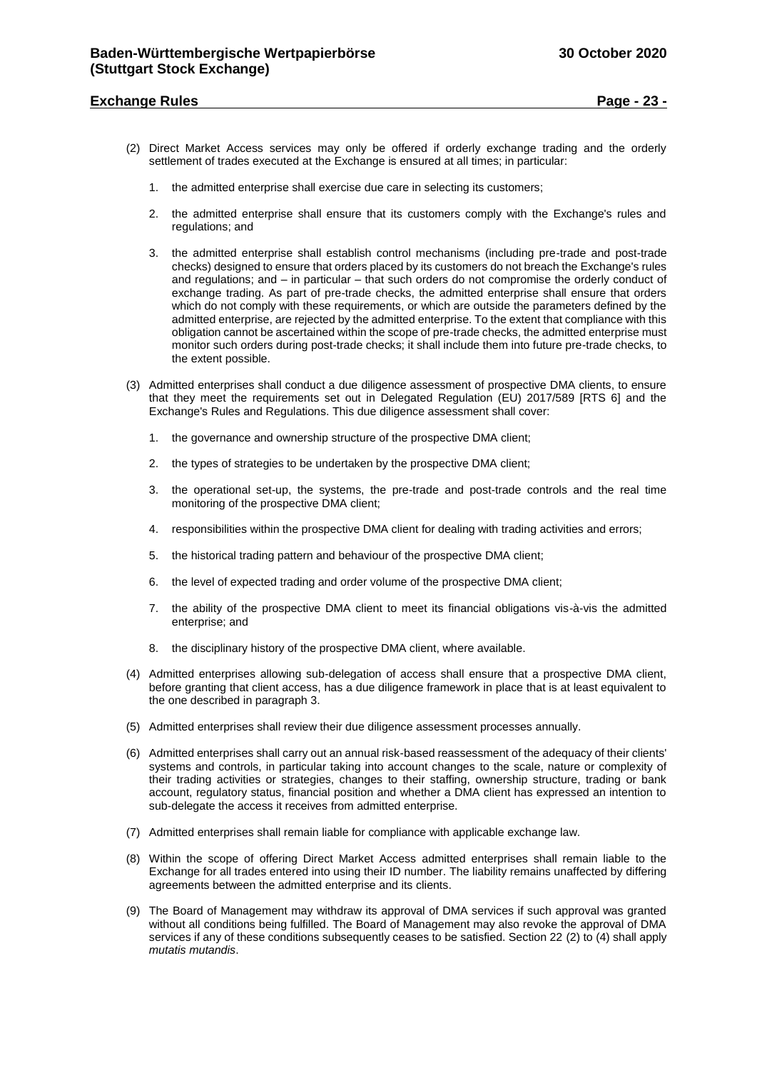(2) Direct Market Access services may only be offered if orderly exchange trading and the orderly settlement of trades executed at the Exchange is ensured at all times; in particular:

1. the admitted enterprise shall exercise due care in selecting its customers;

2. the admitted enterprise shall ensure that its customers comply with the Exchange's rules and regulations; and

3. the admitted enterprise shall establish control mechanisms (including pre-trade and post-trade checks) designed to ensure that orders placed by its customers do not breach the Exchange's rules and regulations; and – in particular – that such orders do not compromise the orderly conduct of exchange trading. As part of pre-trade checks, the admitted enterprise shall ensure that orders which do not comply with these requirements, or which are outside the parameters defined by the admitted enterprise, are rejected by the admitted enterprise. To the extent that compliance with this obligation cannot be ascertained within the scope of pre-trade checks, the admitted enterprise must monitor such orders during post-trade checks; it shall include them into future pre-trade checks, to the extent possible.

(3) Admitted enterprises shall conduct a due diligence assessment of prospective DMA clients, to ensure that they meet the requirements set out in Delegated Regulation (EU) 2017/589 [RTS 6] and the Exchange's Rules and Regulations. This due diligence assessment shall cover:

1. the governance and ownership structure of the prospective DMA client;

2. the types of strategies to be undertaken by the prospective DMA client;

3. the operational set-up, the systems, the pre-trade and post-trade controls and the real time monitoring of the prospective DMA client;

4. responsibilities within the prospective DMA client for dealing with trading activities and errors;

5. the historical trading pattern and behaviour of the prospective DMA client;

6. the level of expected trading and order volume of the prospective DMA client;

7. the ability of the prospective DMA client to meet its financial obligations vis-à-vis the admitted enterprise; and

8. the disciplinary history of the prospective DMA client, where available.

(4) Admitted enterprises allowing sub-delegation of access shall ensure that a prospective DMA client, before granting that client access, has a due diligence framework in place that is at least equivalent to the one described in paragraph 3.

(5) Admitted enterprises shall review their due diligence assessment processes annually.

(6) Admitted enterprises shall carry out an annual risk-based reassessment of the adequacy of their clients' systems and controls, in particular taking into account changes to the scale, nature or complexity of their trading activities or strategies, changes to their staffing, ownership structure, trading or bank account, regulatory status, financial position and whether a DMA client has expressed an intention to sub-delegate the access it receives from admitted enterprise.

(7) Admitted enterprises shall remain liable for compliance with applicable exchange law.

(8) Within the scope of offering Direct Market Access admitted enterprises shall remain liable to the Exchange for all trades entered into using their ID number. The liability remains unaffected by differing agreements between the admitted enterprise and its clients.

(9) The Board of Management may withdraw its approval of DMA services if such approval was granted without all conditions being fulfilled. The Board of Management may also revoke the approval of DMA services if any of these conditions subsequently ceases to be satisfied. Section 22 (2) to (4) shall apply *mutatis mutandis*.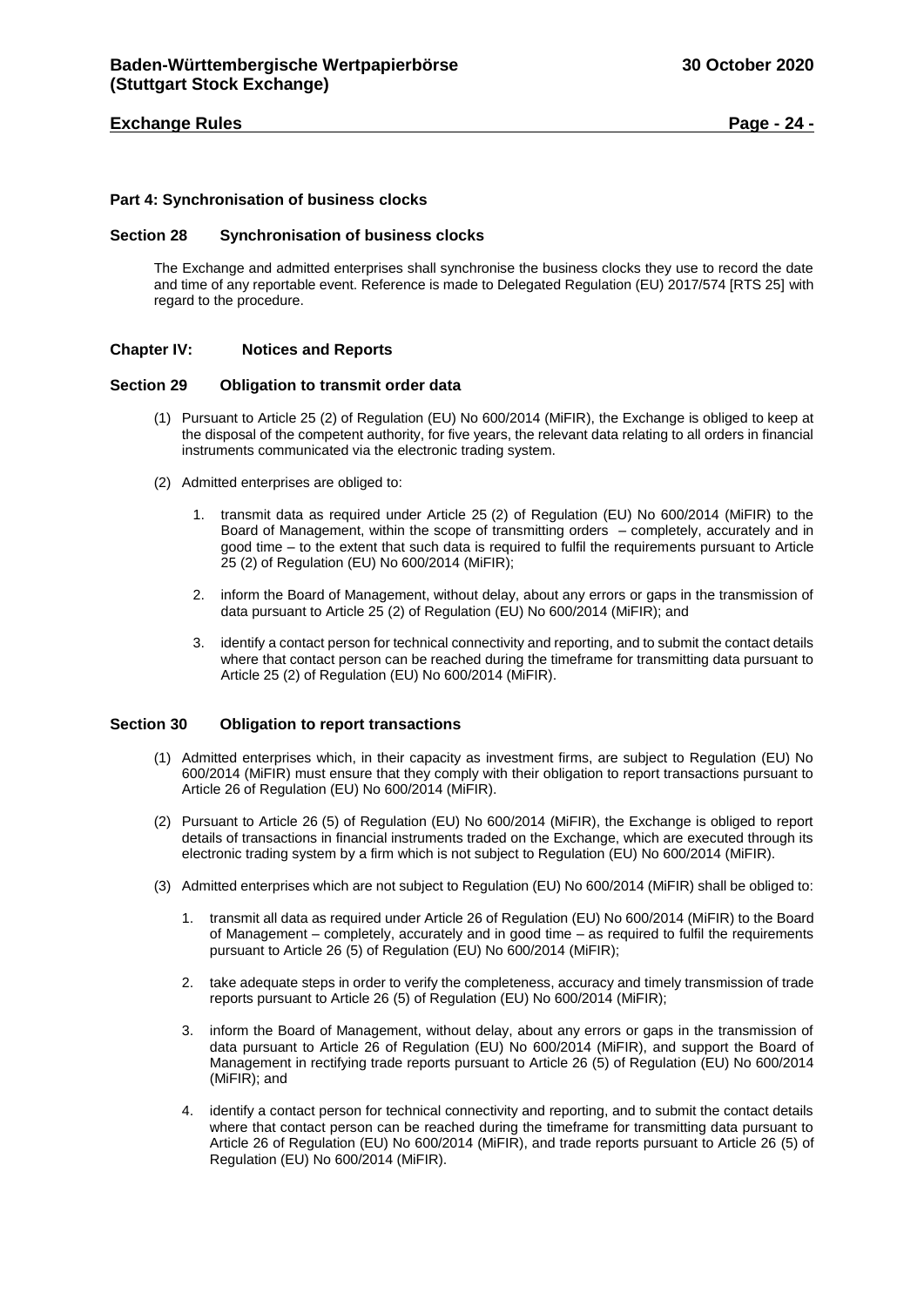## Part 4: Synchronisation of business clocks

### Section 28 Synchronisation of business clocks

The Exchange and admitted enterprises shall synchronise the business clocks they use to record the date and time of any reportable event. Reference is made to Delegated Regulation (EU) 2017/574 [RTS 25] with regard to the procedure.

## Chapter IV: Notices and Reports

### Section 29 Obligation to transmit order data

(1) Pursuant to Article 25 (2) of Regulation (EU) No 600/2014 (MiFIR), the Exchange is obliged to keep at the disposal of the competent authority, for five years, the relevant data relating to all orders in financial instruments communicated via the electronic trading system.

(2) Admitted enterprises are obliged to:

1. transmit data as required under Article 25 (2) of Regulation (EU) No 600/2014 (MiFIR) to the Board of Management, within the scope of transmitting orders – completely, accurately and in good time – to the extent that such data is required to fulfil the requirements pursuant to Article 25 (2) of Regulation (EU) No 600/2014 (MiFIR);

2. inform the Board of Management, without delay, about any errors or gaps in the transmission of data pursuant to Article 25 (2) of Regulation (EU) No 600/2014 (MiFIR); and

3. identify a contact person for technical connectivity and reporting, and to submit the contact details where that contact person can be reached during the timeframe for transmitting data pursuant to Article 25 (2) of Regulation (EU) No 600/2014 (MiFIR).

### Section 30 Obligation to report transactions

(1) Admitted enterprises which, in their capacity as investment firms, are subject to Regulation (EU) No 600/2014 (MiFIR) must ensure that they comply with their obligation to report transactions pursuant to Article 26 of Regulation (EU) No 600/2014 (MiFIR).

(2) Pursuant to Article 26 (5) of Regulation (EU) No 600/2014 (MiFIR), the Exchange is obliged to report details of transactions in financial instruments traded on the Exchange, which are executed through its electronic trading system by a firm which is not subject to Regulation (EU) No 600/2014 (MiFIR).

(3) Admitted enterprises which are not subject to Regulation (EU) No 600/2014 (MiFIR) shall be obliged to:

1. transmit all data as required under Article 26 of Regulation (EU) No 600/2014 (MiFIR) to the Board of Management – completely, accurately and in good time – as required to fulfil the requirements pursuant to Article 26 (5) of Regulation (EU) No 600/2014 (MiFIR);

2. take adequate steps in order to verify the completeness, accuracy and timely transmission of trade reports pursuant to Article 26 (5) of Regulation (EU) No 600/2014 (MiFIR);

3. inform the Board of Management, without delay, about any errors or gaps in the transmission of data pursuant to Article 26 of Regulation (EU) No 600/2014 (MiFIR), and support the Board of Management in rectifying trade reports pursuant to Article 26 (5) of Regulation (EU) No 600/2014 (MiFIR); and

4. identify a contact person for technical connectivity and reporting, and to submit the contact details where that contact person can be reached during the timeframe for transmitting data pursuant to Article 26 of Regulation (EU) No 600/2014 (MiFIR), and trade reports pursuant to Article 26 (5) of Regulation (EU) No 600/2014 (MiFIR).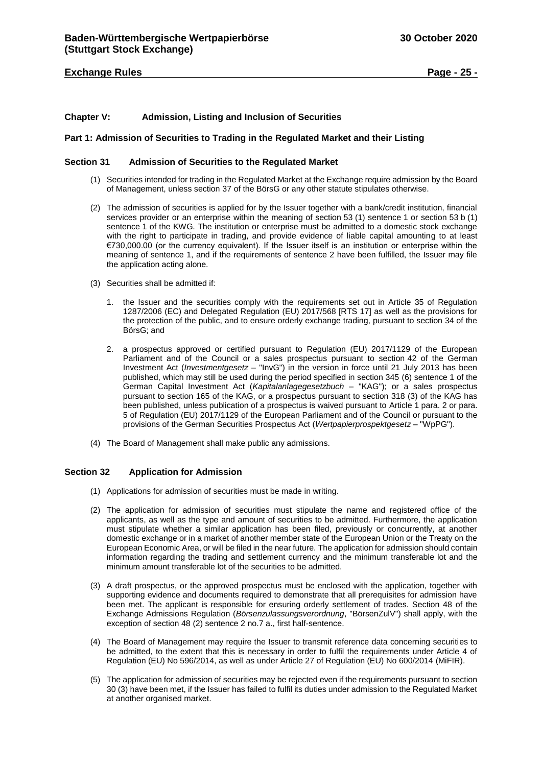## Chapter V: Admission, Listing and Inclusion of Securities

### Part 1: Admission of Securities to Trading in the Regulated Market and their Listing

#### Section 31 Admission of Securities to the Regulated Market

(1) Securities intended for trading in the Regulated Market at the Exchange require admission by the Board of Management, unless section 37 of the BörsG or any other statute stipulates otherwise.

(2) The admission of securities is applied for by the Issuer together with a bank/credit institution, financial services provider or an enterprise within the meaning of section 53 (1) sentence 1 or section 53 b (1) sentence 1 of the KWG. The institution or enterprise must be admitted to a domestic stock exchange with the right to participate in trading, and provide evidence of liable capital amounting to at least €730,000.00 (or the currency equivalent). If the Issuer itself is an institution or enterprise within the meaning of sentence 1, and if the requirements of sentence 2 have been fulfilled, the Issuer may file the application acting alone.

(3) Securities shall be admitted if:

1. the Issuer and the securities comply with the requirements set out in Article 35 of Regulation 1287/2006 (EC) and Delegated Regulation (EU) 2017/568 [RTS 17] as well as the provisions for the protection of the public, and to ensure orderly exchange trading, pursuant to section 34 of the BörsG; and

2. a prospectus approved or certified pursuant to Regulation (EU) 2017/1129 of the European Parliament and of the Council or a sales prospectus pursuant to section 42 of the German Investment Act (*Investmentgesetz* – "InvG") in the version in force until 21 July 2013 has been published, which may still be used during the period specified in section 345 (6) sentence 1 of the German Capital Investment Act (*Kapitalanlagegesetzbuch* – "KAG"); or a sales prospectus pursuant to section 165 of the KAG, or a prospectus pursuant to section 318 (3) of the KAG has been published, unless publication of a prospectus is waived pursuant to Article 1 para. 2 or para. 5 of Regulation (EU) 2017/1129 of the European Parliament and of the Council or pursuant to the provisions of the German Securities Prospectus Act (*Wertpapierprospektgesetz* – "WpPG").

(4) The Board of Management shall make public any admissions.

#### Section 32 Application for Admission

(1) Applications for admission of securities must be made in writing.

(2) The application for admission of securities must stipulate the name and registered office of the applicants, as well as the type and amount of securities to be admitted. Furthermore, the application must stipulate whether a similar application has been filed, previously or concurrently, at another domestic exchange or in a market of another member state of the European Union or the Treaty on the European Economic Area, or will be filed in the near future. The application for admission should contain information regarding the trading and settlement currency and the minimum transferable lot and the minimum amount transferable lot of the securities to be admitted.

(3) A draft prospectus, or the approved prospectus must be enclosed with the application, together with supporting evidence and documents required to demonstrate that all prerequisites for admission have been met. The applicant is responsible for ensuring orderly settlement of trades. Section 48 of the Exchange Admissions Regulation (*Börsenzulassungsverordnung*, "BörsenZulV") shall apply, with the exception of section 48 (2) sentence 2 no.7 a., first half-sentence.

(4) The Board of Management may require the Issuer to transmit reference data concerning securities to be admitted, to the extent that this is necessary in order to fulfil the requirements under Article 4 of Regulation (EU) No 596/2014, as well as under Article 27 of Regulation (EU) No 600/2014 (MiFIR).

(5) The application for admission of securities may be rejected even if the requirements pursuant to section 30 (3) have been met, if the Issuer has failed to fulfil its duties under admission to the Regulated Market at another organised market.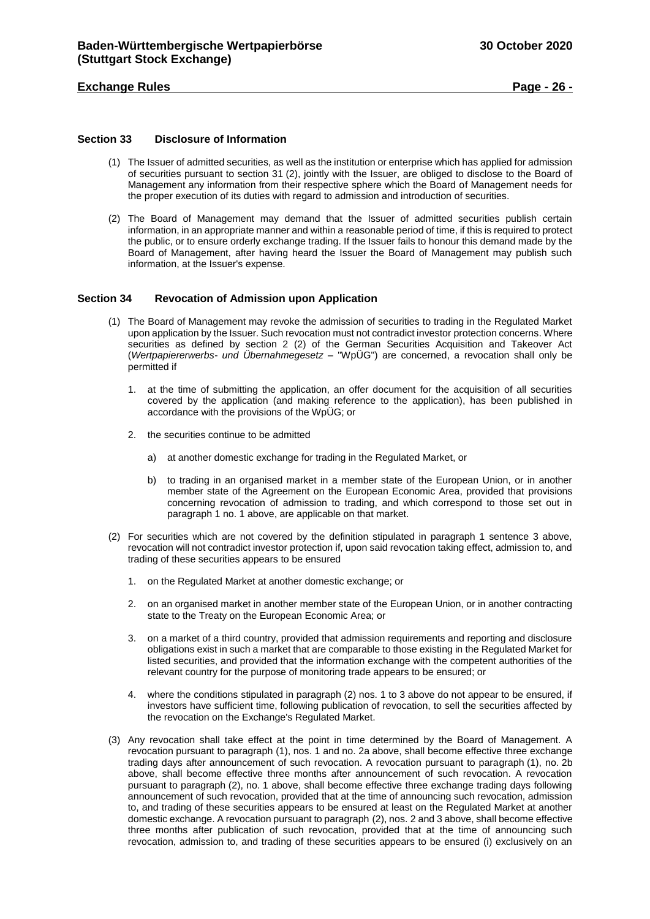## Section 33 Disclosure of Information

(1) The Issuer of admitted securities, as well as the institution or enterprise which has applied for admission of securities pursuant to section 31 (2), jointly with the Issuer, are obliged to disclose to the Board of Management any information from their respective sphere which the Board of Management needs for the proper execution of its duties with regard to admission and introduction of securities.

(2) The Board of Management may demand that the Issuer of admitted securities publish certain information, in an appropriate manner and within a reasonable period of time, if this is required to protect the public, or to ensure orderly exchange trading. If the Issuer fails to honour this demand made by the Board of Management, after having heard the Issuer the Board of Management may publish such information, at the Issuer's expense.

## Section 34 Revocation of Admission upon Application

(1) The Board of Management may revoke the admission of securities to trading in the Regulated Market upon application by the Issuer. Such revocation must not contradict investor protection concerns. Where securities as defined by section 2 (2) of the German Securities Acquisition and Takeover Act (*Wertpapiererwerbs- und Übernahmegesetz* – "WpÜG") are concerned, a revocation shall only be permitted if

1. at the time of submitting the application, an offer document for the acquisition of all securities covered by the application (and making reference to the application), has been published in accordance with the provisions of the WpÜG; or

2. the securities continue to be admitted

   a) at another domestic exchange for trading in the Regulated Market, or

   b) to trading in an organised market in a member state of the European Union, or in another member state of the Agreement on the European Economic Area, provided that provisions concerning revocation of admission to trading, and which correspond to those set out in paragraph 1 no. 1 above, are applicable on that market.

(2) For securities which are not covered by the definition stipulated in paragraph 1 sentence 3 above, revocation will not contradict investor protection if, upon said revocation taking effect, admission to, and trading of these securities appears to be ensured

1. on the Regulated Market at another domestic exchange; or

2. on an organised market in another member state of the European Union, or in another contracting state to the Treaty on the European Economic Area; or

3. on a market of a third country, provided that admission requirements and reporting and disclosure obligations exist in such a market that are comparable to those existing in the Regulated Market for listed securities, and provided that the information exchange with the competent authorities of the relevant country for the purpose of monitoring trade appears to be ensured; or

4. where the conditions stipulated in paragraph (2) nos. 1 to 3 above do not appear to be ensured, if investors have sufficient time, following publication of revocation, to sell the securities affected by the revocation on the Exchange's Regulated Market.

(3) Any revocation shall take effect at the point in time determined by the Board of Management. A revocation pursuant to paragraph (1), nos. 1 and no. 2a above, shall become effective three exchange trading days after announcement of such revocation. A revocation pursuant to paragraph (1), no. 2b above, shall become effective three months after announcement of such revocation. A revocation pursuant to paragraph (2), no. 1 above, shall become effective three exchange trading days following announcement of such revocation, provided that at the time of announcing such revocation, admission to, and trading of these securities appears to be ensured at least on the Regulated Market at another domestic exchange. A revocation pursuant to paragraph (2), nos. 2 and 3 above, shall become effective three months after publication of such revocation, provided that at the time of announcing such revocation, admission to, and trading of these securities appears to be ensured (i) exclusively on an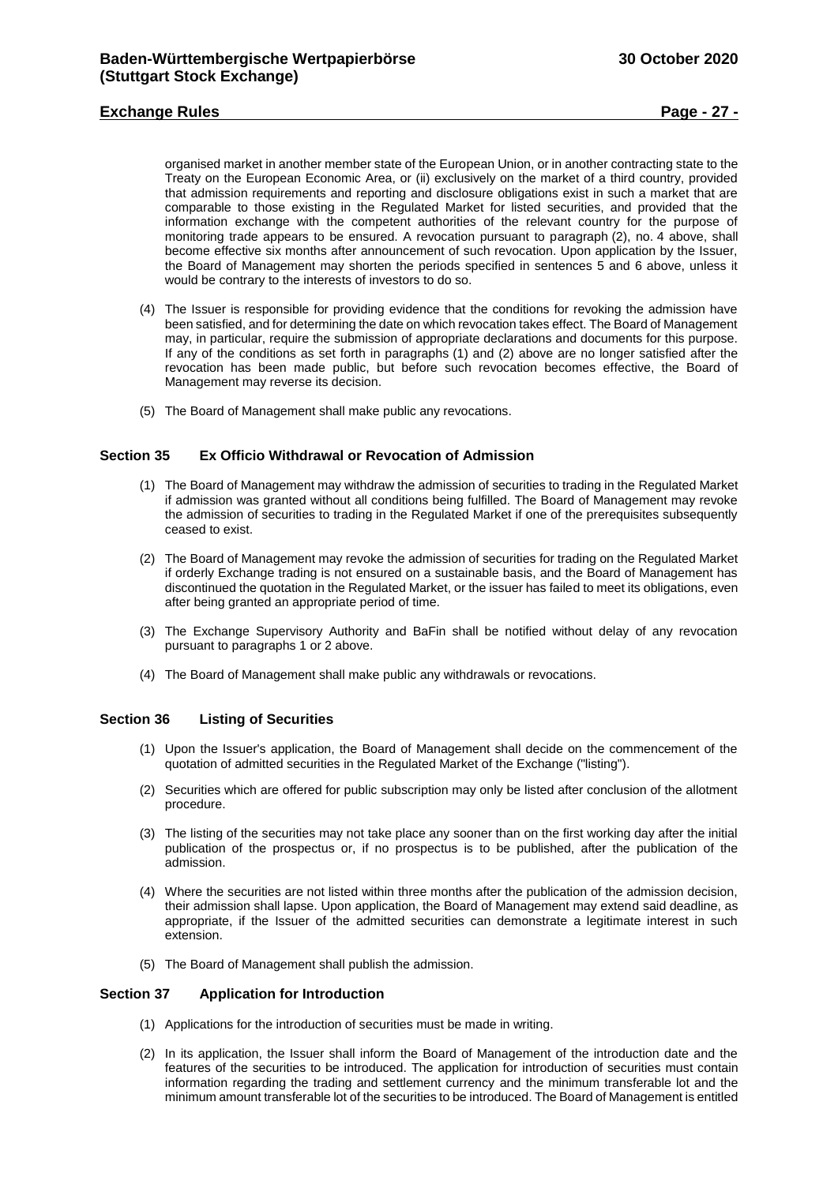organised market in another member state of the European Union, or in another contracting state to the Treaty on the European Economic Area, or (ii) exclusively on the market of a third country, provided that admission requirements and reporting and disclosure obligations exist in such a market that are comparable to those existing in the Regulated Market for listed securities, and provided that the information exchange with the competent authorities of the relevant country for the purpose of monitoring trade appears to be ensured. A revocation pursuant to paragraph (2), no. 4 above, shall become effective six months after announcement of such revocation. Upon application by the Issuer, the Board of Management may shorten the periods specified in sentences 5 and 6 above, unless it would be contrary to the interests of investors to do so.

(4) The Issuer is responsible for providing evidence that the conditions for revoking the admission have been satisfied, and for determining the date on which revocation takes effect. The Board of Management may, in particular, require the submission of appropriate declarations and documents for this purpose. If any of the conditions as set forth in paragraphs (1) and (2) above are no longer satisfied after the revocation has been made public, but before such revocation becomes effective, the Board of Management may reverse its decision.

(5) The Board of Management shall make public any revocations.

## Section 35 Ex Officio Withdrawal or Revocation of Admission

(1) The Board of Management may withdraw the admission of securities to trading in the Regulated Market if admission was granted without all conditions being fulfilled. The Board of Management may revoke the admission of securities to trading in the Regulated Market if one of the prerequisites subsequently ceased to exist.

(2) The Board of Management may revoke the admission of securities for trading on the Regulated Market if orderly Exchange trading is not ensured on a sustainable basis, and the Board of Management has discontinued the quotation in the Regulated Market, or the issuer has failed to meet its obligations, even after being granted an appropriate period of time.

(3) The Exchange Supervisory Authority and BaFin shall be notified without delay of any revocation pursuant to paragraphs 1 or 2 above.

(4) The Board of Management shall make public any withdrawals or revocations.

## Section 36 Listing of Securities

(1) Upon the Issuer's application, the Board of Management shall decide on the commencement of the quotation of admitted securities in the Regulated Market of the Exchange ("listing").

(2) Securities which are offered for public subscription may only be listed after conclusion of the allotment procedure.

(3) The listing of the securities may not take place any sooner than on the first working day after the initial publication of the prospectus or, if no prospectus is to be published, after the publication of the admission.

(4) Where the securities are not listed within three months after the publication of the admission decision, their admission shall lapse. Upon application, the Board of Management may extend said deadline, as appropriate, if the Issuer of the admitted securities can demonstrate a legitimate interest in such extension.

(5) The Board of Management shall publish the admission.

## Section 37 Application for Introduction

(1) Applications for the introduction of securities must be made in writing.

(2) In its application, the Issuer shall inform the Board of Management of the introduction date and the features of the securities to be introduced. The application for introduction of securities must contain information regarding the trading and settlement currency and the minimum transferable lot and the minimum amount transferable lot of the securities to be introduced. The Board of Management is entitled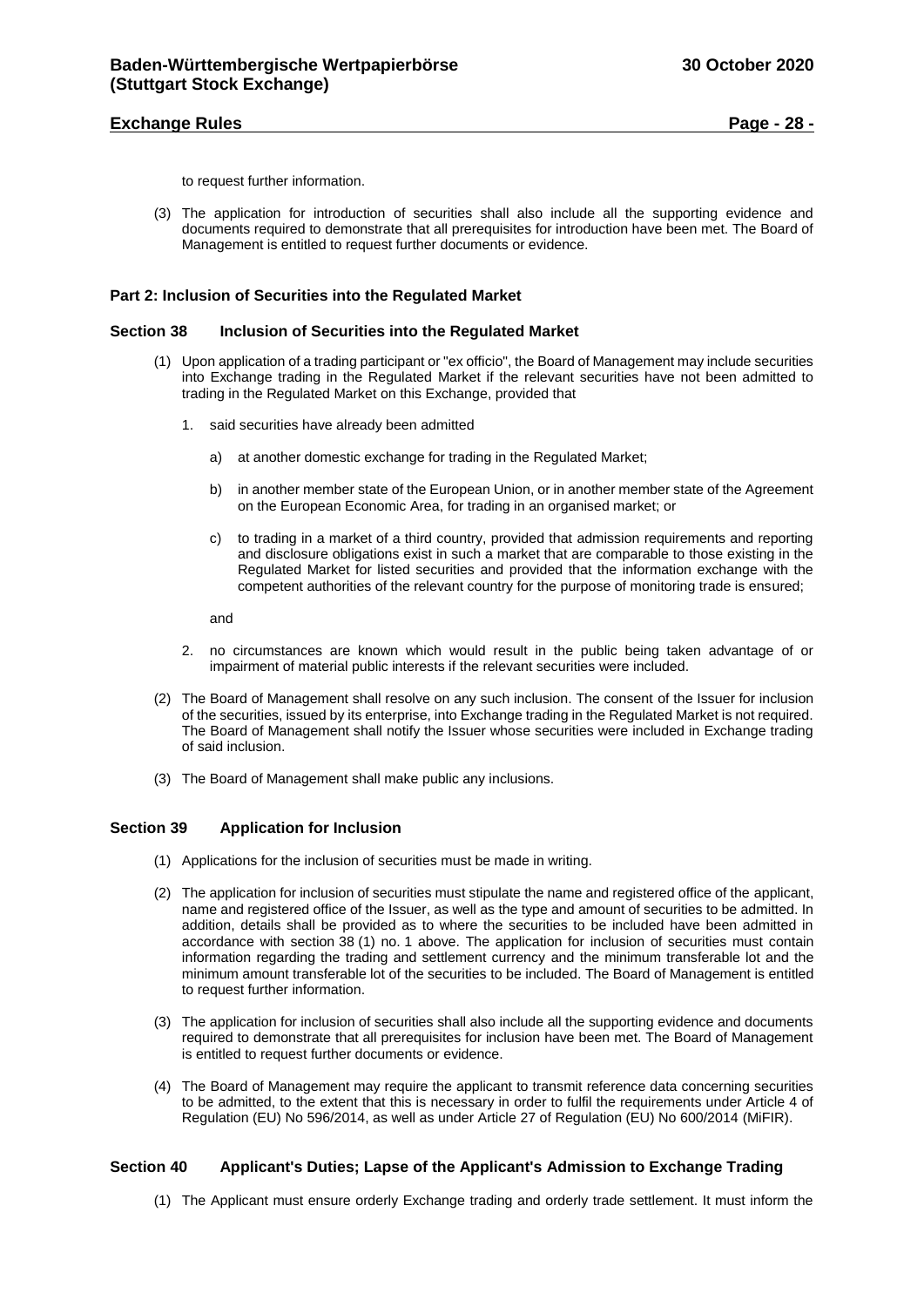to request further information.

(3) The application for introduction of securities shall also include all the supporting evidence and documents required to demonstrate that all prerequisites for introduction have been met. The Board of Management is entitled to request further documents or evidence.

## Part 2: Inclusion of Securities into the Regulated Market

### Section 38 Inclusion of Securities into the Regulated Market

(1) Upon application of a trading participant or "ex officio", the Board of Management may include securities into Exchange trading in the Regulated Market if the relevant securities have not been admitted to trading in the Regulated Market on this Exchange, provided that

1. said securities have already been admitted

   a) at another domestic exchange for trading in the Regulated Market;

   b) in another member state of the European Union, or in another member state of the Agreement on the European Economic Area, for trading in an organised market; or

   c) to trading in a market of a third country, provided that admission requirements and reporting and disclosure obligations exist in such a market that are comparable to those existing in the Regulated Market for listed securities and provided that the information exchange with the competent authorities of the relevant country for the purpose of monitoring trade is ensured;

   and

2. no circumstances are known which would result in the public being taken advantage of or impairment of material public interests if the relevant securities were included.

(2) The Board of Management shall resolve on any such inclusion. The consent of the Issuer for inclusion of the securities, issued by its enterprise, into Exchange trading in the Regulated Market is not required. The Board of Management shall notify the Issuer whose securities were included in Exchange trading of said inclusion.

(3) The Board of Management shall make public any inclusions.

### Section 39 Application for Inclusion

(1) Applications for the inclusion of securities must be made in writing.

(2) The application for inclusion of securities must stipulate the name and registered office of the applicant, name and registered office of the Issuer, as well as the type and amount of securities to be admitted. In addition, details shall be provided as to where the securities to be included have been admitted in accordance with section 38 (1) no. 1 above. The application for inclusion of securities must contain information regarding the trading and settlement currency and the minimum transferable lot and the minimum amount transferable lot of the securities to be included. The Board of Management is entitled to request further information.

(3) The application for inclusion of securities shall also include all the supporting evidence and documents required to demonstrate that all prerequisites for inclusion have been met. The Board of Management is entitled to request further documents or evidence.

(4) The Board of Management may require the applicant to transmit reference data concerning securities to be admitted, to the extent that this is necessary in order to fulfil the requirements under Article 4 of Regulation (EU) No 596/2014, as well as under Article 27 of Regulation (EU) No 600/2014 (MiFIR).

### Section 40 Applicant's Duties; Lapse of the Applicant's Admission to Exchange Trading

(1) The Applicant must ensure orderly Exchange trading and orderly trade settlement. It must inform the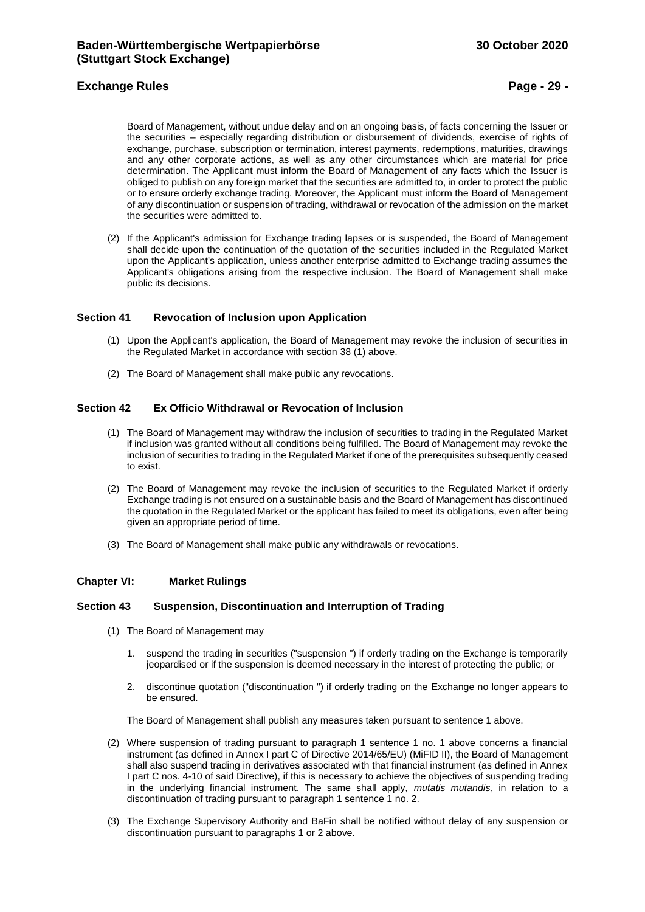Board of Management, without undue delay and on an ongoing basis, of facts concerning the Issuer or the securities – especially regarding distribution or disbursement of dividends, exercise of rights of exchange, purchase, subscription or termination, interest payments, redemptions, maturities, drawings and any other corporate actions, as well as any other circumstances which are material for price determination. The Applicant must inform the Board of Management of any facts which the Issuer is obliged to publish on any foreign market that the securities are admitted to, in order to protect the public or to ensure orderly exchange trading. Moreover, the Applicant must inform the Board of Management of any discontinuation or suspension of trading, withdrawal or revocation of the admission on the market the securities were admitted to.

(2) If the Applicant's admission for Exchange trading lapses or is suspended, the Board of Management shall decide upon the continuation of the quotation of the securities included in the Regulated Market upon the Applicant's application, unless another enterprise admitted to Exchange trading assumes the Applicant's obligations arising from the respective inclusion. The Board of Management shall make public its decisions.

### Section 41 Revocation of Inclusion upon Application

(1) Upon the Applicant's application, the Board of Management may revoke the inclusion of securities in the Regulated Market in accordance with section 38 (1) above.

(2) The Board of Management shall make public any revocations.

### Section 42 Ex Officio Withdrawal or Revocation of Inclusion

(1) The Board of Management may withdraw the inclusion of securities to trading in the Regulated Market if inclusion was granted without all conditions being fulfilled. The Board of Management may revoke the inclusion of securities to trading in the Regulated Market if one of the prerequisites subsequently ceased to exist.

(2) The Board of Management may revoke the inclusion of securities to the Regulated Market if orderly Exchange trading is not ensured on a sustainable basis and the Board of Management has discontinued the quotation in the Regulated Market or the applicant has failed to meet its obligations, even after being given an appropriate period of time.

(3) The Board of Management shall make public any withdrawals or revocations.

## Chapter VI: Market Rulings

### Section 43 Suspension, Discontinuation and Interruption of Trading

(1) The Board of Management may

1. suspend the trading in securities ("suspension ") if orderly trading on the Exchange is temporarily jeopardised or if the suspension is deemed necessary in the interest of protecting the public; or

2. discontinue quotation ("discontinuation ") if orderly trading on the Exchange no longer appears to be ensured.

The Board of Management shall publish any measures taken pursuant to sentence 1 above.

(2) Where suspension of trading pursuant to paragraph 1 sentence 1 no. 1 above concerns a financial instrument (as defined in Annex I part C of Directive 2014/65/EU) (MiFID II), the Board of Management shall also suspend trading in derivatives associated with that financial instrument (as defined in Annex I part C nos. 4-10 of said Directive), if this is necessary to achieve the objectives of suspending trading in the underlying financial instrument. The same shall apply, *mutatis mutandis*, in relation to a discontinuation of trading pursuant to paragraph 1 sentence 1 no. 2.

(3) The Exchange Supervisory Authority and BaFin shall be notified without delay of any suspension or discontinuation pursuant to paragraphs 1 or 2 above.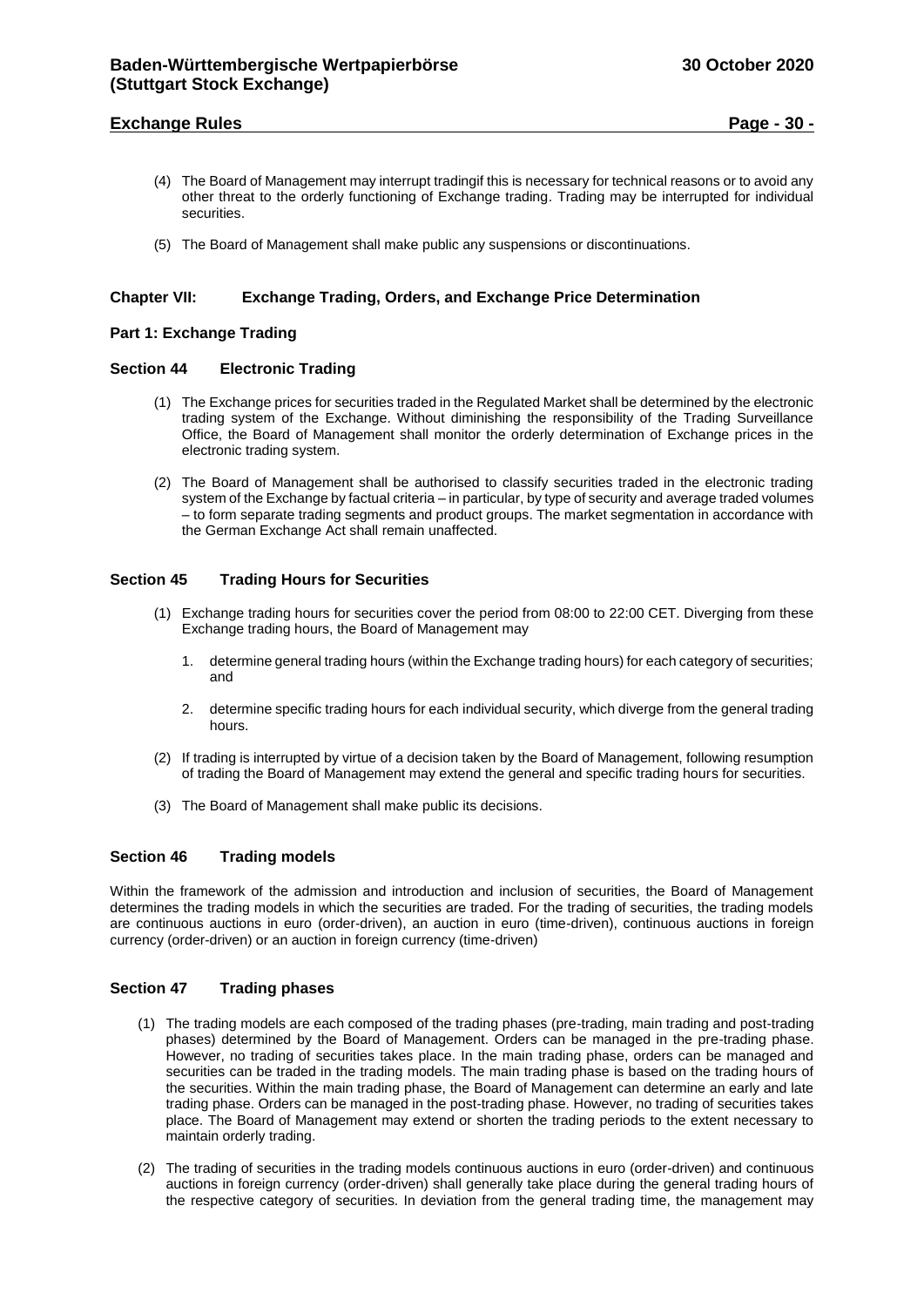(4) The Board of Management may interrupt tradingif this is necessary for technical reasons or to avoid any other threat to the orderly functioning of Exchange trading. Trading may be interrupted for individual securities.

(5) The Board of Management shall make public any suspensions or discontinuations.

## Chapter VII: Exchange Trading, Orders, and Exchange Price Determination

### Part 1: Exchange Trading

### Section 44 Electronic Trading

(1) The Exchange prices for securities traded in the Regulated Market shall be determined by the electronic trading system of the Exchange. Without diminishing the responsibility of the Trading Surveillance Office, the Board of Management shall monitor the orderly determination of Exchange prices in the electronic trading system.

(2) The Board of Management shall be authorised to classify securities traded in the electronic trading system of the Exchange by factual criteria – in particular, by type of security and average traded volumes – to form separate trading segments and product groups. The market segmentation in accordance with the German Exchange Act shall remain unaffected.

### Section 45 Trading Hours for Securities

(1) Exchange trading hours for securities cover the period from 08:00 to 22:00 CET. Diverging from these Exchange trading hours, the Board of Management may

1. determine general trading hours (within the Exchange trading hours) for each category of securities; and

2. determine specific trading hours for each individual security, which diverge from the general trading hours.

(2) If trading is interrupted by virtue of a decision taken by the Board of Management, following resumption of trading the Board of Management may extend the general and specific trading hours for securities.

(3) The Board of Management shall make public its decisions.

### Section 46 Trading models

Within the framework of the admission and introduction and inclusion of securities, the Board of Management determines the trading models in which the securities are traded. For the trading of securities, the trading models are continuous auctions in euro (order-driven), an auction in euro (time-driven), continuous auctions in foreign currency (order-driven) or an auction in foreign currency (time-driven)

### Section 47 Trading phases

(1) The trading models are each composed of the trading phases (pre-trading, main trading and post-trading phases) determined by the Board of Management. Orders can be managed in the pre-trading phase. However, no trading of securities takes place. In the main trading phase, orders can be managed and securities can be traded in the trading models. The main trading phase is based on the trading hours of the securities. Within the main trading phase, the Board of Management can determine an early and late trading phase. Orders can be managed in the post-trading phase. However, no trading of securities takes place. The Board of Management may extend or shorten the trading periods to the extent necessary to maintain orderly trading.

(2) The trading of securities in the trading models continuous auctions in euro (order-driven) and continuous auctions in foreign currency (order-driven) shall generally take place during the general trading hours of the respective category of securities. In deviation from the general trading time, the management may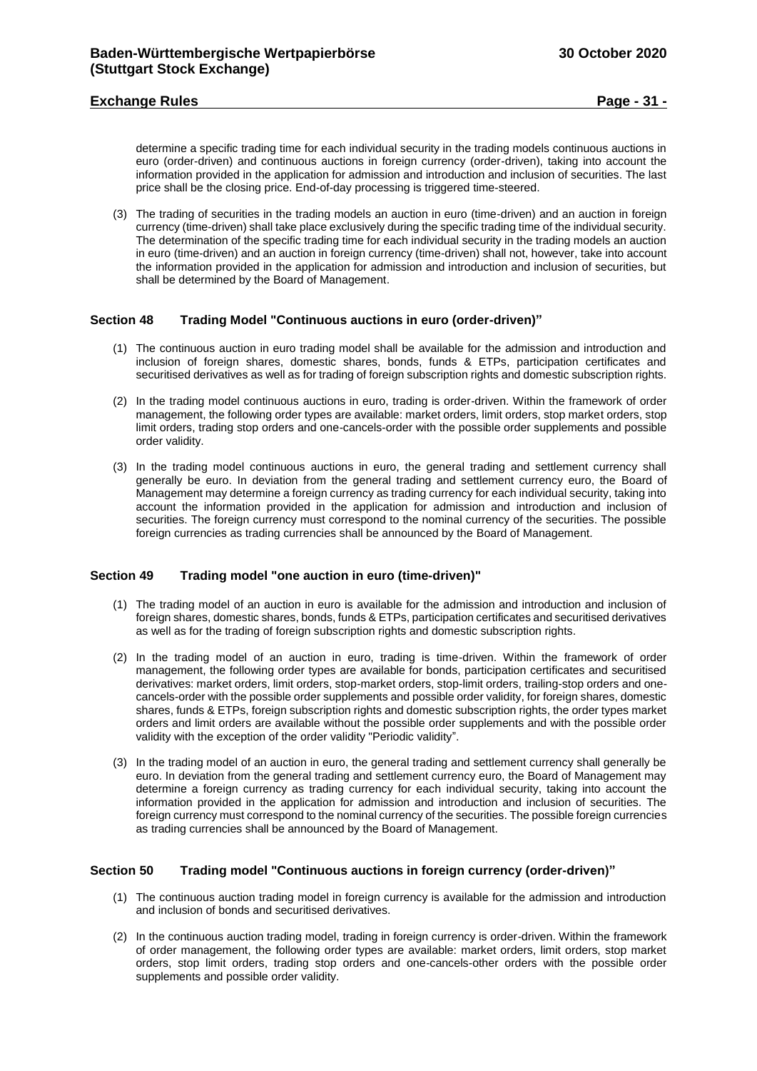determine a specific trading time for each individual security in the trading models continuous auctions in euro (order-driven) and continuous auctions in foreign currency (order-driven), taking into account the information provided in the application for admission and introduction and inclusion of securities. The last price shall be the closing price. End-of-day processing is triggered time-steered.

(3) The trading of securities in the trading models an auction in euro (time-driven) and an auction in foreign currency (time-driven) shall take place exclusively during the specific trading time of the individual security. The determination of the specific trading time for each individual security in the trading models an auction in euro (time-driven) and an auction in foreign currency (time-driven) shall not, however, take into account the information provided in the application for admission and introduction and inclusion of securities, but shall be determined by the Board of Management.

## Section 48 Trading Model "Continuous auctions in euro (order-driven)"

(1) The continuous auction in euro trading model shall be available for the admission and introduction and inclusion of foreign shares, domestic shares, bonds, funds & ETPs, participation certificates and securitised derivatives as well as for trading of foreign subscription rights and domestic subscription rights.

(2) In the trading model continuous auctions in euro, trading is order-driven. Within the framework of order management, the following order types are available: market orders, limit orders, stop market orders, stop limit orders, trading stop orders and one-cancels-order with the possible order supplements and possible order validity.

(3) In the trading model continuous auctions in euro, the general trading and settlement currency shall generally be euro. In deviation from the general trading and settlement currency euro, the Board of Management may determine a foreign currency as trading currency for each individual security, taking into account the information provided in the application for admission and introduction and inclusion of securities. The foreign currency must correspond to the nominal currency of the securities. The possible foreign currencies as trading currencies shall be announced by the Board of Management.

## Section 49 Trading model "one auction in euro (time-driven)"

(1) The trading model of an auction in euro is available for the admission and introduction and inclusion of foreign shares, domestic shares, bonds, funds & ETPs, participation certificates and securitised derivatives as well as for the trading of foreign subscription rights and domestic subscription rights.

(2) In the trading model of an auction in euro, trading is time-driven. Within the framework of order management, the following order types are available for bonds, participation certificates and securitised derivatives: market orders, limit orders, stop-market orders, stop-limit orders, trailing-stop orders and one-cancels-order with the possible order supplements and possible order validity, for foreign shares, domestic shares, funds & ETPs, foreign subscription rights and domestic subscription rights, the order types market orders and limit orders are available without the possible order supplements and with the possible order validity with the exception of the order validity "Periodic validity".

(3) In the trading model of an auction in euro, the general trading and settlement currency shall generally be euro. In deviation from the general trading and settlement currency euro, the Board of Management may determine a foreign currency as trading currency for each individual security, taking into account the information provided in the application for admission and introduction and inclusion of securities. The foreign currency must correspond to the nominal currency of the securities. The possible foreign currencies as trading currencies shall be announced by the Board of Management.

## Section 50 Trading model "Continuous auctions in foreign currency (order-driven)"

(1) The continuous auction trading model in foreign currency is available for the admission and introduction and inclusion of bonds and securitised derivatives.

(2) In the continuous auction trading model, trading in foreign currency is order-driven. Within the framework of order management, the following order types are available: market orders, limit orders, stop market orders, stop limit orders, trading stop orders and one-cancels-other orders with the possible order supplements and possible order validity.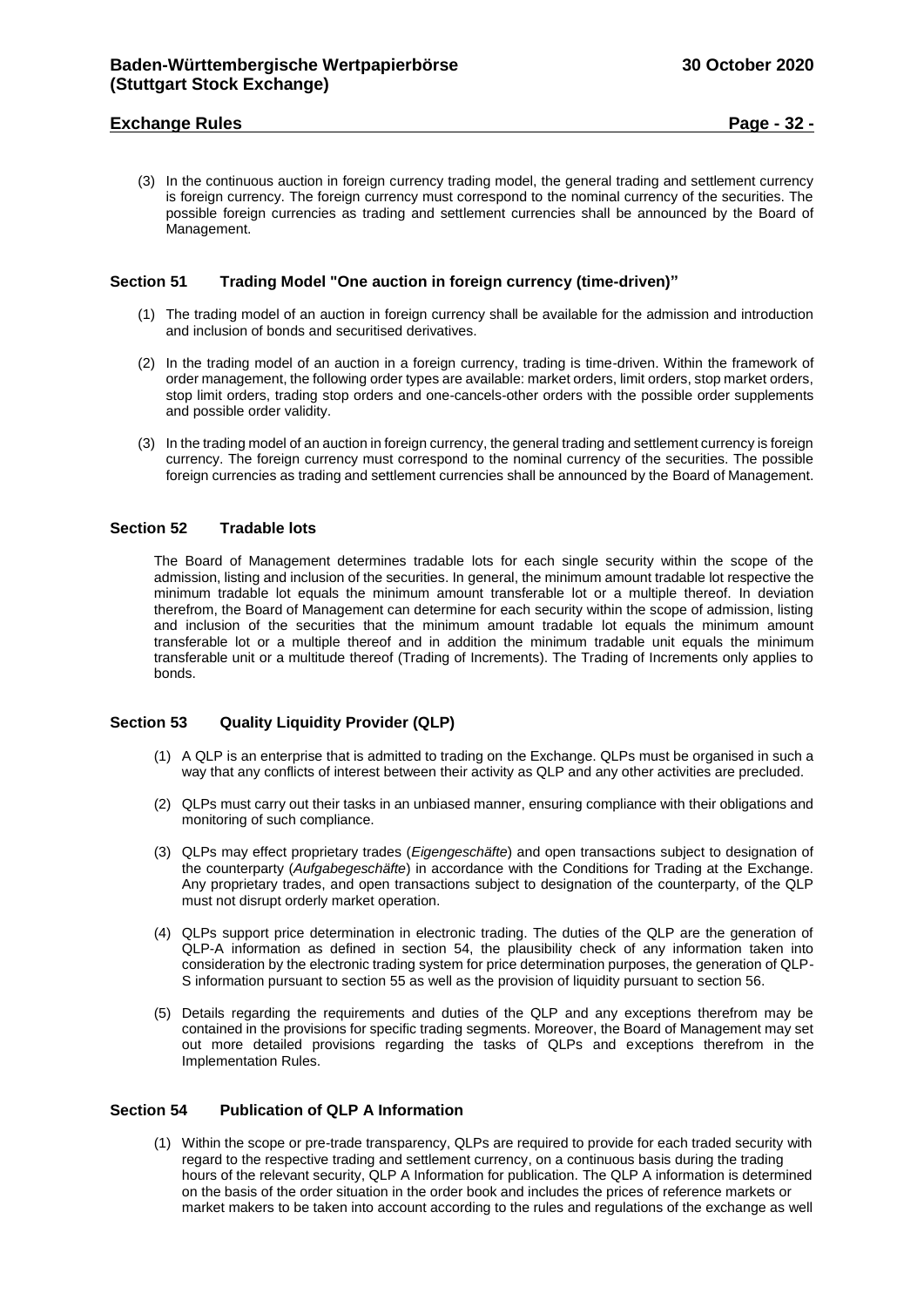(3) In the continuous auction in foreign currency trading model, the general trading and settlement currency is foreign currency. The foreign currency must correspond to the nominal currency of the securities. The possible foreign currencies as trading and settlement currencies shall be announced by the Board of Management.

### Section 51 Trading Model "One auction in foreign currency (time-driven)"

(1) The trading model of an auction in foreign currency shall be available for the admission and introduction and inclusion of bonds and securitised derivatives.

(2) In the trading model of an auction in a foreign currency, trading is time-driven. Within the framework of order management, the following order types are available: market orders, limit orders, stop market orders, stop limit orders, trading stop orders and one-cancels-other orders with the possible order supplements and possible order validity.

(3) In the trading model of an auction in foreign currency, the general trading and settlement currency is foreign currency. The foreign currency must correspond to the nominal currency of the securities. The possible foreign currencies as trading and settlement currencies shall be announced by the Board of Management.

### Section 52 Tradable lots

The Board of Management determines tradable lots for each single security within the scope of the admission, listing and inclusion of the securities. In general, the minimum amount tradable lot respective the minimum tradable lot equals the minimum amount transferable lot or a multiple thereof. In deviation therefrom, the Board of Management can determine for each security within the scope of admission, listing and inclusion of the securities that the minimum amount tradable lot equals the minimum amount transferable lot or a multiple thereof and in addition the minimum tradable unit equals the minimum transferable unit or a multitude thereof (Trading of Increments). The Trading of Increments only applies to bonds.

### Section 53 Quality Liquidity Provider (QLP)

(1) A QLP is an enterprise that is admitted to trading on the Exchange. QLPs must be organised in such a way that any conflicts of interest between their activity as QLP and any other activities are precluded.

(2) QLPs must carry out their tasks in an unbiased manner, ensuring compliance with their obligations and monitoring of such compliance.

(3) QLPs may effect proprietary trades (*Eigengeschäfte*) and open transactions subject to designation of the counterparty (*Aufgabegeschäfte*) in accordance with the Conditions for Trading at the Exchange. Any proprietary trades, and open transactions subject to designation of the counterparty, of the QLP must not disrupt orderly market operation.

(4) QLPs support price determination in electronic trading. The duties of the QLP are the generation of QLP-A information as defined in section 54, the plausibility check of any information taken into consideration by the electronic trading system for price determination purposes, the generation of QLP-S information pursuant to section 55 as well as the provision of liquidity pursuant to section 56.

(5) Details regarding the requirements and duties of the QLP and any exceptions therefrom may be contained in the provisions for specific trading segments. Moreover, the Board of Management may set out more detailed provisions regarding the tasks of QLPs and exceptions therefrom in the Implementation Rules.

### Section 54 Publication of QLP A Information

(1) Within the scope or pre-trade transparency, QLPs are required to provide for each traded security with regard to the respective trading and settlement currency, on a continuous basis during the trading hours of the relevant security, QLP A Information for publication. The QLP A information is determined on the basis of the order situation in the order book and includes the prices of reference markets or market makers to be taken into account according to the rules and regulations of the exchange as well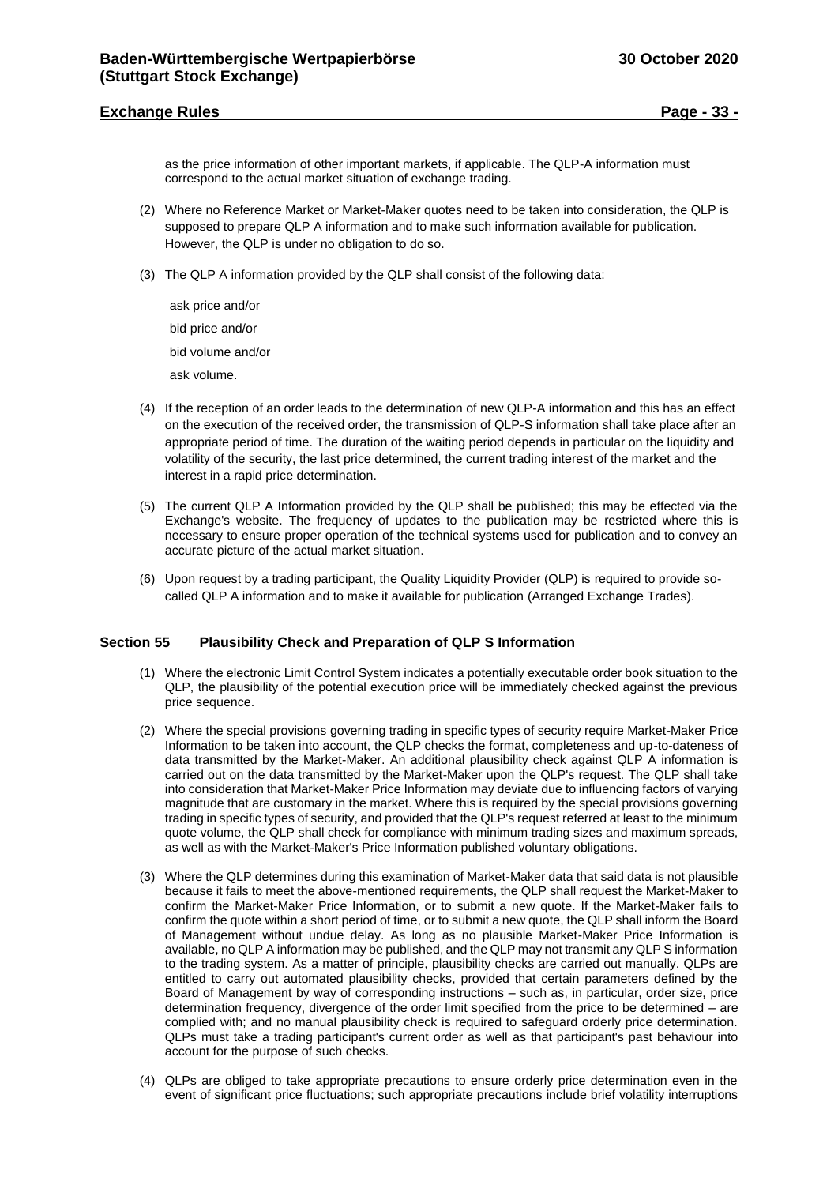as the price information of other important markets, if applicable. The QLP-A information must correspond to the actual market situation of exchange trading.

(2) Where no Reference Market or Market-Maker quotes need to be taken into consideration, the QLP is supposed to prepare QLP A information and to make such information available for publication. However, the QLP is under no obligation to do so.

(3) The QLP A information provided by the QLP shall consist of the following data:

ask price and/or

bid price and/or

bid volume and/or

ask volume.

(4) If the reception of an order leads to the determination of new QLP-A information and this has an effect on the execution of the received order, the transmission of QLP-S information shall take place after an appropriate period of time. The duration of the waiting period depends in particular on the liquidity and volatility of the security, the last price determined, the current trading interest of the market and the interest in a rapid price determination.

(5) The current QLP A Information provided by the QLP shall be published; this may be effected via the Exchange's website. The frequency of updates to the publication may be restricted where this is necessary to ensure proper operation of the technical systems used for publication and to convey an accurate picture of the actual market situation.

(6) Upon request by a trading participant, the Quality Liquidity Provider (QLP) is required to provide so-called QLP A information and to make it available for publication (Arranged Exchange Trades).

## Section 55 Plausibility Check and Preparation of QLP S Information

(1) Where the electronic Limit Control System indicates a potentially executable order book situation to the QLP, the plausibility of the potential execution price will be immediately checked against the previous price sequence.

(2) Where the special provisions governing trading in specific types of security require Market-Maker Price Information to be taken into account, the QLP checks the format, completeness and up-to-dateness of data transmitted by the Market-Maker. An additional plausibility check against QLP A information is carried out on the data transmitted by the Market-Maker upon the QLP's request. The QLP shall take into consideration that Market-Maker Price Information may deviate due to influencing factors of varying magnitude that are customary in the market. Where this is required by the special provisions governing trading in specific types of security, and provided that the QLP's request referred at least to the minimum quote volume, the QLP shall check for compliance with minimum trading sizes and maximum spreads, as well as with the Market-Maker's Price Information published voluntary obligations.

(3) Where the QLP determines during this examination of Market-Maker data that said data is not plausible because it fails to meet the above-mentioned requirements, the QLP shall request the Market-Maker to confirm the Market-Maker Price Information, or to submit a new quote. If the Market-Maker fails to confirm the quote within a short period of time, or to submit a new quote, the QLP shall inform the Board of Management without undue delay. As long as no plausible Market-Maker Price Information is available, no QLP A information may be published, and the QLP may not transmit any QLP S information to the trading system. As a matter of principle, plausibility checks are carried out manually. QLPs are entitled to carry out automated plausibility checks, provided that certain parameters defined by the Board of Management by way of corresponding instructions – such as, in particular, order size, price determination frequency, divergence of the order limit specified from the price to be determined – are complied with; and no manual plausibility check is required to safeguard orderly price determination. QLPs must take a trading participant's current order as well as that participant's past behaviour into account for the purpose of such checks.

(4) QLPs are obliged to take appropriate precautions to ensure orderly price determination even in the event of significant price fluctuations; such appropriate precautions include brief volatility interruptions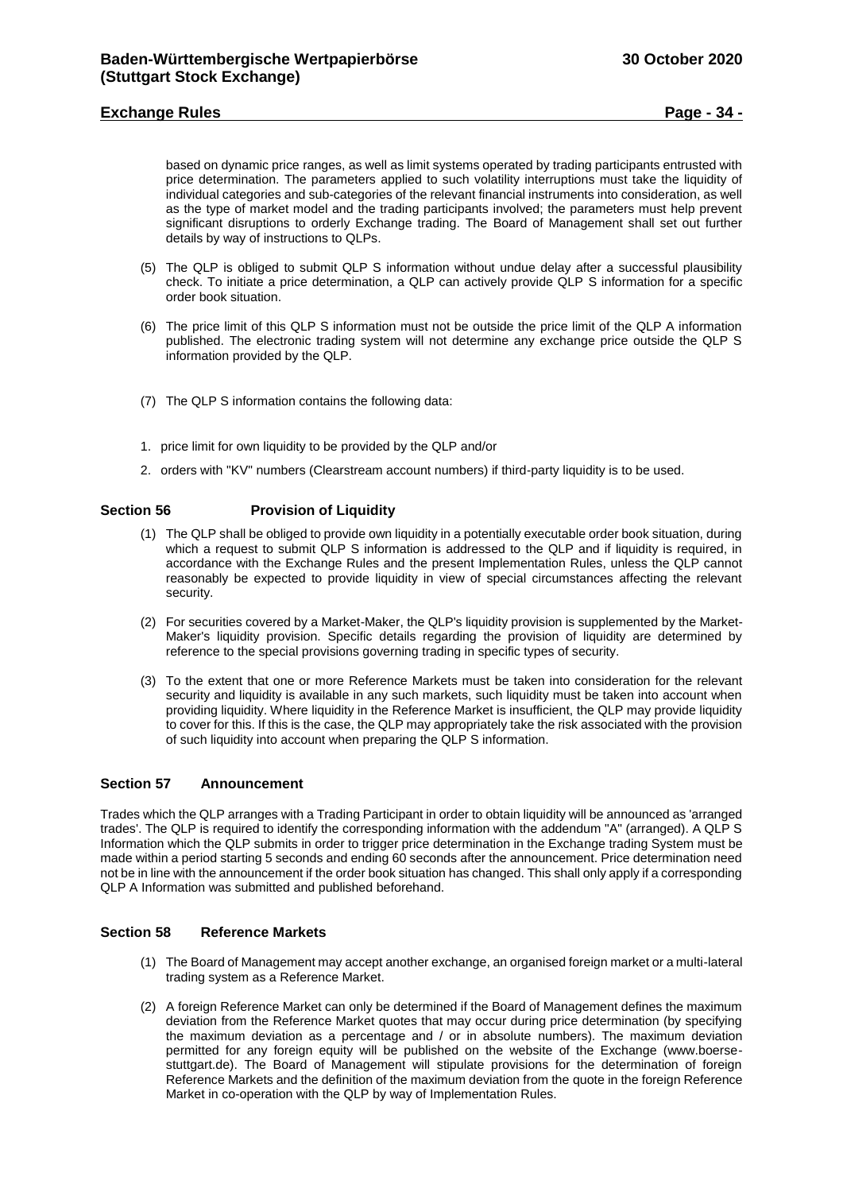based on dynamic price ranges, as well as limit systems operated by trading participants entrusted with price determination. The parameters applied to such volatility interruptions must take the liquidity of individual categories and sub-categories of the relevant financial instruments into consideration, as well as the type of market model and the trading participants involved; the parameters must help prevent significant disruptions to orderly Exchange trading. The Board of Management shall set out further details by way of instructions to QLPs.

(5) The QLP is obliged to submit QLP S information without undue delay after a successful plausibility check. To initiate a price determination, a QLP can actively provide QLP S information for a specific order book situation.

(6) The price limit of this QLP S information must not be outside the price limit of the QLP A information published. The electronic trading system will not determine any exchange price outside the QLP S information provided by the QLP.

(7) The QLP S information contains the following data:

1. price limit for own liquidity to be provided by the QLP and/or
2. orders with "KV" numbers (Clearstream account numbers) if third-party liquidity is to be used.

## Section 56 Provision of Liquidity

(1) The QLP shall be obliged to provide own liquidity in a potentially executable order book situation, during which a request to submit QLP S information is addressed to the QLP and if liquidity is required, in accordance with the Exchange Rules and the present Implementation Rules, unless the QLP cannot reasonably be expected to provide liquidity in view of special circumstances affecting the relevant security.

(2) For securities covered by a Market-Maker, the QLP's liquidity provision is supplemented by the Market-Maker's liquidity provision. Specific details regarding the provision of liquidity are determined by reference to the special provisions governing trading in specific types of security.

(3) To the extent that one or more Reference Markets must be taken into consideration for the relevant security and liquidity is available in any such markets, such liquidity must be taken into account when providing liquidity. Where liquidity in the Reference Market is insufficient, the QLP may provide liquidity to cover for this. If this is the case, the QLP may appropriately take the risk associated with the provision of such liquidity into account when preparing the QLP S information.

## Section 57 Announcement

Trades which the QLP arranges with a Trading Participant in order to obtain liquidity will be announced as 'arranged trades'. The QLP is required to identify the corresponding information with the addendum "A" (arranged). A QLP S Information which the QLP submits in order to trigger price determination in the Exchange trading System must be made within a period starting 5 seconds and ending 60 seconds after the announcement. Price determination need not be in line with the announcement if the order book situation has changed. This shall only apply if a corresponding QLP A Information was submitted and published beforehand.

## Section 58 Reference Markets

(1) The Board of Management may accept another exchange, an organised foreign market or a multi-lateral trading system as a Reference Market.

(2) A foreign Reference Market can only be determined if the Board of Management defines the maximum deviation from the Reference Market quotes that may occur during price determination (by specifying the maximum deviation as a percentage and / or in absolute numbers). The maximum deviation permitted for any foreign equity will be published on the website of the Exchange (www.boerse-stuttgart.de). The Board of Management will stipulate provisions for the determination of foreign Reference Markets and the definition of the maximum deviation from the quote in the foreign Reference Market in co-operation with the QLP by way of Implementation Rules.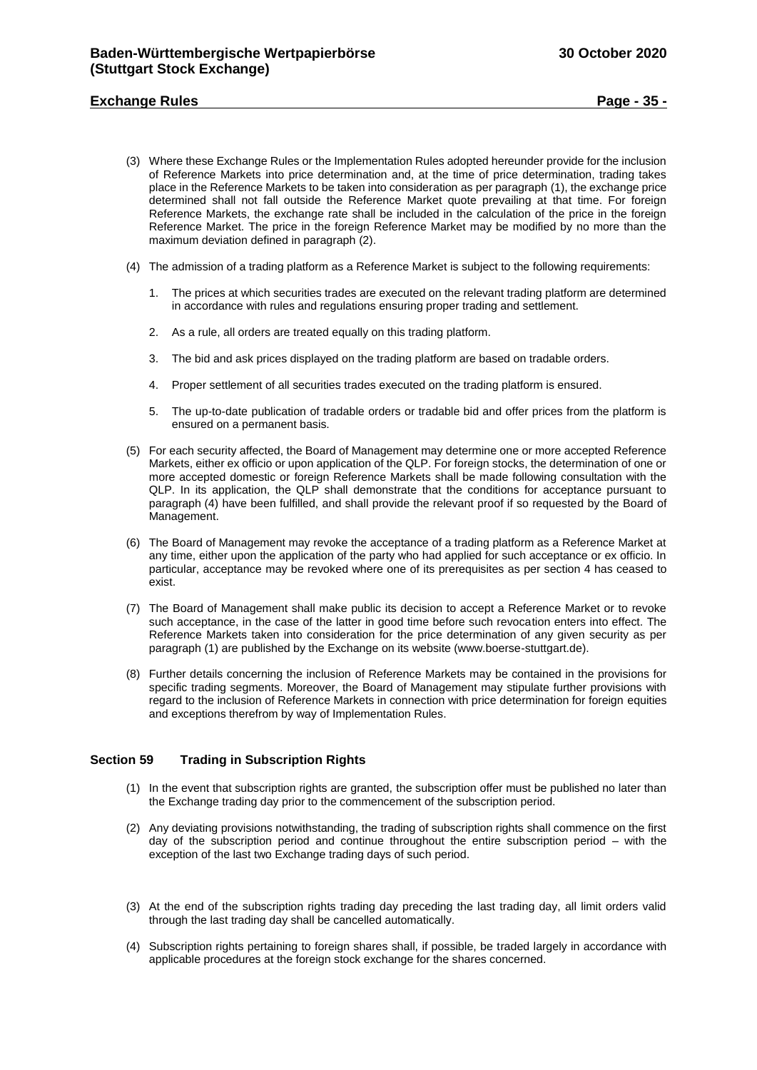(3) Where these Exchange Rules or the Implementation Rules adopted hereunder provide for the inclusion of Reference Markets into price determination and, at the time of price determination, trading takes place in the Reference Markets to be taken into consideration as per paragraph (1), the exchange price determined shall not fall outside the Reference Market quote prevailing at that time. For foreign Reference Markets, the exchange rate shall be included in the calculation of the price in the foreign Reference Market. The price in the foreign Reference Market may be modified by no more than the maximum deviation defined in paragraph (2).

(4) The admission of a trading platform as a Reference Market is subject to the following requirements:

1. The prices at which securities trades are executed on the relevant trading platform are determined in accordance with rules and regulations ensuring proper trading and settlement.

2. As a rule, all orders are treated equally on this trading platform.

3. The bid and ask prices displayed on the trading platform are based on tradable orders.

4. Proper settlement of all securities trades executed on the trading platform is ensured.

5. The up-to-date publication of tradable orders or tradable bid and offer prices from the platform is ensured on a permanent basis.

(5) For each security affected, the Board of Management may determine one or more accepted Reference Markets, either ex officio or upon application of the QLP. For foreign stocks, the determination of one or more accepted domestic or foreign Reference Markets shall be made following consultation with the QLP. In its application, the QLP shall demonstrate that the conditions for acceptance pursuant to paragraph (4) have been fulfilled, and shall provide the relevant proof if so requested by the Board of Management.

(6) The Board of Management may revoke the acceptance of a trading platform as a Reference Market at any time, either upon the application of the party who had applied for such acceptance or ex officio. In particular, acceptance may be revoked where one of its prerequisites as per section 4 has ceased to exist.

(7) The Board of Management shall make public its decision to accept a Reference Market or to revoke such acceptance, in the case of the latter in good time before such revocation enters into effect. The Reference Markets taken into consideration for the price determination of any given security as per paragraph (1) are published by the Exchange on its website (www.boerse-stuttgart.de).

(8) Further details concerning the inclusion of Reference Markets may be contained in the provisions for specific trading segments. Moreover, the Board of Management may stipulate further provisions with regard to the inclusion of Reference Markets in connection with price determination for foreign equities and exceptions therefrom by way of Implementation Rules.

### Section 59 Trading in Subscription Rights

(1) In the event that subscription rights are granted, the subscription offer must be published no later than the Exchange trading day prior to the commencement of the subscription period.

(2) Any deviating provisions notwithstanding, the trading of subscription rights shall commence on the first day of the subscription period and continue throughout the entire subscription period – with the exception of the last two Exchange trading days of such period.

(3) At the end of the subscription rights trading day preceding the last trading day, all limit orders valid through the last trading day shall be cancelled automatically.

(4) Subscription rights pertaining to foreign shares shall, if possible, be traded largely in accordance with applicable procedures at the foreign stock exchange for the shares concerned.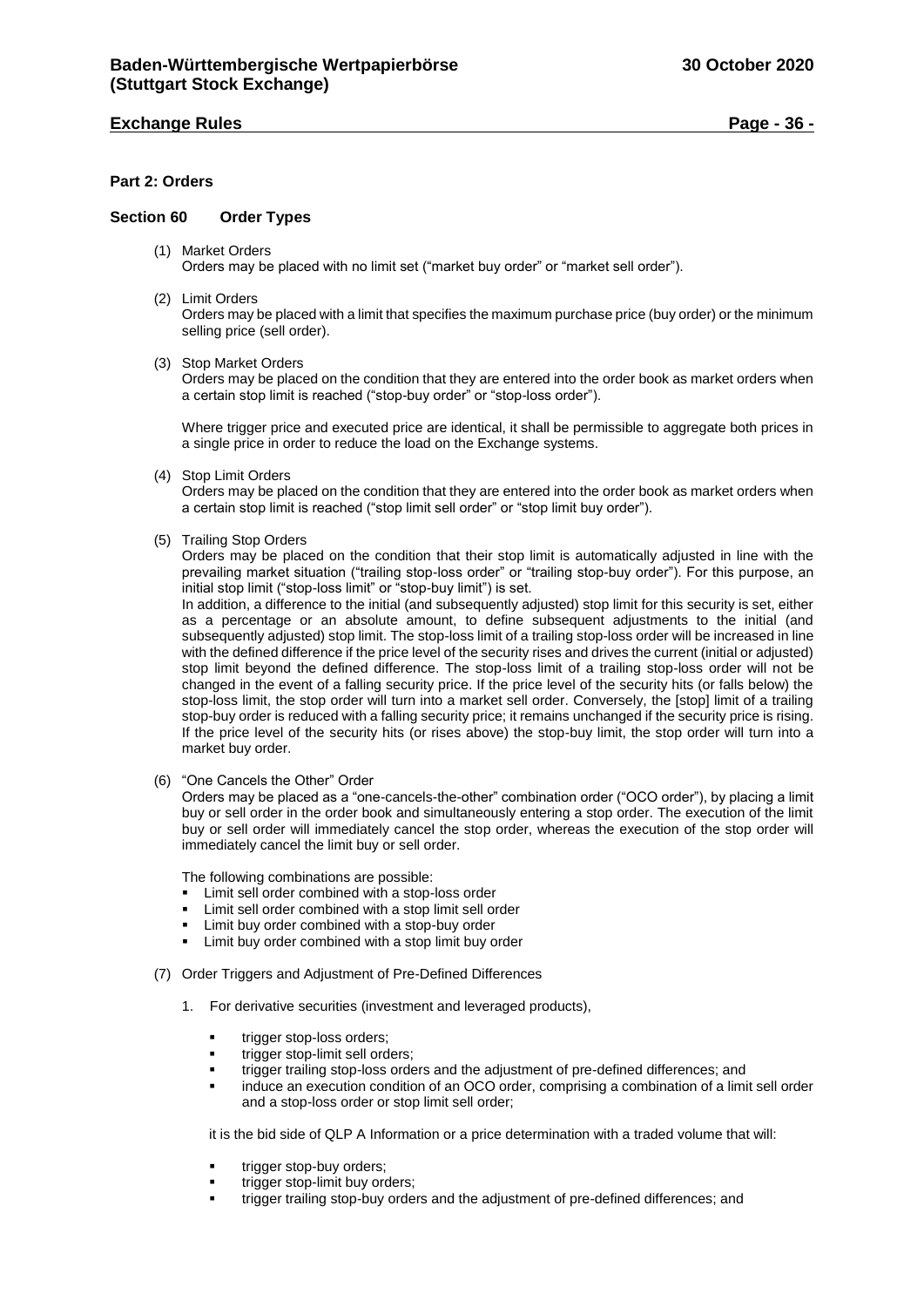**Part 2: Orders**

**Section 60 Order Types**

(1) Market Orders
Orders may be placed with no limit set ("market buy order" or "market sell order").

(2) Limit Orders
Orders may be placed with a limit that specifies the maximum purchase price (buy order) or the minimum selling price (sell order).

(3) Stop Market Orders
Orders may be placed on the condition that they are entered into the order book as market orders when a certain stop limit is reached ("stop-buy order" or "stop-loss order").

Where trigger price and executed price are identical, it shall be permissible to aggregate both prices in a single price in order to reduce the load on the Exchange systems.

(4) Stop Limit Orders
Orders may be placed on the condition that they are entered into the order book as market orders when a certain stop limit is reached ("stop limit sell order" or "stop limit buy order").

(5) Trailing Stop Orders
Orders may be placed on the condition that their stop limit is automatically adjusted in line with the prevailing market situation ("trailing stop-loss order" or "trailing stop-buy order"). For this purpose, an initial stop limit ("stop-loss limit" or "stop-buy limit") is set.
In addition, a difference to the initial (and subsequently adjusted) stop limit for this security is set, either as a percentage or an absolute amount, to define subsequent adjustments to the initial (and subsequently adjusted) stop limit. The stop-loss limit of a trailing stop-loss order will be increased in line with the defined difference if the price level of the security rises and drives the current (initial or adjusted) stop limit beyond the defined difference. The stop-loss limit of a trailing stop-loss order will not be changed in the event of a falling security price. If the price level of the security hits (or falls below) the stop-loss limit, the stop order will turn into a market sell order. Conversely, the [stop] limit of a trailing stop-buy order is reduced with a falling security price; it remains unchanged if the security price is rising. If the price level of the security hits (or rises above) the stop-buy limit, the stop order will turn into a market buy order.

(6) "One Cancels the Other" Order
Orders may be placed as a "one-cancels-the-other" combination order ("OCO order"), by placing a limit buy or sell order in the order book and simultaneously entering a stop order. The execution of the limit buy or sell order will immediately cancel the stop order, whereas the execution of the stop order will immediately cancel the limit buy or sell order.

The following combinations are possible:

- Limit sell order combined with a stop-loss order
- Limit sell order combined with a stop limit sell order
- Limit buy order combined with a stop-buy order
- Limit buy order combined with a stop limit buy order

(7) Order Triggers and Adjustment of Pre-Defined Differences

1. For derivative securities (investment and leveraged products),

   - trigger stop-loss orders;
   - trigger stop-limit sell orders;
   - trigger trailing stop-loss orders and the adjustment of pre-defined differences; and
   - induce an execution condition of an OCO order, comprising a combination of a limit sell order and a stop-loss order or stop limit sell order;

   it is the bid side of QLP A Information or a price determination with a traded volume that will:

   - trigger stop-buy orders;
   - trigger stop-limit buy orders;
   - trigger trailing stop-buy orders and the adjustment of pre-defined differences; and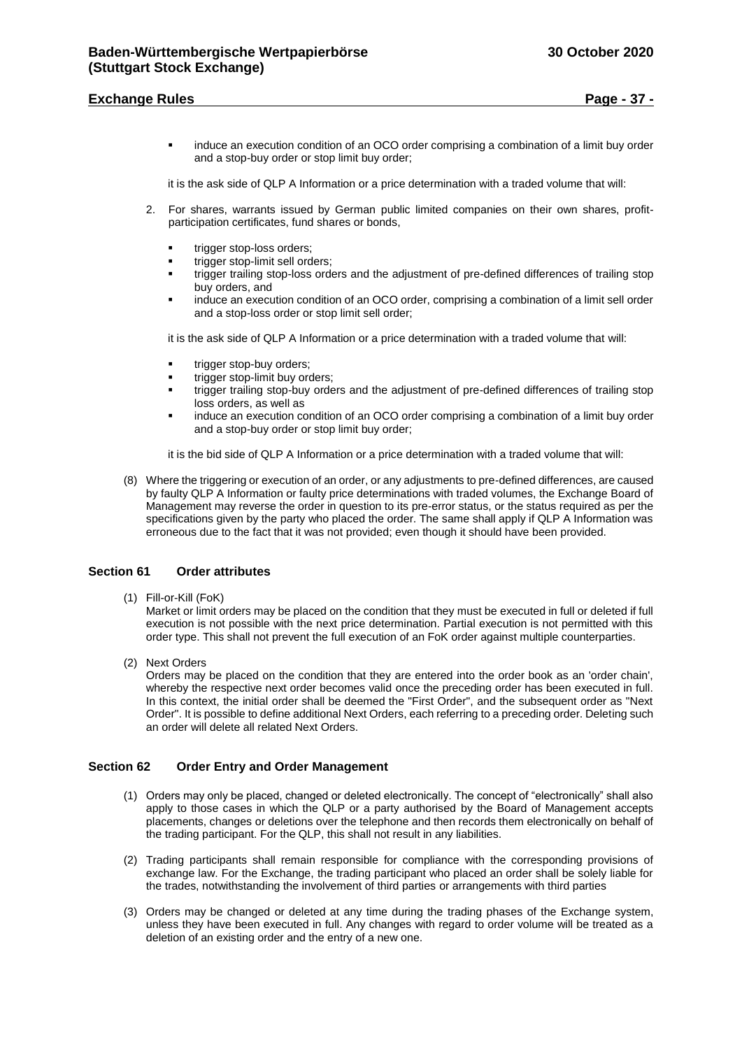- induce an execution condition of an OCO order comprising a combination of a limit buy order and a stop-buy order or stop limit buy order;

it is the ask side of QLP A Information or a price determination with a traded volume that will:

2. For shares, warrants issued by German public limited companies on their own shares, profit-participation certificates, fund shares or bonds,

   - trigger stop-loss orders;
   - trigger stop-limit sell orders;
   - trigger trailing stop-loss orders and the adjustment of pre-defined differences of trailing stop buy orders, and
   - induce an execution condition of an OCO order, comprising a combination of a limit sell order and a stop-loss order or stop limit sell order;

   it is the ask side of QLP A Information or a price determination with a traded volume that will:

   - trigger stop-buy orders;
   - trigger stop-limit buy orders;
   - trigger trailing stop-buy orders and the adjustment of pre-defined differences of trailing stop loss orders, as well as
   - induce an execution condition of an OCO order comprising a combination of a limit buy order and a stop-buy order or stop limit buy order;

   it is the bid side of QLP A Information or a price determination with a traded volume that will:

(8) Where the triggering or execution of an order, or any adjustments to pre-defined differences, are caused by faulty QLP A Information or faulty price determinations with traded volumes, the Exchange Board of Management may reverse the order in question to its pre-error status, or the status required as per the specifications given by the party who placed the order. The same shall apply if QLP A Information was erroneous due to the fact that it was not provided; even though it should have been provided.

## Section 61 Order attributes

(1) Fill-or-Kill (FoK)
Market or limit orders may be placed on the condition that they must be executed in full or deleted if full execution is not possible with the next price determination. Partial execution is not permitted with this order type. This shall not prevent the full execution of an FoK order against multiple counterparties.

(2) Next Orders
Orders may be placed on the condition that they are entered into the order book as an 'order chain', whereby the respective next order becomes valid once the preceding order has been executed in full. In this context, the initial order shall be deemed the "First Order", and the subsequent order as "Next Order". It is possible to define additional Next Orders, each referring to a preceding order. Deleting such an order will delete all related Next Orders.

## Section 62 Order Entry and Order Management

(1) Orders may only be placed, changed or deleted electronically. The concept of "electronically" shall also apply to those cases in which the QLP or a party authorised by the Board of Management accepts placements, changes or deletions over the telephone and then records them electronically on behalf of the trading participant. For the QLP, this shall not result in any liabilities.

(2) Trading participants shall remain responsible for compliance with the corresponding provisions of exchange law. For the Exchange, the trading participant who placed an order shall be solely liable for the trades, notwithstanding the involvement of third parties or arrangements with third parties

(3) Orders may be changed or deleted at any time during the trading phases of the Exchange system, unless they have been executed in full. Any changes with regard to order volume will be treated as a deletion of an existing order and the entry of a new one.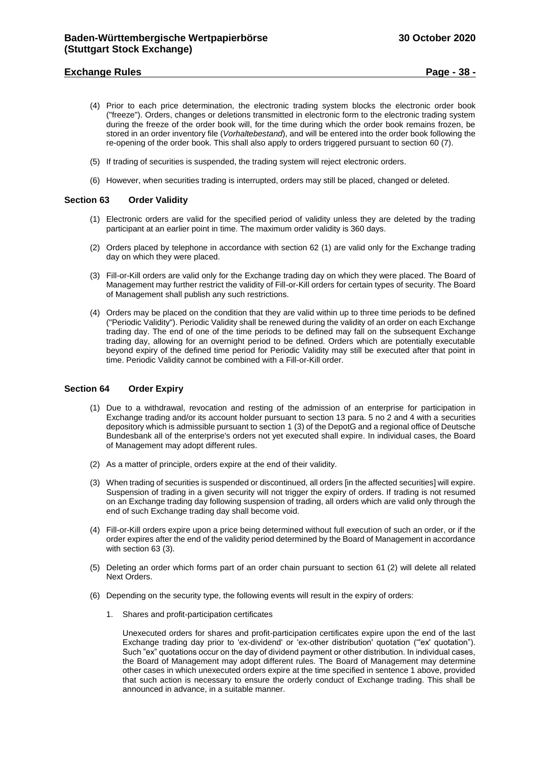(4) Prior to each price determination, the electronic trading system blocks the electronic order book ("freeze"). Orders, changes or deletions transmitted in electronic form to the electronic trading system during the freeze of the order book will, for the time during which the order book remains frozen, be stored in an order inventory file (*Vorhaltebestand*), and will be entered into the order book following the re-opening of the order book. This shall also apply to orders triggered pursuant to section 60 (7).

(5) If trading of securities is suspended, the trading system will reject electronic orders.

(6) However, when securities trading is interrupted, orders may still be placed, changed or deleted.

### Section 63 Order Validity

(1) Electronic orders are valid for the specified period of validity unless they are deleted by the trading participant at an earlier point in time. The maximum order validity is 360 days.

(2) Orders placed by telephone in accordance with section 62 (1) are valid only for the Exchange trading day on which they were placed.

(3) Fill-or-Kill orders are valid only for the Exchange trading day on which they were placed. The Board of Management may further restrict the validity of Fill-or-Kill orders for certain types of security. The Board of Management shall publish any such restrictions.

(4) Orders may be placed on the condition that they are valid within up to three time periods to be defined ("Periodic Validity"). Periodic Validity shall be renewed during the validity of an order on each Exchange trading day. The end of one of the time periods to be defined may fall on the subsequent Exchange trading day, allowing for an overnight period to be defined. Orders which are potentially executable beyond expiry of the defined time period for Periodic Validity may still be executed after that point in time. Periodic Validity cannot be combined with a Fill-or-Kill order.

### Section 64 Order Expiry

(1) Due to a withdrawal, revocation and resting of the admission of an enterprise for participation in Exchange trading and/or its account holder pursuant to section 13 para. 5 no 2 and 4 with a securities depository which is admissible pursuant to section 1 (3) of the DepotG and a regional office of Deutsche Bundesbank all of the enterprise's orders not yet executed shall expire. In individual cases, the Board of Management may adopt different rules.

(2) As a matter of principle, orders expire at the end of their validity.

(3) When trading of securities is suspended or discontinued, all orders [in the affected securities] will expire. Suspension of trading in a given security will not trigger the expiry of orders. If trading is not resumed on an Exchange trading day following suspension of trading, all orders which are valid only through the end of such Exchange trading day shall become void.

(4) Fill-or-Kill orders expire upon a price being determined without full execution of such an order, or if the order expires after the end of the validity period determined by the Board of Management in accordance with section 63 (3).

(5) Deleting an order which forms part of an order chain pursuant to section 61 (2) will delete all related Next Orders.

(6) Depending on the security type, the following events will result in the expiry of orders:

1. Shares and profit-participation certificates

   Unexecuted orders for shares and profit-participation certificates expire upon the end of the last Exchange trading day prior to 'ex-dividend' or 'ex-other distribution' quotation ("'ex' quotation"). Such "ex" quotations occur on the day of dividend payment or other distribution. In individual cases, the Board of Management may adopt different rules. The Board of Management may determine other cases in which unexecuted orders expire at the time specified in sentence 1 above, provided that such action is necessary to ensure the orderly conduct of Exchange trading. This shall be announced in advance, in a suitable manner.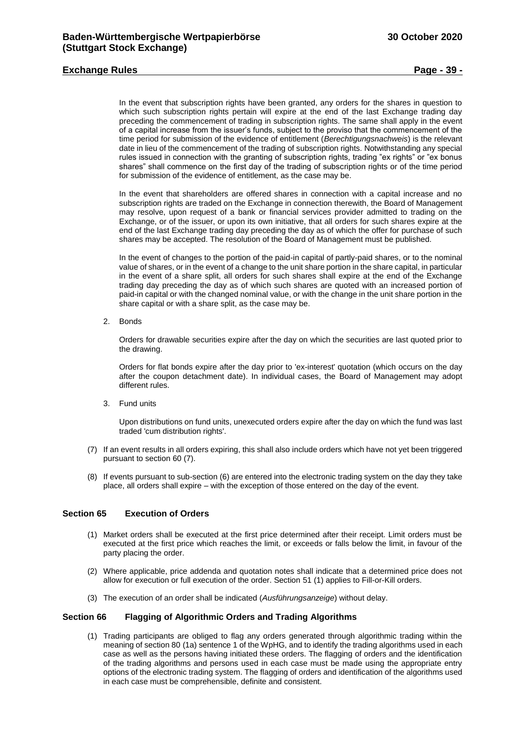In the event that subscription rights have been granted, any orders for the shares in question to which such subscription rights pertain will expire at the end of the last Exchange trading day preceding the commencement of trading in subscription rights. The same shall apply in the event of a capital increase from the issuer's funds, subject to the proviso that the commencement of the time period for submission of the evidence of entitlement (*Berechtigungsnachweis*) is the relevant date in lieu of the commencement of the trading of subscription rights. Notwithstanding any special rules issued in connection with the granting of subscription rights, trading "ex rights" or "ex bonus shares" shall commence on the first day of the trading of subscription rights or of the time period for submission of the evidence of entitlement, as the case may be.

In the event that shareholders are offered shares in connection with a capital increase and no subscription rights are traded on the Exchange in connection therewith, the Board of Management may resolve, upon request of a bank or financial services provider admitted to trading on the Exchange, or of the issuer, or upon its own initiative, that all orders for such shares expire at the end of the last Exchange trading day preceding the day as of which the offer for purchase of such shares may be accepted. The resolution of the Board of Management must be published.

In the event of changes to the portion of the paid-in capital of partly-paid shares, or to the nominal value of shares, or in the event of a change to the unit share portion in the share capital, in particular in the event of a share split, all orders for such shares shall expire at the end of the Exchange trading day preceding the day as of which such shares are quoted with an increased portion of paid-in capital or with the changed nominal value, or with the change in the unit share portion in the share capital or with a share split, as the case may be.

2. Bonds

   Orders for drawable securities expire after the day on which the securities are last quoted prior to the drawing.

   Orders for flat bonds expire after the day prior to 'ex-interest' quotation (which occurs on the day after the coupon detachment date). In individual cases, the Board of Management may adopt different rules.

3. Fund units

   Upon distributions on fund units, unexecuted orders expire after the day on which the fund was last traded 'cum distribution rights'.

(7) If an event results in all orders expiring, this shall also include orders which have not yet been triggered pursuant to section 60 (7).

(8) If events pursuant to sub-section (6) are entered into the electronic trading system on the day they take place, all orders shall expire – with the exception of those entered on the day of the event.

## Section 65 Execution of Orders

(1) Market orders shall be executed at the first price determined after their receipt. Limit orders must be executed at the first price which reaches the limit, or exceeds or falls below the limit, in favour of the party placing the order.

(2) Where applicable, price addenda and quotation notes shall indicate that a determined price does not allow for execution or full execution of the order. Section 51 (1) applies to Fill-or-Kill orders.

(3) The execution of an order shall be indicated (*Ausführungsanzeige*) without delay.

## Section 66 Flagging of Algorithmic Orders and Trading Algorithms

(1) Trading participants are obliged to flag any orders generated through algorithmic trading within the meaning of section 80 (1a) sentence 1 of the WpHG, and to identify the trading algorithms used in each case as well as the persons having initiated these orders. The flagging of orders and the identification of the trading algorithms and persons used in each case must be made using the appropriate entry options of the electronic trading system. The flagging of orders and identification of the algorithms used in each case must be comprehensible, definite and consistent.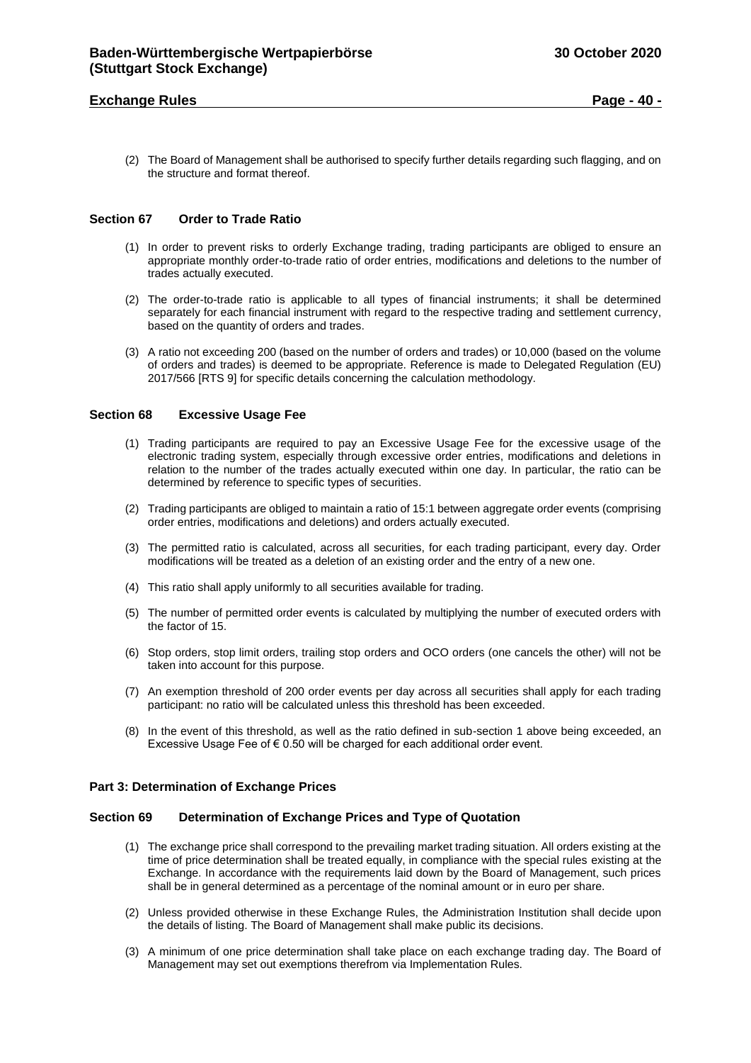(2) The Board of Management shall be authorised to specify further details regarding such flagging, and on the structure and format thereof.

### Section 67 Order to Trade Ratio

(1) In order to prevent risks to orderly Exchange trading, trading participants are obliged to ensure an appropriate monthly order-to-trade ratio of order entries, modifications and deletions to the number of trades actually executed.

(2) The order-to-trade ratio is applicable to all types of financial instruments; it shall be determined separately for each financial instrument with regard to the respective trading and settlement currency, based on the quantity of orders and trades.

(3) A ratio not exceeding 200 (based on the number of orders and trades) or 10,000 (based on the volume of orders and trades) is deemed to be appropriate. Reference is made to Delegated Regulation (EU) 2017/566 [RTS 9] for specific details concerning the calculation methodology.

### Section 68 Excessive Usage Fee

(1) Trading participants are required to pay an Excessive Usage Fee for the excessive usage of the electronic trading system, especially through excessive order entries, modifications and deletions in relation to the number of the trades actually executed within one day. In particular, the ratio can be determined by reference to specific types of securities.

(2) Trading participants are obliged to maintain a ratio of 15:1 between aggregate order events (comprising order entries, modifications and deletions) and orders actually executed.

(3) The permitted ratio is calculated, across all securities, for each trading participant, every day. Order modifications will be treated as a deletion of an existing order and the entry of a new one.

(4) This ratio shall apply uniformly to all securities available for trading.

(5) The number of permitted order events is calculated by multiplying the number of executed orders with the factor of 15.

(6) Stop orders, stop limit orders, trailing stop orders and OCO orders (one cancels the other) will not be taken into account for this purpose.

(7) An exemption threshold of 200 order events per day across all securities shall apply for each trading participant: no ratio will be calculated unless this threshold has been exceeded.

(8) In the event of this threshold, as well as the ratio defined in sub-section 1 above being exceeded, an Excessive Usage Fee of € 0.50 will be charged for each additional order event.

## Part 3: Determination of Exchange Prices

### Section 69 Determination of Exchange Prices and Type of Quotation

(1) The exchange price shall correspond to the prevailing market trading situation. All orders existing at the time of price determination shall be treated equally, in compliance with the special rules existing at the Exchange. In accordance with the requirements laid down by the Board of Management, such prices shall be in general determined as a percentage of the nominal amount or in euro per share.

(2) Unless provided otherwise in these Exchange Rules, the Administration Institution shall decide upon the details of listing. The Board of Management shall make public its decisions.

(3) A minimum of one price determination shall take place on each exchange trading day. The Board of Management may set out exemptions therefrom via Implementation Rules.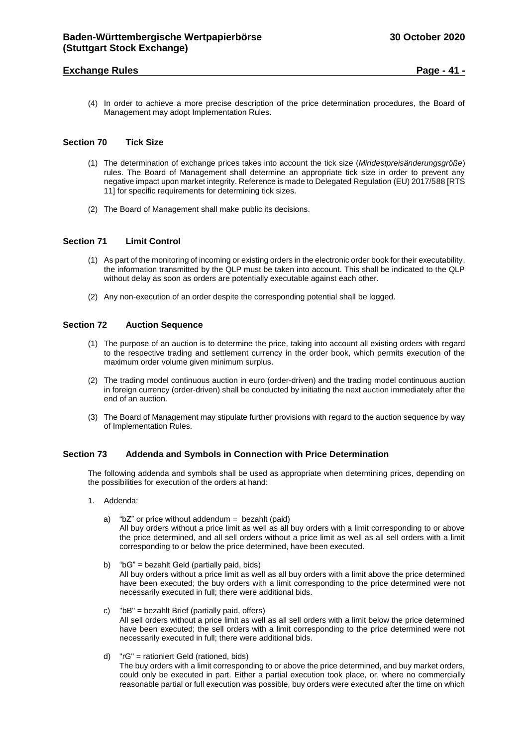(4) In order to achieve a more precise description of the price determination procedures, the Board of Management may adopt Implementation Rules.

### Section 70 Tick Size

(1) The determination of exchange prices takes into account the tick size (*Mindestpreisänderungsgröße*) rules. The Board of Management shall determine an appropriate tick size in order to prevent any negative impact upon market integrity. Reference is made to Delegated Regulation (EU) 2017/588 [RTS 11] for specific requirements for determining tick sizes.

(2) The Board of Management shall make public its decisions.

### Section 71 Limit Control

(1) As part of the monitoring of incoming or existing orders in the electronic order book for their executability, the information transmitted by the QLP must be taken into account. This shall be indicated to the QLP without delay as soon as orders are potentially executable against each other.

(2) Any non-execution of an order despite the corresponding potential shall be logged.

### Section 72 Auction Sequence

(1) The purpose of an auction is to determine the price, taking into account all existing orders with regard to the respective trading and settlement currency in the order book, which permits execution of the maximum order volume given minimum surplus.

(2) The trading model continuous auction in euro (order-driven) and the trading model continuous auction in foreign currency (order-driven) shall be conducted by initiating the next auction immediately after the end of an auction.

(3) The Board of Management may stipulate further provisions with regard to the auction sequence by way of Implementation Rules.

### Section 73 Addenda and Symbols in Connection with Price Determination

The following addenda and symbols shall be used as appropriate when determining prices, depending on the possibilities for execution of the orders at hand:

1. Addenda:

   a) "bZ" or price without addendum = bezahlt (paid)
   All buy orders without a price limit as well as all buy orders with a limit corresponding to or above the price determined, and all sell orders without a price limit as well as all sell orders with a limit corresponding to or below the price determined, have been executed.

   b) "bG" = bezahlt Geld (partially paid, bids)
   All buy orders without a price limit as well as all buy orders with a limit above the price determined have been executed; the buy orders with a limit corresponding to the price determined were not necessarily executed in full; there were additional bids.

   c) "bB" = bezahlt Brief (partially paid, offers)
   All sell orders without a price limit as well as all sell orders with a limit below the price determined have been executed; the sell orders with a limit corresponding to the price determined were not necessarily executed in full; there were additional bids.

   d) "rG" = rationiert Geld (rationed, bids)
   The buy orders with a limit corresponding to or above the price determined, and buy market orders, could only be executed in part. Either a partial execution took place, or, where no commercially reasonable partial or full execution was possible, buy orders were executed after the time on which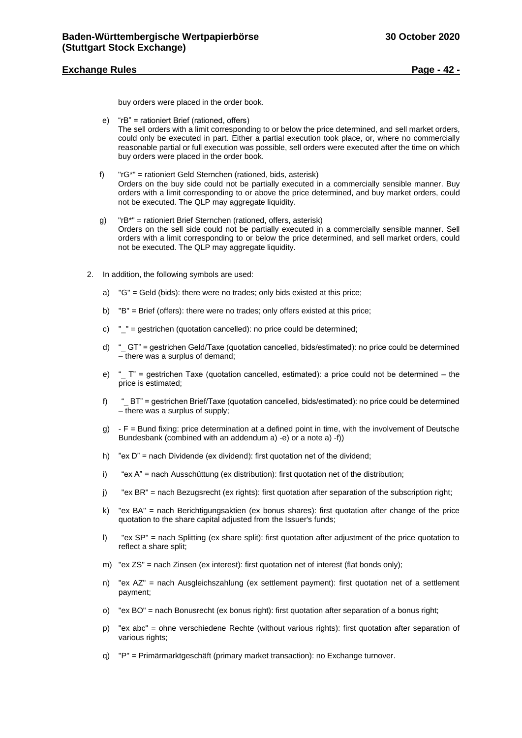buy orders were placed in the order book.

e) “rB” = rationiert Brief (rationed, offers)
The sell orders with a limit corresponding to or below the price determined, and sell market orders, could only be executed in part. Either a partial execution took place, or, where no commercially reasonable partial or full execution was possible, sell orders were executed after the time on which buy orders were placed in the order book.

f) "rG*" = rationiert Geld Sternchen (rationed, bids, asterisk)
Orders on the buy side could not be partially executed in a commercially sensible manner. Buy orders with a limit corresponding to or above the price determined, and buy market orders, could not be executed. The QLP may aggregate liquidity.

g) "rB*" = rationiert Brief Sternchen (rationed, offers, asterisk)
Orders on the sell side could not be partially executed in a commercially sensible manner. Sell orders with a limit corresponding to or below the price determined, and sell market orders, could not be executed. The QLP may aggregate liquidity.

2. In addition, the following symbols are used:

   a) "G" = Geld (bids): there were no trades; only bids existed at this price;

   b) "B" = Brief (offers): there were no trades; only offers existed at this price;

   c) "_" = gestrichen (quotation cancelled): no price could be determined;

   d) “_ GT” = gestrichen Geld/Taxe (quotation cancelled, bids/estimated): no price could be determined – there was a surplus of demand;

   e) “_ T” = gestrichen Taxe (quotation cancelled, estimated): a price could not be determined – the price is estimated;

   f) “_ BT” = gestrichen Brief/Taxe (quotation cancelled, bids/estimated): no price could be determined – there was a surplus of supply;

   g) - F = Bund fixing: price determination at a defined point in time, with the involvement of Deutsche Bundesbank (combined with an addendum a) -e) or a note a) -f))

   h) ”ex D” = nach Dividende (ex dividend): first quotation net of the dividend;

   i) “ex A” = nach Ausschüttung (ex distribution): first quotation net of the distribution;

   j) "ex BR" = nach Bezugsrecht (ex rights): first quotation after separation of the subscription right;

   k) "ex BA" = nach Berichtigungsaktien (ex bonus shares): first quotation after change of the price quotation to the share capital adjusted from the Issuer's funds;

   l) "ex SP" = nach Splitting (ex share split): first quotation after adjustment of the price quotation to reflect a share split;

   m) "ex ZS" = nach Zinsen (ex interest): first quotation net of interest (flat bonds only);

   n) "ex AZ" = nach Ausgleichszahlung (ex settlement payment): first quotation net of a settlement payment;

   o) "ex BO" = nach Bonusrecht (ex bonus right): first quotation after separation of a bonus right;

   p) "ex abc" = ohne verschiedene Rechte (without various rights): first quotation after separation of various rights;

   q) "P" = Primärmarktgeschäft (primary market transaction): no Exchange turnover.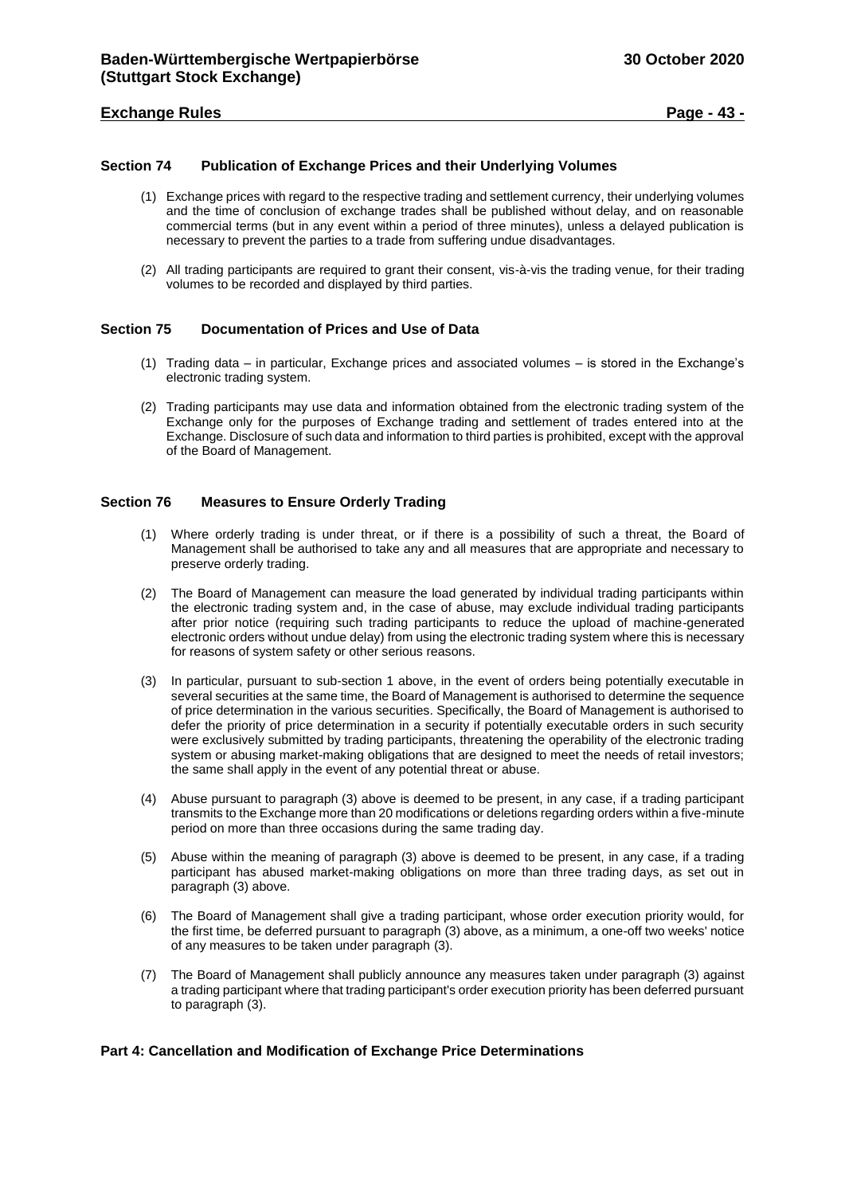### Section 74 Publication of Exchange Prices and their Underlying Volumes

(1) Exchange prices with regard to the respective trading and settlement currency, their underlying volumes and the time of conclusion of exchange trades shall be published without delay, and on reasonable commercial terms (but in any event within a period of three minutes), unless a delayed publication is necessary to prevent the parties to a trade from suffering undue disadvantages.

(2) All trading participants are required to grant their consent, vis-à-vis the trading venue, for their trading volumes to be recorded and displayed by third parties.

### Section 75 Documentation of Prices and Use of Data

(1) Trading data – in particular, Exchange prices and associated volumes – is stored in the Exchange's electronic trading system.

(2) Trading participants may use data and information obtained from the electronic trading system of the Exchange only for the purposes of Exchange trading and settlement of trades entered into at the Exchange. Disclosure of such data and information to third parties is prohibited, except with the approval of the Board of Management.

### Section 76 Measures to Ensure Orderly Trading

(1) Where orderly trading is under threat, or if there is a possibility of such a threat, the Board of Management shall be authorised to take any and all measures that are appropriate and necessary to preserve orderly trading.

(2) The Board of Management can measure the load generated by individual trading participants within the electronic trading system and, in the case of abuse, may exclude individual trading participants after prior notice (requiring such trading participants to reduce the upload of machine-generated electronic orders without undue delay) from using the electronic trading system where this is necessary for reasons of system safety or other serious reasons.

(3) In particular, pursuant to sub-section 1 above, in the event of orders being potentially executable in several securities at the same time, the Board of Management is authorised to determine the sequence of price determination in the various securities. Specifically, the Board of Management is authorised to defer the priority of price determination in a security if potentially executable orders in such security were exclusively submitted by trading participants, threatening the operability of the electronic trading system or abusing market-making obligations that are designed to meet the needs of retail investors; the same shall apply in the event of any potential threat or abuse.

(4) Abuse pursuant to paragraph (3) above is deemed to be present, in any case, if a trading participant transmits to the Exchange more than 20 modifications or deletions regarding orders within a five-minute period on more than three occasions during the same trading day.

(5) Abuse within the meaning of paragraph (3) above is deemed to be present, in any case, if a trading participant has abused market-making obligations on more than three trading days, as set out in paragraph (3) above.

(6) The Board of Management shall give a trading participant, whose order execution priority would, for the first time, be deferred pursuant to paragraph (3) above, as a minimum, a one-off two weeks' notice of any measures to be taken under paragraph (3).

(7) The Board of Management shall publicly announce any measures taken under paragraph (3) against a trading participant where that trading participant's order execution priority has been deferred pursuant to paragraph (3).

## Part 4: Cancellation and Modification of Exchange Price Determinations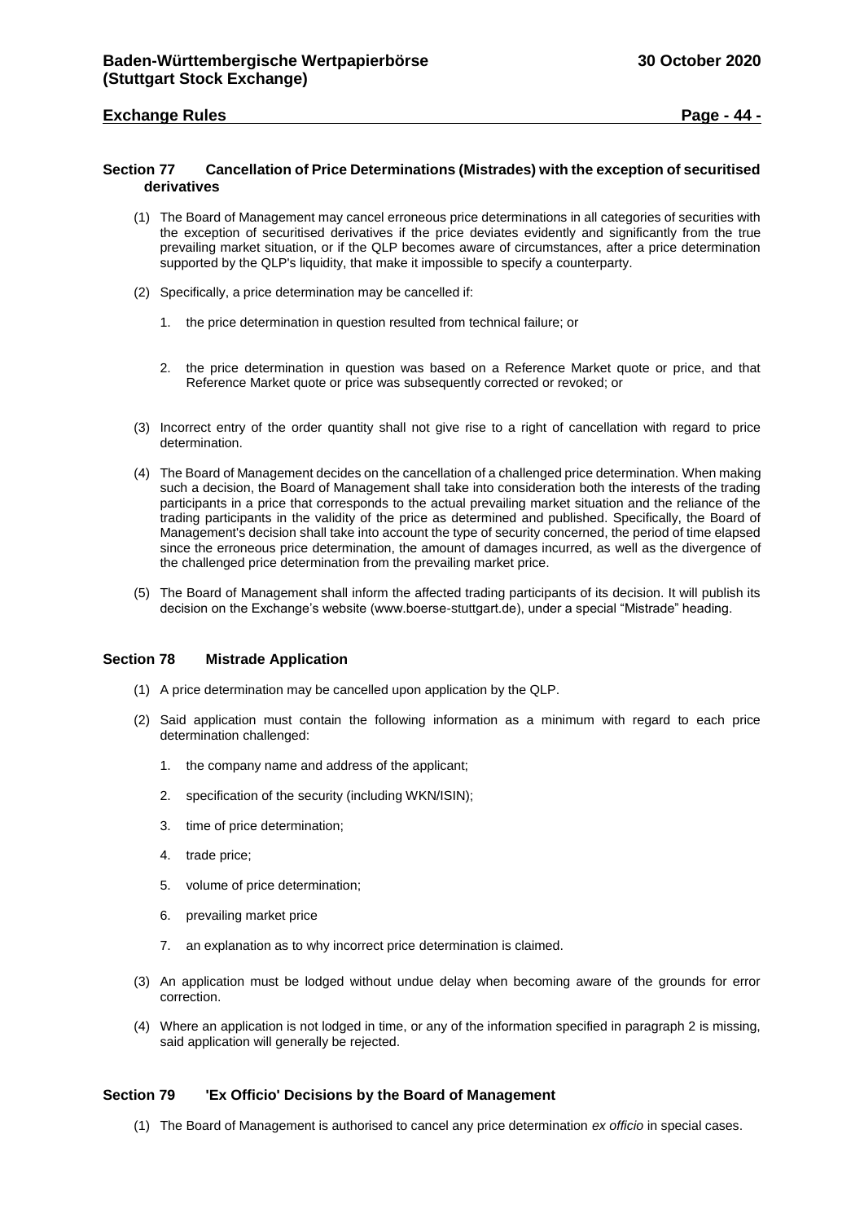### Section 77 Cancellation of Price Determinations (Mistrades) with the exception of securitised derivatives

(1) The Board of Management may cancel erroneous price determinations in all categories of securities with the exception of securitised derivatives if the price deviates evidently and significantly from the true prevailing market situation, or if the QLP becomes aware of circumstances, after a price determination supported by the QLP's liquidity, that make it impossible to specify a counterparty.

(2) Specifically, a price determination may be cancelled if:

1. the price determination in question resulted from technical failure; or

2. the price determination in question was based on a Reference Market quote or price, and that Reference Market quote or price was subsequently corrected or revoked; or

(3) Incorrect entry of the order quantity shall not give rise to a right of cancellation with regard to price determination.

(4) The Board of Management decides on the cancellation of a challenged price determination. When making such a decision, the Board of Management shall take into consideration both the interests of the trading participants in a price that corresponds to the actual prevailing market situation and the reliance of the trading participants in the validity of the price as determined and published. Specifically, the Board of Management's decision shall take into account the type of security concerned, the period of time elapsed since the erroneous price determination, the amount of damages incurred, as well as the divergence of the challenged price determination from the prevailing market price.

(5) The Board of Management shall inform the affected trading participants of its decision. It will publish its decision on the Exchange's website (www.boerse-stuttgart.de), under a special "Mistrade" heading.

### Section 78 Mistrade Application

(1) A price determination may be cancelled upon application by the QLP.

(2) Said application must contain the following information as a minimum with regard to each price determination challenged:

1. the company name and address of the applicant;

2. specification of the security (including WKN/ISIN);

3. time of price determination;

4. trade price;

5. volume of price determination;

6. prevailing market price

7. an explanation as to why incorrect price determination is claimed.

(3) An application must be lodged without undue delay when becoming aware of the grounds for error correction.

(4) Where an application is not lodged in time, or any of the information specified in paragraph 2 is missing, said application will generally be rejected.

### Section 79 'Ex Officio' Decisions by the Board of Management

(1) The Board of Management is authorised to cancel any price determination *ex officio* in special cases.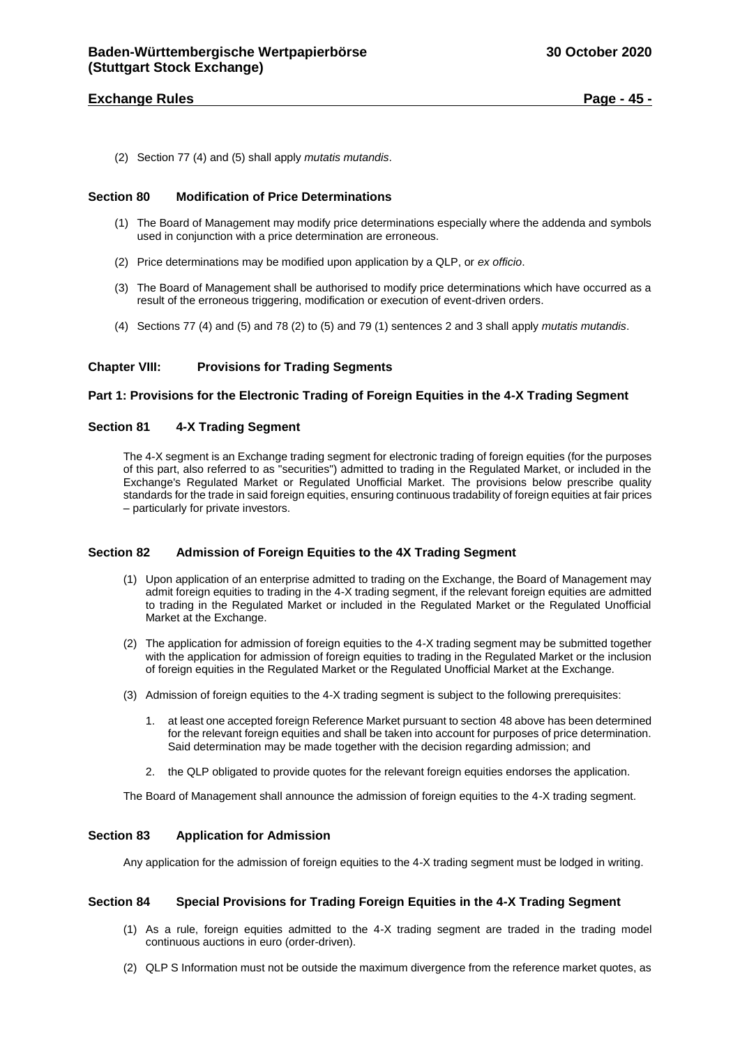(2) Section 77 (4) and (5) shall apply *mutatis mutandis*.

### Section 80 Modification of Price Determinations

(1) The Board of Management may modify price determinations especially where the addenda and symbols used in conjunction with a price determination are erroneous.

(2) Price determinations may be modified upon application by a QLP, or *ex officio*.

(3) The Board of Management shall be authorised to modify price determinations which have occurred as a result of the erroneous triggering, modification or execution of event-driven orders.

(4) Sections 77 (4) and (5) and 78 (2) to (5) and 79 (1) sentences 2 and 3 shall apply *mutatis mutandis*.

## Chapter VIII: Provisions for Trading Segments

### Part 1: Provisions for the Electronic Trading of Foreign Equities in the 4-X Trading Segment

### Section 81 4-X Trading Segment

The 4-X segment is an Exchange trading segment for electronic trading of foreign equities (for the purposes of this part, also referred to as "securities") admitted to trading in the Regulated Market, or included in the Exchange's Regulated Market or Regulated Unofficial Market. The provisions below prescribe quality standards for the trade in said foreign equities, ensuring continuous tradability of foreign equities at fair prices – particularly for private investors.

### Section 82 Admission of Foreign Equities to the 4X Trading Segment

(1) Upon application of an enterprise admitted to trading on the Exchange, the Board of Management may admit foreign equities to trading in the 4-X trading segment, if the relevant foreign equities are admitted to trading in the Regulated Market or included in the Regulated Market or the Regulated Unofficial Market at the Exchange.

(2) The application for admission of foreign equities to the 4-X trading segment may be submitted together with the application for admission of foreign equities to trading in the Regulated Market or the inclusion of foreign equities in the Regulated Market or the Regulated Unofficial Market at the Exchange.

(3) Admission of foreign equities to the 4-X trading segment is subject to the following prerequisites:

1. at least one accepted foreign Reference Market pursuant to section 48 above has been determined for the relevant foreign equities and shall be taken into account for purposes of price determination. Said determination may be made together with the decision regarding admission; and
2. the QLP obligated to provide quotes for the relevant foreign equities endorses the application.

The Board of Management shall announce the admission of foreign equities to the 4-X trading segment.

### Section 83 Application for Admission

Any application for the admission of foreign equities to the 4-X trading segment must be lodged in writing.

### Section 84 Special Provisions for Trading Foreign Equities in the 4-X Trading Segment

(1) As a rule, foreign equities admitted to the 4-X trading segment are traded in the trading model continuous auctions in euro (order-driven).

(2) QLP S Information must not be outside the maximum divergence from the reference market quotes, as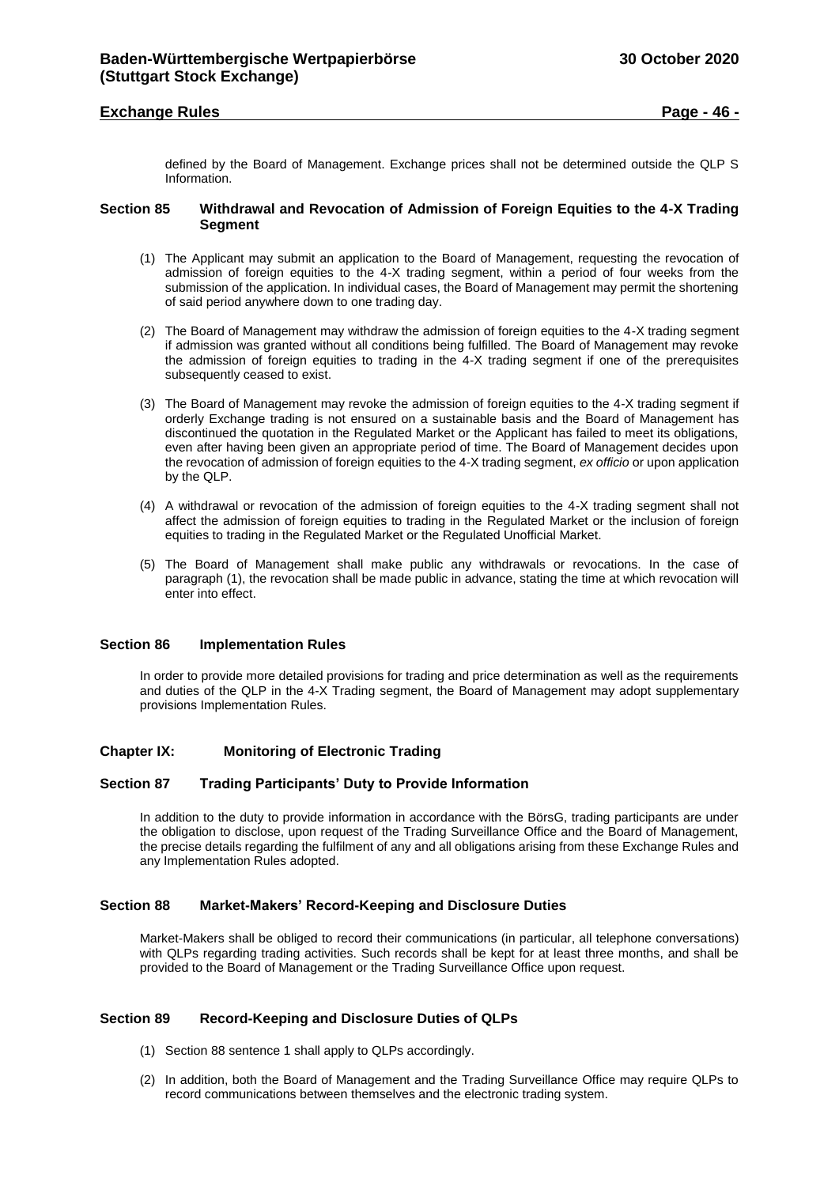defined by the Board of Management. Exchange prices shall not be determined outside the QLP S Information.

### Section 85 Withdrawal and Revocation of Admission of Foreign Equities to the 4-X Trading Segment

(1) The Applicant may submit an application to the Board of Management, requesting the revocation of admission of foreign equities to the 4-X trading segment, within a period of four weeks from the submission of the application. In individual cases, the Board of Management may permit the shortening of said period anywhere down to one trading day.

(2) The Board of Management may withdraw the admission of foreign equities to the 4-X trading segment if admission was granted without all conditions being fulfilled. The Board of Management may revoke the admission of foreign equities to trading in the 4-X trading segment if one of the prerequisites subsequently ceased to exist.

(3) The Board of Management may revoke the admission of foreign equities to the 4-X trading segment if orderly Exchange trading is not ensured on a sustainable basis and the Board of Management has discontinued the quotation in the Regulated Market or the Applicant has failed to meet its obligations, even after having been given an appropriate period of time. The Board of Management decides upon the revocation of admission of foreign equities to the 4-X trading segment, *ex officio* or upon application by the QLP.

(4) A withdrawal or revocation of the admission of foreign equities to the 4-X trading segment shall not affect the admission of foreign equities to trading in the Regulated Market or the inclusion of foreign equities to trading in the Regulated Market or the Regulated Unofficial Market.

(5) The Board of Management shall make public any withdrawals or revocations. In the case of paragraph (1), the revocation shall be made public in advance, stating the time at which revocation will enter into effect.

### Section 86 Implementation Rules

In order to provide more detailed provisions for trading and price determination as well as the requirements and duties of the QLP in the 4-X Trading segment, the Board of Management may adopt supplementary provisions Implementation Rules.

## Chapter IX: Monitoring of Electronic Trading

### Section 87 Trading Participants' Duty to Provide Information

In addition to the duty to provide information in accordance with the BörsG, trading participants are under the obligation to disclose, upon request of the Trading Surveillance Office and the Board of Management, the precise details regarding the fulfilment of any and all obligations arising from these Exchange Rules and any Implementation Rules adopted.

### Section 88 Market-Makers' Record-Keeping and Disclosure Duties

Market-Makers shall be obliged to record their communications (in particular, all telephone conversations) with QLPs regarding trading activities. Such records shall be kept for at least three months, and shall be provided to the Board of Management or the Trading Surveillance Office upon request.

### Section 89 Record-Keeping and Disclosure Duties of QLPs

(1) Section 88 sentence 1 shall apply to QLPs accordingly.

(2) In addition, both the Board of Management and the Trading Surveillance Office may require QLPs to record communications between themselves and the electronic trading system.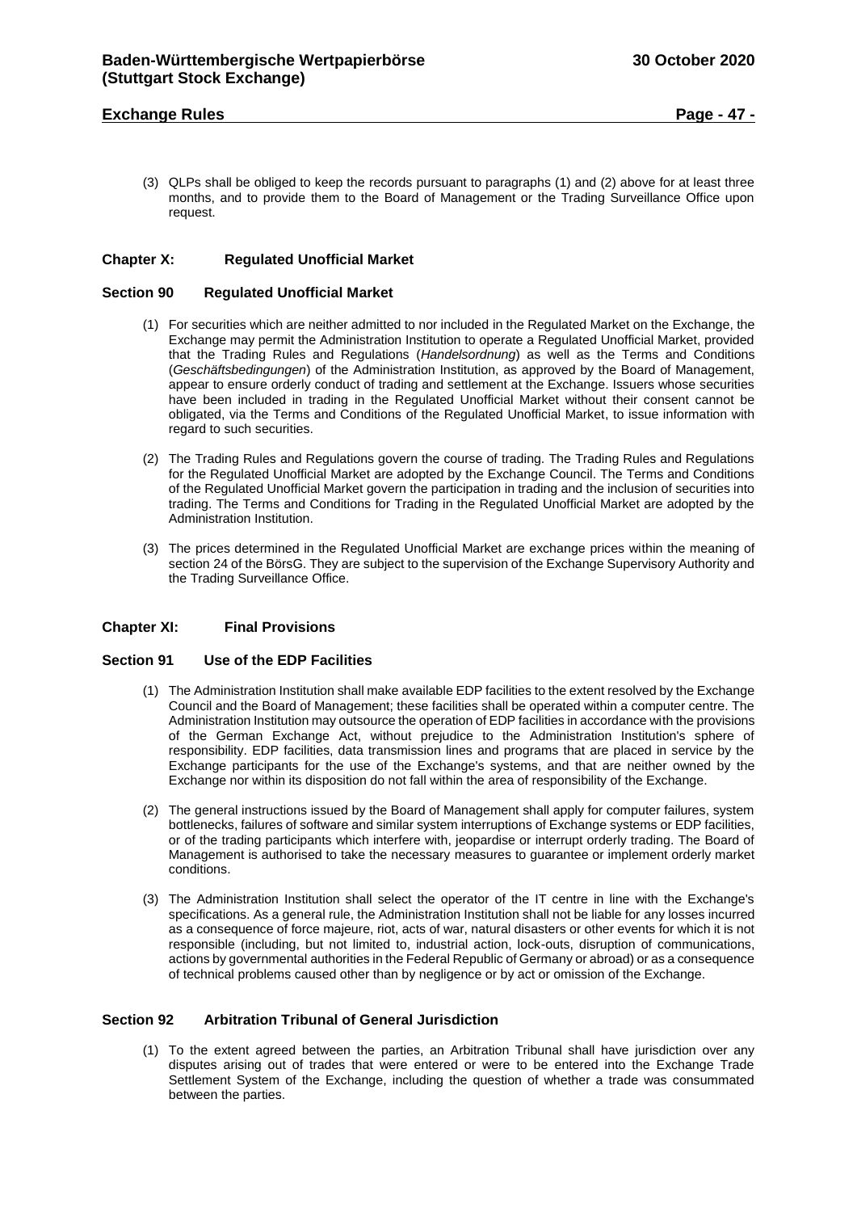(3) QLPs shall be obliged to keep the records pursuant to paragraphs (1) and (2) above for at least three months, and to provide them to the Board of Management or the Trading Surveillance Office upon request.

## Chapter X: Regulated Unofficial Market

### Section 90 Regulated Unofficial Market

(1) For securities which are neither admitted to nor included in the Regulated Market on the Exchange, the Exchange may permit the Administration Institution to operate a Regulated Unofficial Market, provided that the Trading Rules and Regulations (*Handelsordnung*) as well as the Terms and Conditions (*Geschäftsbedingungen*) of the Administration Institution, as approved by the Board of Management, appear to ensure orderly conduct of trading and settlement at the Exchange. Issuers whose securities have been included in trading in the Regulated Unofficial Market without their consent cannot be obligated, via the Terms and Conditions of the Regulated Unofficial Market, to issue information with regard to such securities.

(2) The Trading Rules and Regulations govern the course of trading. The Trading Rules and Regulations for the Regulated Unofficial Market are adopted by the Exchange Council. The Terms and Conditions of the Regulated Unofficial Market govern the participation in trading and the inclusion of securities into trading. The Terms and Conditions for Trading in the Regulated Unofficial Market are adopted by the Administration Institution.

(3) The prices determined in the Regulated Unofficial Market are exchange prices within the meaning of section 24 of the BörsG. They are subject to the supervision of the Exchange Supervisory Authority and the Trading Surveillance Office.

## Chapter XI: Final Provisions

### Section 91 Use of the EDP Facilities

(1) The Administration Institution shall make available EDP facilities to the extent resolved by the Exchange Council and the Board of Management; these facilities shall be operated within a computer centre. The Administration Institution may outsource the operation of EDP facilities in accordance with the provisions of the German Exchange Act, without prejudice to the Administration Institution's sphere of responsibility. EDP facilities, data transmission lines and programs that are placed in service by the Exchange participants for the use of the Exchange's systems, and that are neither owned by the Exchange nor within its disposition do not fall within the area of responsibility of the Exchange.

(2) The general instructions issued by the Board of Management shall apply for computer failures, system bottlenecks, failures of software and similar system interruptions of Exchange systems or EDP facilities, or of the trading participants which interfere with, jeopardise or interrupt orderly trading. The Board of Management is authorised to take the necessary measures to guarantee or implement orderly market conditions.

(3) The Administration Institution shall select the operator of the IT centre in line with the Exchange's specifications. As a general rule, the Administration Institution shall not be liable for any losses incurred as a consequence of force majeure, riot, acts of war, natural disasters or other events for which it is not responsible (including, but not limited to, industrial action, lock-outs, disruption of communications, actions by governmental authorities in the Federal Republic of Germany or abroad) or as a consequence of technical problems caused other than by negligence or by act or omission of the Exchange.

### Section 92 Arbitration Tribunal of General Jurisdiction

(1) To the extent agreed between the parties, an Arbitration Tribunal shall have jurisdiction over any disputes arising out of trades that were entered or were to be entered into the Exchange Trade Settlement System of the Exchange, including the question of whether a trade was consummated between the parties.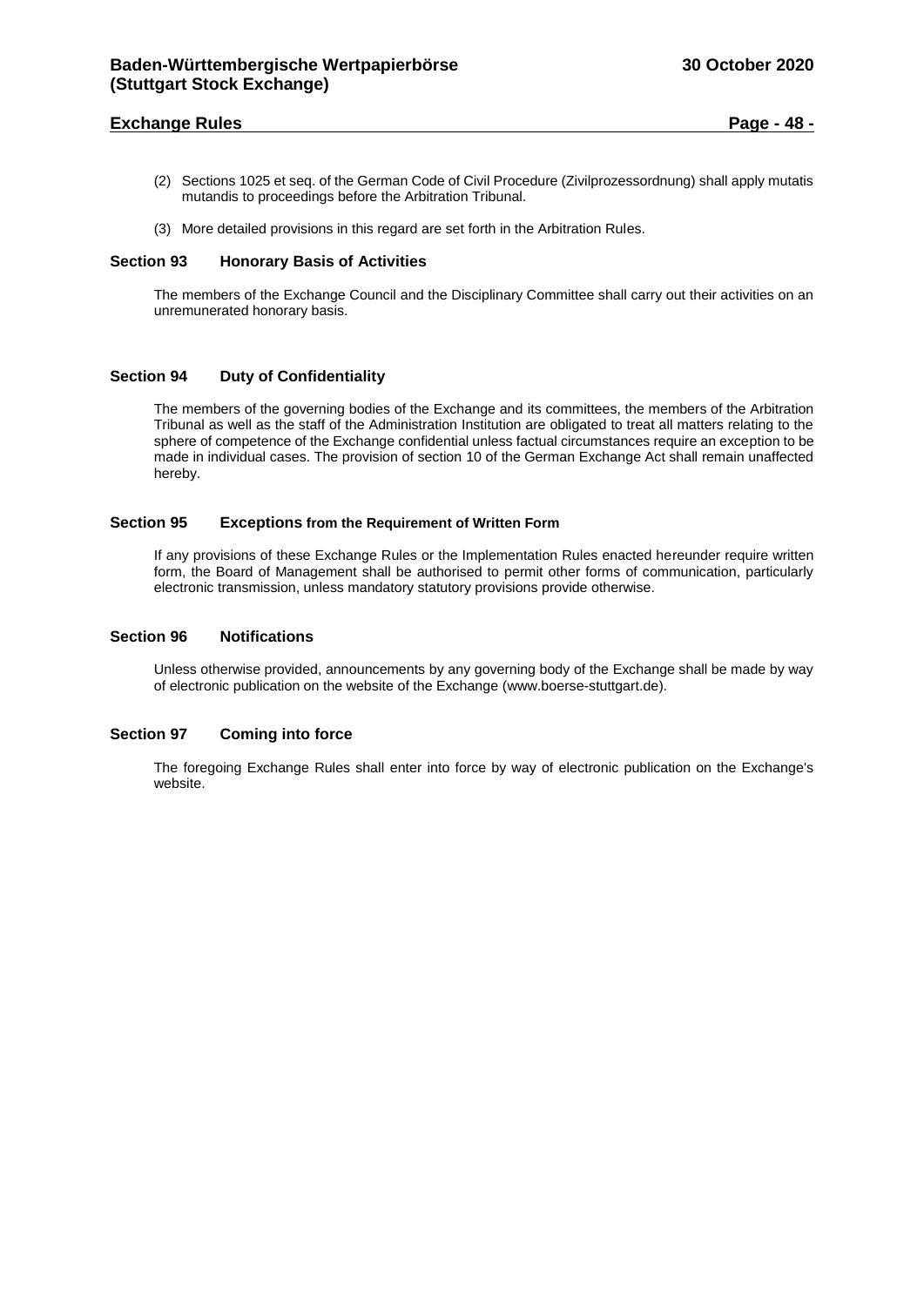(2) Sections 1025 et seq. of the German Code of Civil Procedure (Zivilprozessordnung) shall apply mutatis mutandis to proceedings before the Arbitration Tribunal.

(3) More detailed provisions in this regard are set forth in the Arbitration Rules.

### Section 93 Honorary Basis of Activities

The members of the Exchange Council and the Disciplinary Committee shall carry out their activities on an unremunerated honorary basis.

### Section 94 Duty of Confidentiality

The members of the governing bodies of the Exchange and its committees, the members of the Arbitration Tribunal as well as the staff of the Administration Institution are obligated to treat all matters relating to the sphere of competence of the Exchange confidential unless factual circumstances require an exception to be made in individual cases. The provision of section 10 of the German Exchange Act shall remain unaffected hereby.

### Section 95 Exceptions from the Requirement of Written Form

If any provisions of these Exchange Rules or the Implementation Rules enacted hereunder require written form, the Board of Management shall be authorised to permit other forms of communication, particularly electronic transmission, unless mandatory statutory provisions provide otherwise.

### Section 96 Notifications

Unless otherwise provided, announcements by any governing body of the Exchange shall be made by way of electronic publication on the website of the Exchange (www.boerse-stuttgart.de).

### Section 97 Coming into force

The foregoing Exchange Rules shall enter into force by way of electronic publication on the Exchange's website.